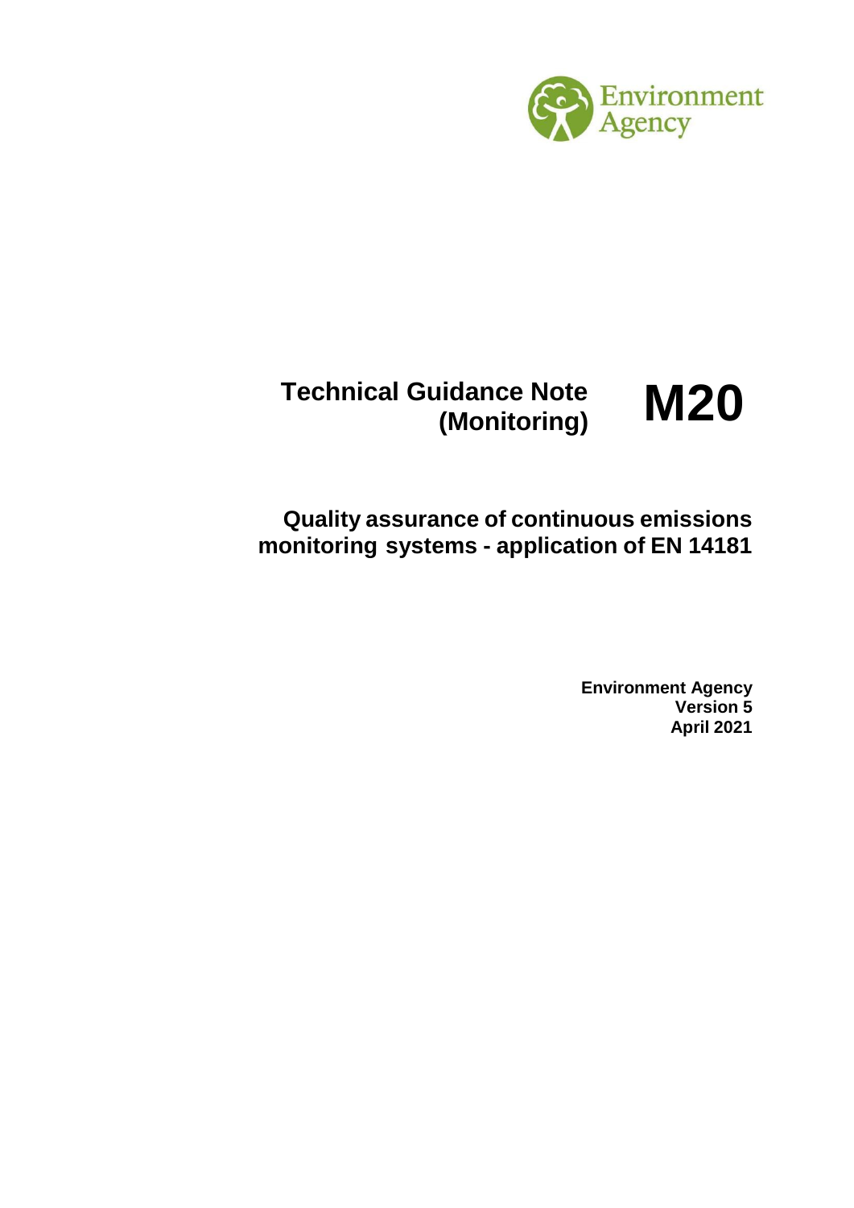Environment Agency

# Technical Guidance Note (Monitoring) M20

## Quality assurance of continuous emissions monitoring systems - application of EN 14181

**Environment Agency**
**Version 5**
**April 2021**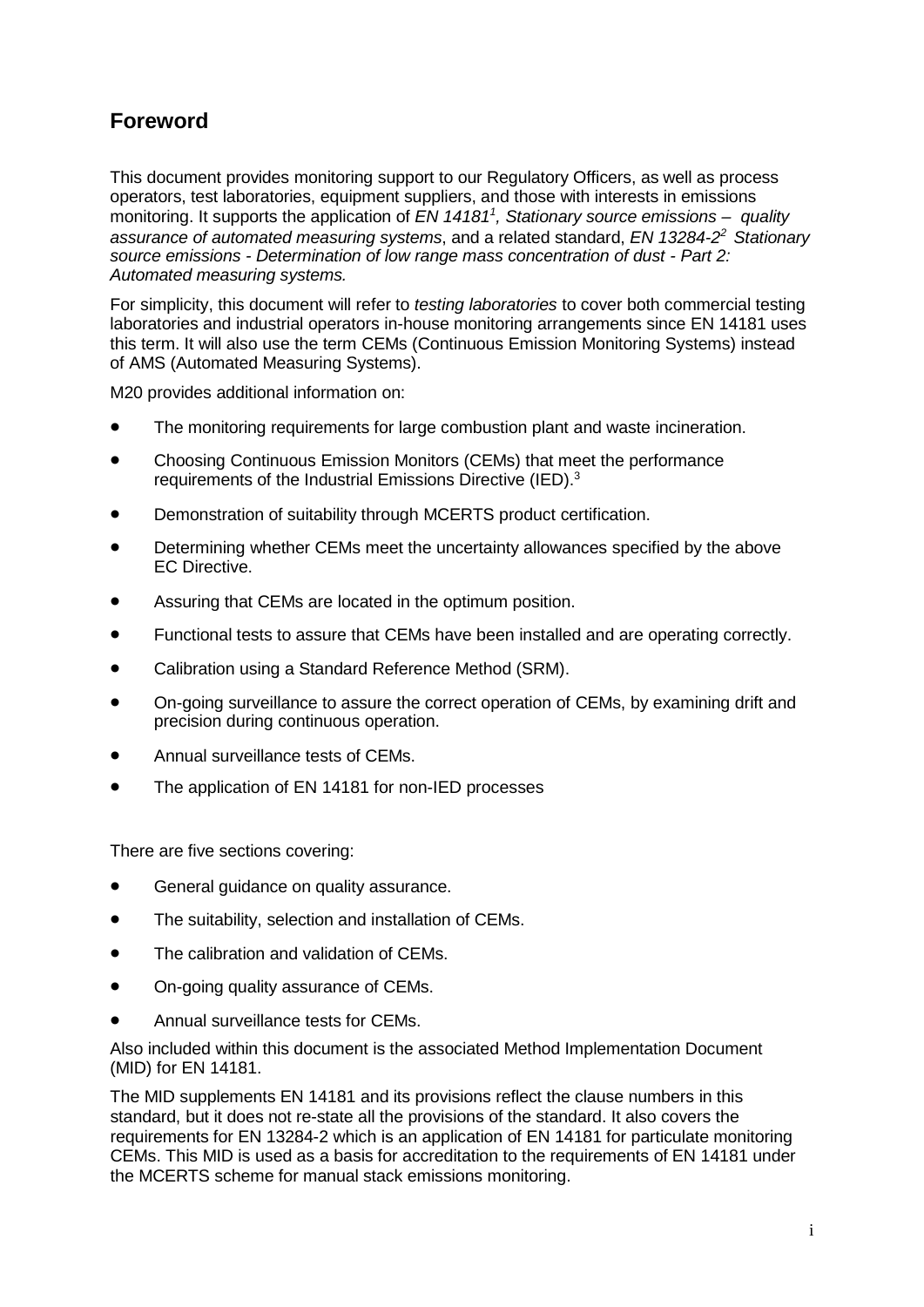## Foreword

This document provides monitoring support to our Regulatory Officers, as well as process operators, test laboratories, equipment suppliers, and those with interests in emissions monitoring. It supports the application of *EN 14181*[1]*, Stationary source emissions – quality assurance of automated measuring systems*, and a related standard, *EN 13284-2*[2] *Stationary source emissions - Determination of low range mass concentration of dust - Part 2: Automated measuring systems.*

For simplicity, this document will refer to *testing laboratories* to cover both commercial testing laboratories and industrial operators in-house monitoring arrangements since EN 14181 uses this term. It will also use the term CEMs (Continuous Emission Monitoring Systems) instead of AMS (Automated Measuring Systems).

M20 provides additional information on:

- The monitoring requirements for large combustion plant and waste incineration.
- Choosing Continuous Emission Monitors (CEMs) that meet the performance requirements of the Industrial Emissions Directive (IED).[3]
- Demonstration of suitability through MCERTS product certification.
- Determining whether CEMs meet the uncertainty allowances specified by the above EC Directive.
- Assuring that CEMs are located in the optimum position.
- Functional tests to assure that CEMs have been installed and are operating correctly.
- Calibration using a Standard Reference Method (SRM).
- On-going surveillance to assure the correct operation of CEMs, by examining drift and precision during continuous operation.
- Annual surveillance tests of CEMs.
- The application of EN 14181 for non-IED processes

There are five sections covering:

- General guidance on quality assurance.
- The suitability, selection and installation of CEMs.
- The calibration and validation of CEMs.
- On-going quality assurance of CEMs.
- Annual surveillance tests for CEMs.

Also included within this document is the associated Method Implementation Document (MID) for EN 14181.

The MID supplements EN 14181 and its provisions reflect the clause numbers in this standard, but it does not re-state all the provisions of the standard. It also covers the requirements for EN 13284-2 which is an application of EN 14181 for particulate monitoring CEMs. This MID is used as a basis for accreditation to the requirements of EN 14181 under the MCERTS scheme for manual stack emissions monitoring.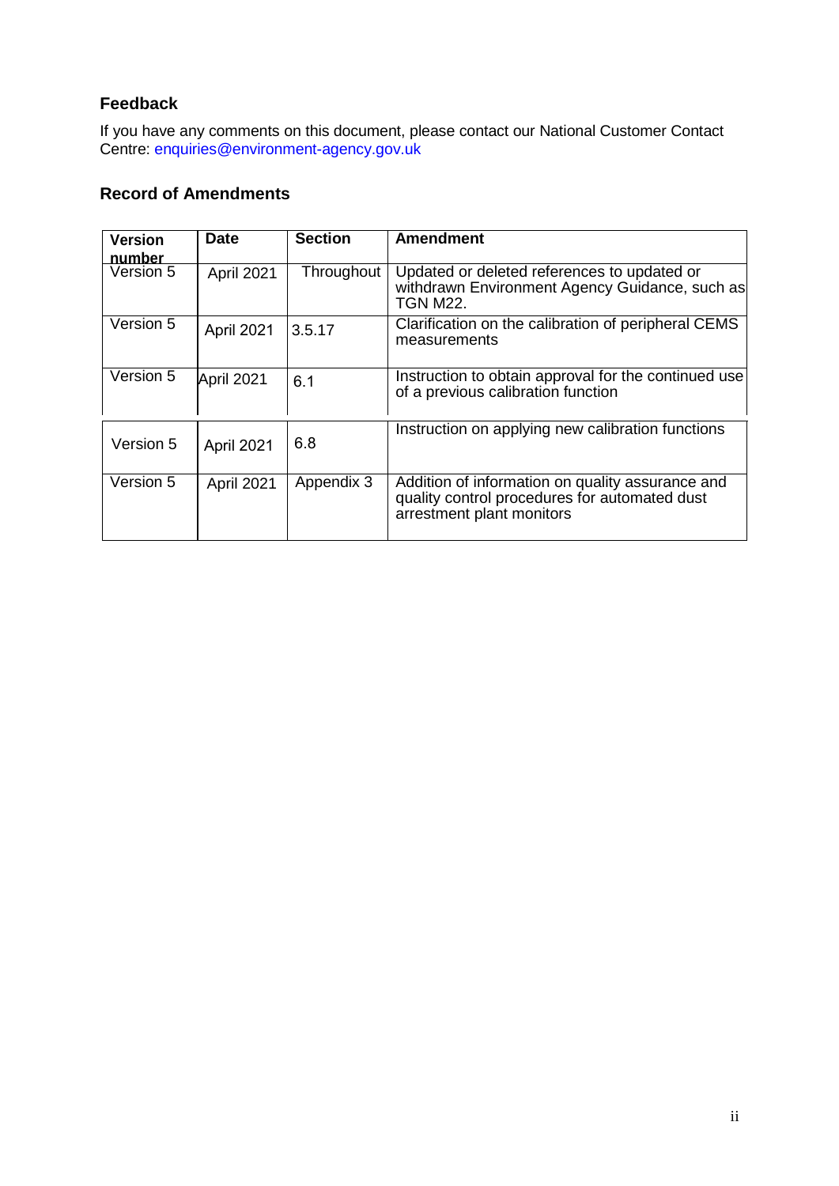## Feedback

If you have any comments on this document, please contact our National Customer Contact Centre: enquiries@environment-agency.gov.uk

## Record of Amendments

| Version number | Date | Section | Amendment |
|---|---|---|---|
| Version 5 | April 2021 | Throughout | Updated or deleted references to updated or withdrawn Environment Agency Guidance, such as TGN M22. |
| Version 5 | April 2021 | 3.5.17 | Clarification on the calibration of peripheral CEMS measurements |
| Version 5 | April 2021 | 6.1 | Instruction to obtain approval for the continued use of a previous calibration function |
| Version 5 | April 2021 | 6.8 | Instruction on applying new calibration functions |
| Version 5 | April 2021 | Appendix 3 | Addition of information on quality assurance and quality control procedures for automated dust arrestment plant monitors |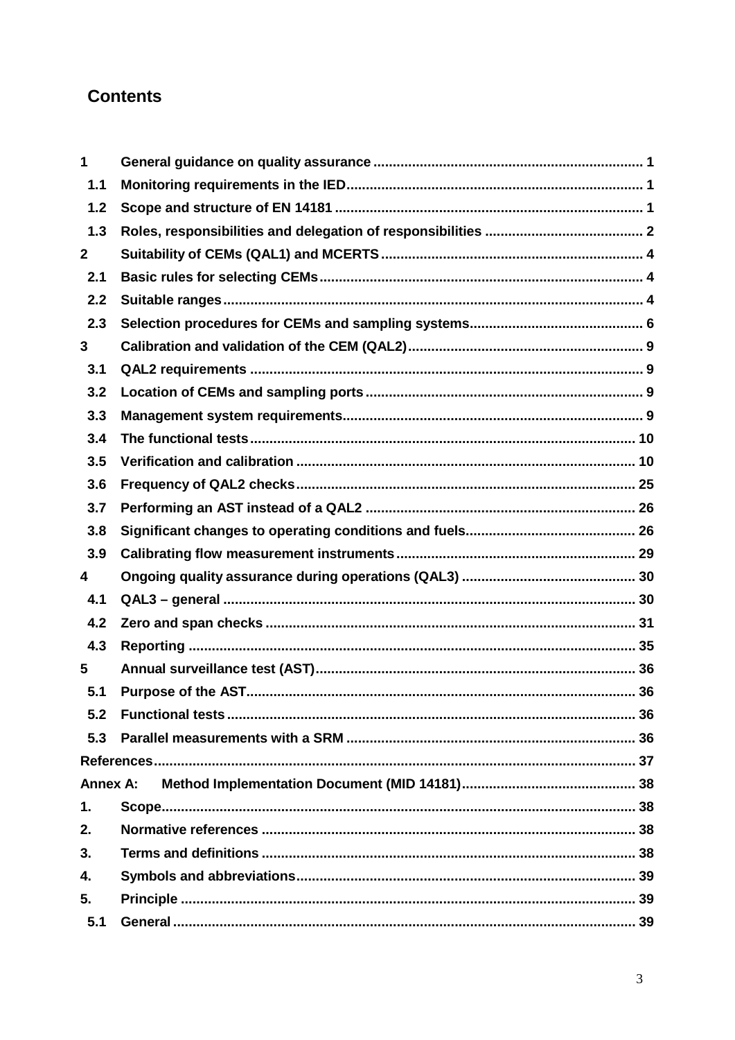## Contents

| | | |
|---|---|---|
| 1 | General guidance on quality assurance | 1 |
| 1.1 | Monitoring requirements in the IED | 1 |
| 1.2 | Scope and structure of EN 14181 | 1 |
| 1.3 | Roles, responsibilities and delegation of responsibilities | 2 |
| 2 | Suitability of CEMs (QAL1) and MCERTS | 4 |
| 2.1 | Basic rules for selecting CEMs | 4 |
| 2.2 | Suitable ranges | 4 |
| 2.3 | Selection procedures for CEMs and sampling systems | 6 |
| 3 | Calibration and validation of the CEM (QAL2) | 9 |
| 3.1 | QAL2 requirements | 9 |
| 3.2 | Location of CEMs and sampling ports | 9 |
| 3.3 | Management system requirements | 9 |
| 3.4 | The functional tests | 10 |
| 3.5 | Verification and calibration | 10 |
| 3.6 | Frequency of QAL2 checks | 25 |
| 3.7 | Performing an AST instead of a QAL2 | 26 |
| 3.8 | Significant changes to operating conditions and fuels | 26 |
| 3.9 | Calibrating flow measurement instruments | 29 |
| 4 | Ongoing quality assurance during operations (QAL3) | 30 |
| 4.1 | QAL3 – general | 30 |
| 4.2 | Zero and span checks | 31 |
| 4.3 | Reporting | 35 |
| 5 | Annual surveillance test (AST) | 36 |
| 5.1 | Purpose of the AST | 36 |
| 5.2 | Functional tests | 36 |
| 5.3 | Parallel measurements with a SRM | 36 |
| References | | 37 |
| Annex A: | Method Implementation Document (MID 14181) | 38 |
| 1. | Scope | 38 |
| 2. | Normative references | 38 |
| 3. | Terms and definitions | 38 |
| 4. | Symbols and abbreviations | 39 |
| 5. | Principle | 39 |
| 5.1 | General | 39 |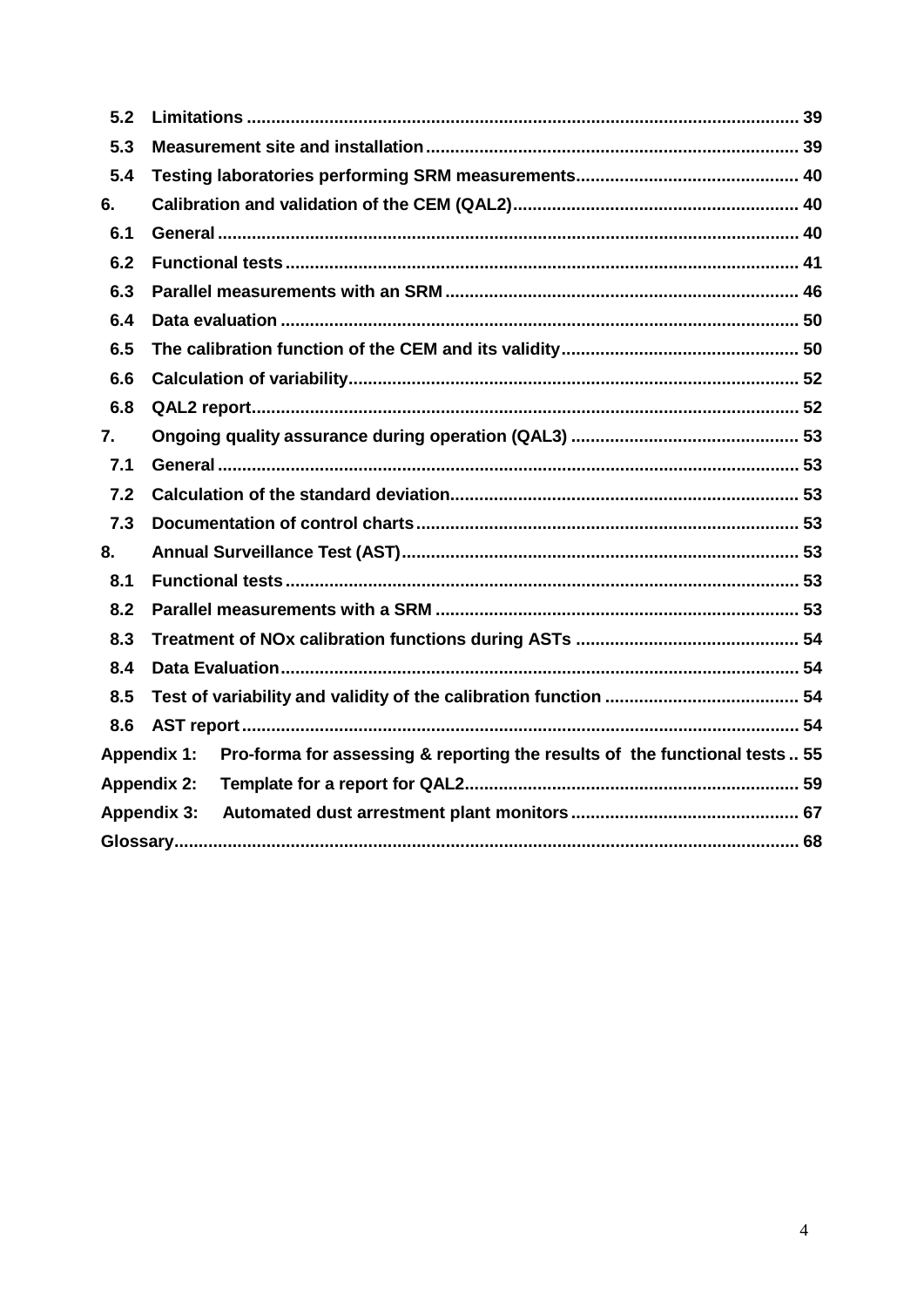| | | |
|---|---|---|
| 5.2 | Limitations | 39 |
| 5.3 | Measurement site and installation | 39 |
| 5.4 | Testing laboratories performing SRM measurements | 40 |
| 6. | Calibration and validation of the CEM (QAL2) | 40 |
| 6.1 | General | 40 |
| 6.2 | Functional tests | 41 |
| 6.3 | Parallel measurements with an SRM | 46 |
| 6.4 | Data evaluation | 50 |
| 6.5 | The calibration function of the CEM and its validity | 50 |
| 6.6 | Calculation of variability | 52 |
| 6.8 | QAL2 report | 52 |
| 7. | Ongoing quality assurance during operation (QAL3) | 53 |
| 7.1 | General | 53 |
| 7.2 | Calculation of the standard deviation | 53 |
| 7.3 | Documentation of control charts | 53 |
| 8. | Annual Surveillance Test (AST) | 53 |
| 8.1 | Functional tests | 53 |
| 8.2 | Parallel measurements with a SRM | 53 |
| 8.3 | Treatment of NOx calibration functions during ASTs | 54 |
| 8.4 | Data Evaluation | 54 |
| 8.5 | Test of variability and validity of the calibration function | 54 |
| 8.6 | AST report | 54 |
| Appendix 1: | Pro-forma for assessing & reporting the results of the functional tests | 55 |
| Appendix 2: | Template for a report for QAL2 | 59 |
| Appendix 3: | Automated dust arrestment plant monitors | 67 |
| Glossary | | 68 |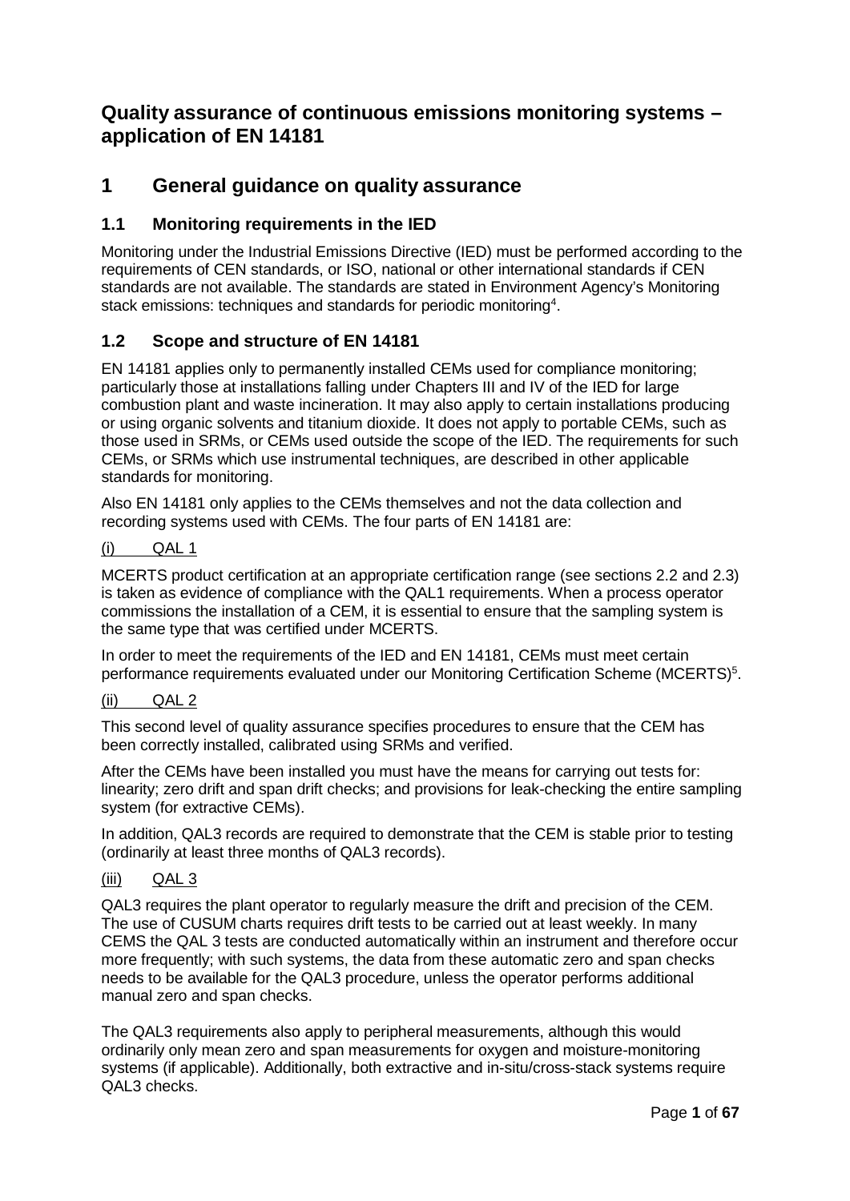# Quality assurance of continuous emissions monitoring systems – application of EN 14181

## 1 General guidance on quality assurance

### 1.1 Monitoring requirements in the IED

Monitoring under the Industrial Emissions Directive (IED) must be performed according to the requirements of CEN standards, or ISO, national or other international standards if CEN standards are not available. The standards are stated in Environment Agency's Monitoring stack emissions: techniques and standards for periodic monitoring[4].

### 1.2 Scope and structure of EN 14181

EN 14181 applies only to permanently installed CEMs used for compliance monitoring; particularly those at installations falling under Chapters III and IV of the IED for large combustion plant and waste incineration. It may also apply to certain installations producing or using organic solvents and titanium dioxide. It does not apply to portable CEMs, such as those used in SRMs, or CEMs used outside the scope of the IED. The requirements for such CEMs, or SRMs which use instrumental techniques, are described in other applicable standards for monitoring.

Also EN 14181 only applies to the CEMs themselves and not the data collection and recording systems used with CEMs. The four parts of EN 14181 are:

(i) QAL 1

MCERTS product certification at an appropriate certification range (see sections 2.2 and 2.3) is taken as evidence of compliance with the QAL1 requirements. When a process operator commissions the installation of a CEM, it is essential to ensure that the sampling system is the same type that was certified under MCERTS.

In order to meet the requirements of the IED and EN 14181, CEMs must meet certain performance requirements evaluated under our Monitoring Certification Scheme (MCERTS)[5].

(ii) QAL 2

This second level of quality assurance specifies procedures to ensure that the CEM has been correctly installed, calibrated using SRMs and verified.

After the CEMs have been installed you must have the means for carrying out tests for: linearity; zero drift and span drift checks; and provisions for leak-checking the entire sampling system (for extractive CEMs).

In addition, QAL3 records are required to demonstrate that the CEM is stable prior to testing (ordinarily at least three months of QAL3 records).

(iii) QAL 3

QAL3 requires the plant operator to regularly measure the drift and precision of the CEM. The use of CUSUM charts requires drift tests to be carried out at least weekly. In many CEMS the QAL 3 tests are conducted automatically within an instrument and therefore occur more frequently; with such systems, the data from these automatic zero and span checks needs to be available for the QAL3 procedure, unless the operator performs additional manual zero and span checks.

The QAL3 requirements also apply to peripheral measurements, although this would ordinarily only mean zero and span measurements for oxygen and moisture-monitoring systems (if applicable). Additionally, both extractive and in-situ/cross-stack systems require QAL3 checks.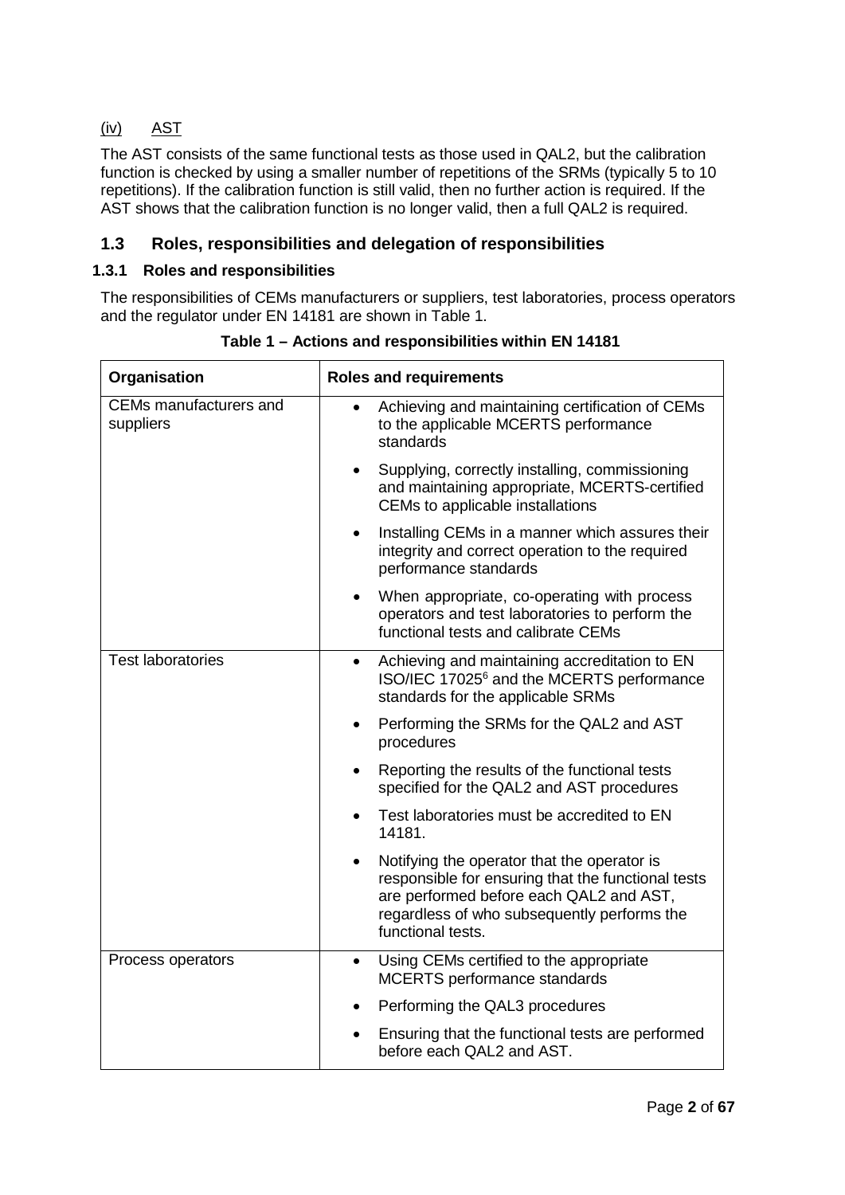(iv) AST

The AST consists of the same functional tests as those used in QAL2, but the calibration function is checked by using a smaller number of repetitions of the SRMs (typically 5 to 10 repetitions). If the calibration function is still valid, then no further action is required. If the AST shows that the calibration function is no longer valid, then a full QAL2 is required.

## 1.3 Roles, responsibilities and delegation of responsibilities

### 1.3.1 Roles and responsibilities

The responsibilities of CEMs manufacturers or suppliers, test laboratories, process operators and the regulator under EN 14181 are shown in Table 1.

**Table 1 – Actions and responsibilities within EN 14181**

| Organisation | Roles and requirements |
|---|---|
| CEMs manufacturers and suppliers | • Achieving and maintaining certification of CEMs to the applicable MCERTS performance standards<br>• Supplying, correctly installing, commissioning and maintaining appropriate, MCERTS-certified CEMs to applicable installations<br>• Installing CEMs in a manner which assures their integrity and correct operation to the required performance standards<br>• When appropriate, co-operating with process operators and test laboratories to perform the functional tests and calibrate CEMs |
| Test laboratories | • Achieving and maintaining accreditation to EN ISO/IEC 17025[6] and the MCERTS performance standards for the applicable SRMs<br>• Performing the SRMs for the QAL2 and AST procedures<br>• Reporting the results of the functional tests specified for the QAL2 and AST procedures<br>• Test laboratories must be accredited to EN 14181.<br>• Notifying the operator that the operator is responsible for ensuring that the functional tests are performed before each QAL2 and AST, regardless of who subsequently performs the functional tests. |
| Process operators | • Using CEMs certified to the appropriate MCERTS performance standards<br>• Performing the QAL3 procedures<br>• Ensuring that the functional tests are performed before each QAL2 and AST. |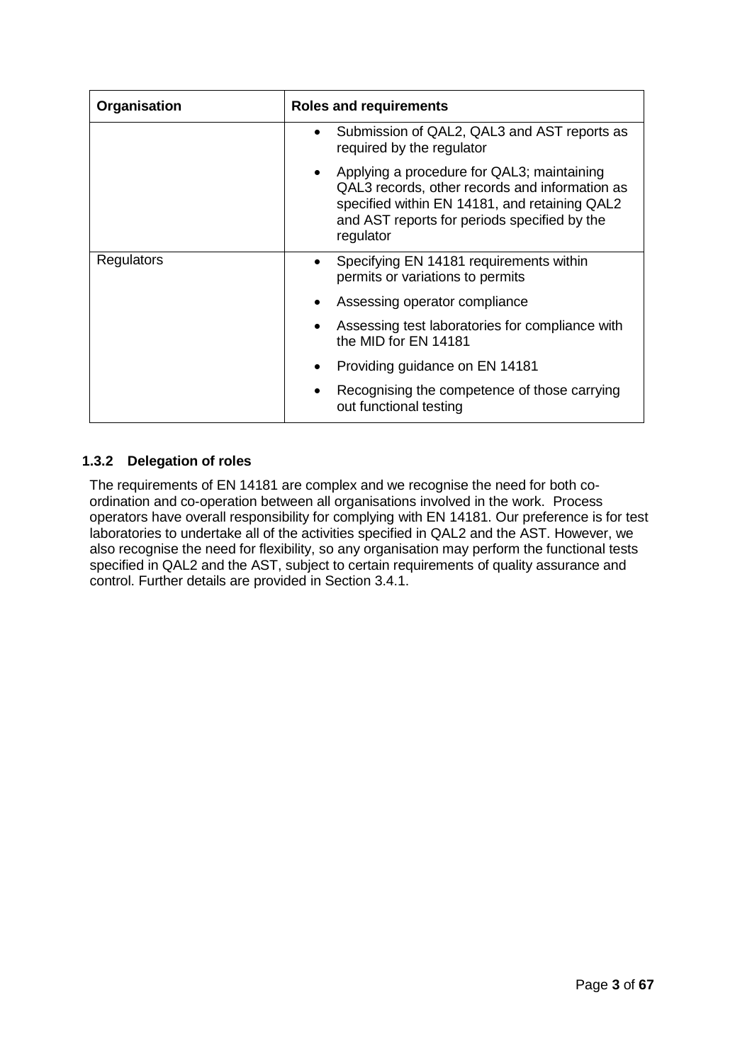| Organisation | Roles and requirements |
|---|---|
| | • Submission of QAL2, QAL3 and AST reports as required by the regulator<br>• Applying a procedure for QAL3; maintaining QAL3 records, other records and information as specified within EN 14181, and retaining QAL2 and AST reports for periods specified by the regulator |
| Regulators | • Specifying EN 14181 requirements within permits or variations to permits<br>• Assessing operator compliance<br>• Assessing test laboratories for compliance with the MID for EN 14181<br>• Providing guidance on EN 14181<br>• Recognising the competence of those carrying out functional testing |

### 1.3.2 Delegation of roles

The requirements of EN 14181 are complex and we recognise the need for both co-ordination and co-operation between all organisations involved in the work. Process operators have overall responsibility for complying with EN 14181. Our preference is for test laboratories to undertake all of the activities specified in QAL2 and the AST. However, we also recognise the need for flexibility, so any organisation may perform the functional tests specified in QAL2 and the AST, subject to certain requirements of quality assurance and control. Further details are provided in Section 3.4.1.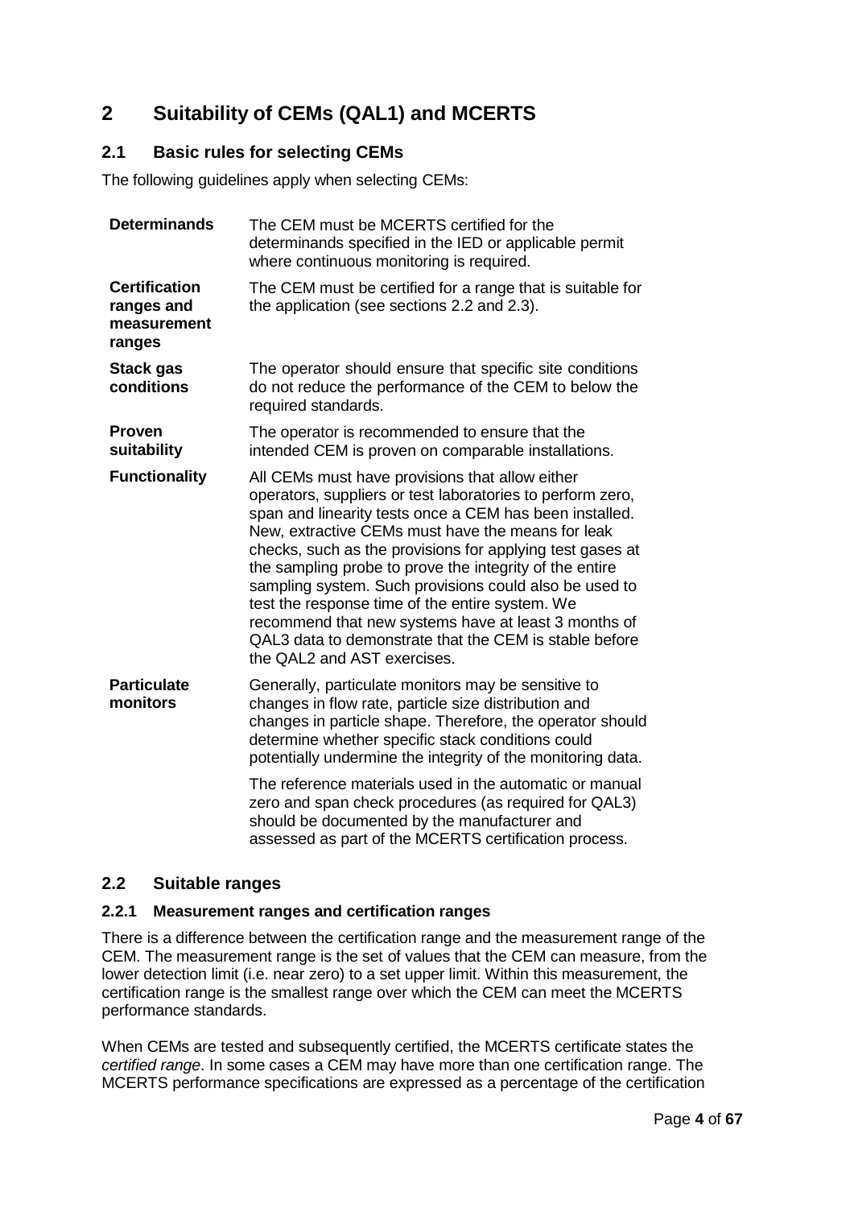## 2 Suitability of CEMs (QAL1) and MCERTS

### 2.1 Basic rules for selecting CEMs

The following guidelines apply when selecting CEMs:

| | |
|---|---|
| **Determinands** | The CEM must be MCERTS certified for the determinands specified in the IED or applicable permit where continuous monitoring is required. |
| **Certification ranges and measurement ranges** | The CEM must be certified for a range that is suitable for the application (see sections 2.2 and 2.3). |
| **Stack gas conditions** | The operator should ensure that specific site conditions do not reduce the performance of the CEM to below the required standards. |
| **Proven suitability** | The operator is recommended to ensure that the intended CEM is proven on comparable installations. |
| **Functionality** | All CEMs must have provisions that allow either operators, suppliers or test laboratories to perform zero, span and linearity tests once a CEM has been installed. New, extractive CEMs must have the means for leak checks, such as the provisions for applying test gases at the sampling probe to prove the integrity of the entire sampling system. Such provisions could also be used to test the response time of the entire system. We recommend that new systems have at least 3 months of QAL3 data to demonstrate that the CEM is stable before the QAL2 and AST exercises. |
| **Particulate monitors** | Generally, particulate monitors may be sensitive to changes in flow rate, particle size distribution and changes in particle shape. Therefore, the operator should determine whether specific stack conditions could potentially undermine the integrity of the monitoring data. The reference materials used in the automatic or manual zero and span check procedures (as required for QAL3) should be documented by the manufacturer and assessed as part of the MCERTS certification process. |

### 2.2 Suitable ranges

#### 2.2.1 Measurement ranges and certification ranges

There is a difference between the certification range and the measurement range of the CEM. The measurement range is the set of values that the CEM can measure, from the lower detection limit (i.e. near zero) to a set upper limit. Within this measurement, the certification range is the smallest range over which the CEM can meet the MCERTS performance standards.

When CEMs are tested and subsequently certified, the MCERTS certificate states the *certified range*. In some cases a CEM may have more than one certification range. The MCERTS performance specifications are expressed as a percentage of the certification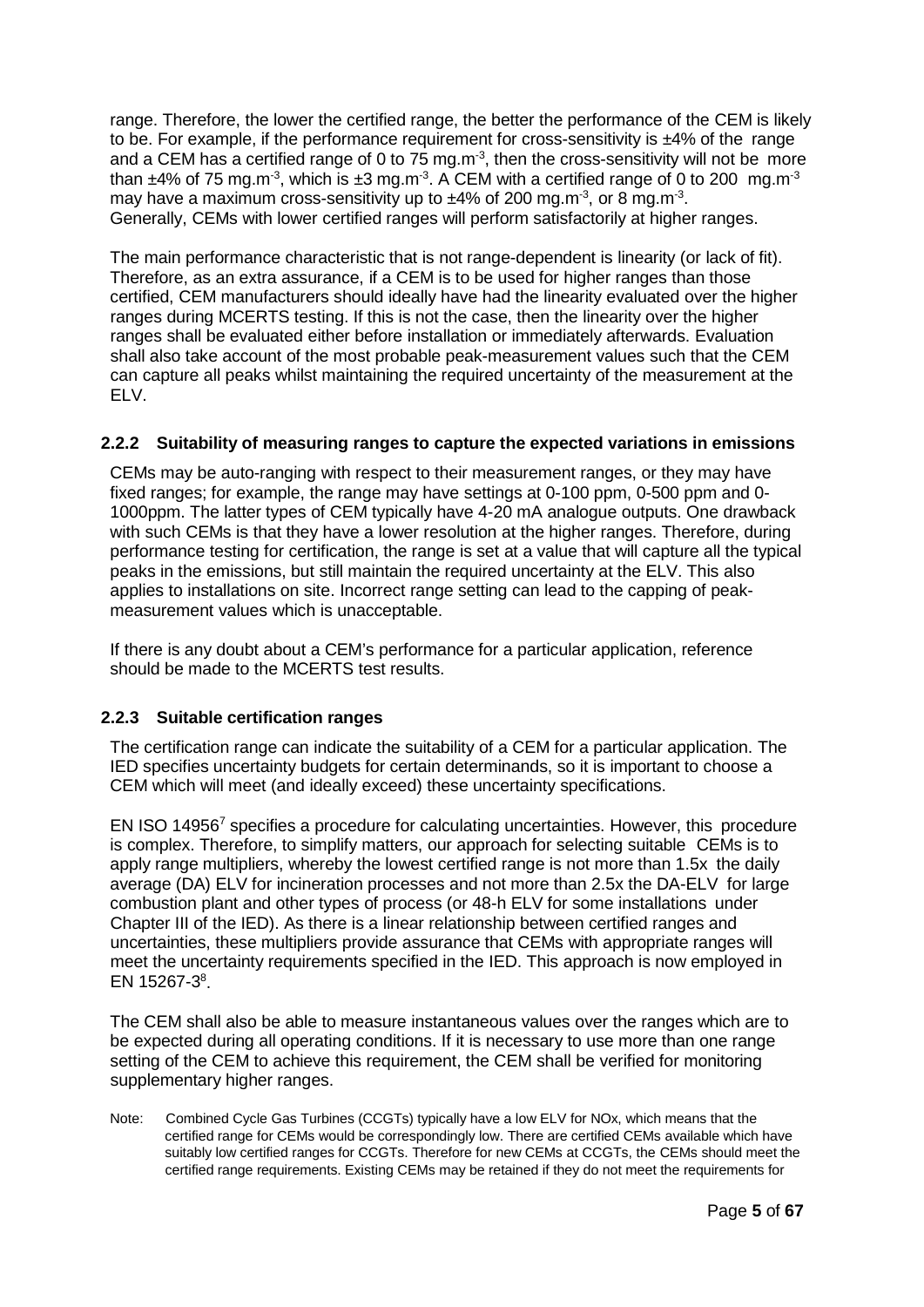range. Therefore, the lower the certified range, the better the performance of the CEM is likely to be. For example, if the performance requirement for cross-sensitivity is ±4% of the range and a CEM has a certified range of 0 to 75 $mg.m^{-3}$, then the cross-sensitivity will not be more than ±4% of 75 $mg.m^{-3}$, which is ±3 $mg.m^{-3}$. A CEM with a certified range of 0 to 200 $mg.m^{-3}$ may have a maximum cross-sensitivity up to ±4% of 200 $mg.m^{-3}$, or 8 $mg.m^{-3}$. Generally, CEMs with lower certified ranges will perform satisfactorily at higher ranges.

The main performance characteristic that is not range-dependent is linearity (or lack of fit). Therefore, as an extra assurance, if a CEM is to be used for higher ranges than those certified, CEM manufacturers should ideally have had the linearity evaluated over the higher ranges during MCERTS testing. If this is not the case, then the linearity over the higher ranges shall be evaluated either before installation or immediately afterwards. Evaluation shall also take account of the most probable peak-measurement values such that the CEM can capture all peaks whilst maintaining the required uncertainty of the measurement at the ELV.

### 2.2.2 Suitability of measuring ranges to capture the expected variations in emissions

CEMs may be auto-ranging with respect to their measurement ranges, or they may have fixed ranges; for example, the range may have settings at 0-100 ppm, 0-500 ppm and 0-1000ppm. The latter types of CEM typically have 4-20 mA analogue outputs. One drawback with such CEMs is that they have a lower resolution at the higher ranges. Therefore, during performance testing for certification, the range is set at a value that will capture all the typical peaks in the emissions, but still maintain the required uncertainty at the ELV. This also applies to installations on site. Incorrect range setting can lead to the capping of peak-measurement values which is unacceptable.

If there is any doubt about a CEM's performance for a particular application, reference should be made to the MCERTS test results.

### 2.2.3 Suitable certification ranges

The certification range can indicate the suitability of a CEM for a particular application. The IED specifies uncertainty budgets for certain determinands, so it is important to choose a CEM which will meet (and ideally exceed) these uncertainty specifications.

EN ISO 14956[7] specifies a procedure for calculating uncertainties. However, this procedure is complex. Therefore, to simplify matters, our approach for selecting suitable CEMs is to apply range multipliers, whereby the lowest certified range is not more than 1.5x the daily average (DA) ELV for incineration processes and not more than 2.5x the DA-ELV for large combustion plant and other types of process (or 48-h ELV for some installations under Chapter III of the IED). As there is a linear relationship between certified ranges and uncertainties, these multipliers provide assurance that CEMs with appropriate ranges will meet the uncertainty requirements specified in the IED. This approach is now employed in EN 15267-3[8].

The CEM shall also be able to measure instantaneous values over the ranges which are to be expected during all operating conditions. If it is necessary to use more than one range setting of the CEM to achieve this requirement, the CEM shall be verified for monitoring supplementary higher ranges.

Note: Combined Cycle Gas Turbines (CCGTs) typically have a low ELV for NOx, which means that the certified range for CEMs would be correspondingly low. There are certified CEMs available which have suitably low certified ranges for CCGTs. Therefore for new CEMs at CCGTs, the CEMs should meet the certified range requirements. Existing CEMs may be retained if they do not meet the requirements for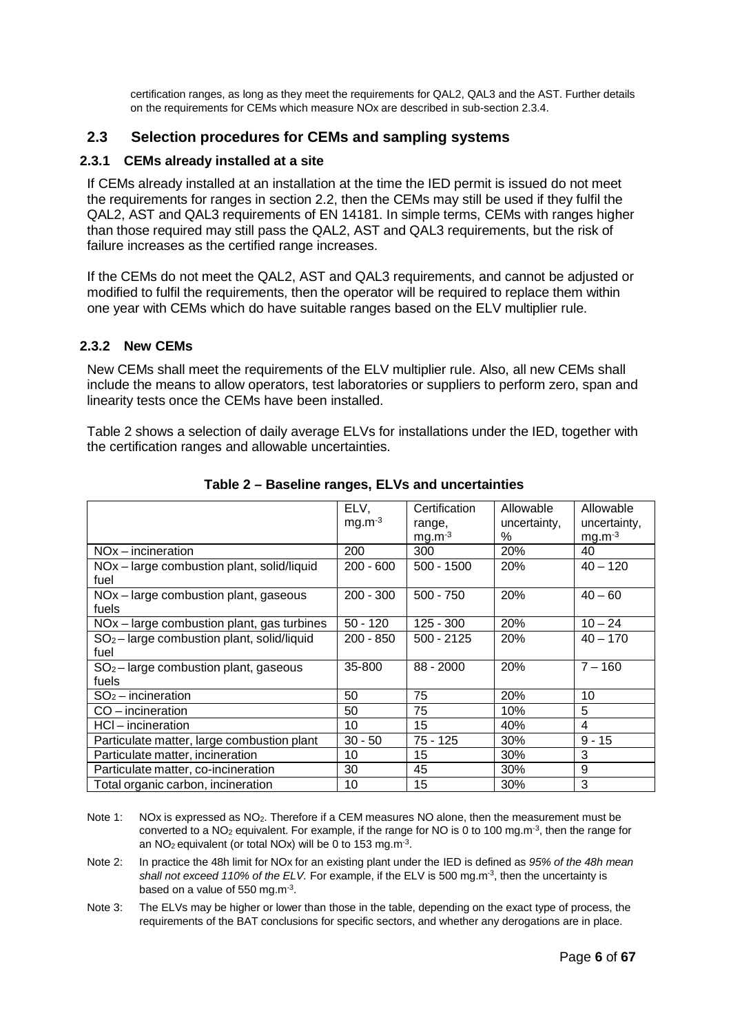certification ranges, as long as they meet the requirements for QAL2, QAL3 and the AST. Further details on the requirements for CEMs which measure NOx are described in sub-section 2.3.4.

## 2.3 Selection procedures for CEMs and sampling systems

### 2.3.1 CEMs already installed at a site

If CEMs already installed at an installation at the time the IED permit is issued do not meet the requirements for ranges in section 2.2, then the CEMs may still be used if they fulfil the QAL2, AST and QAL3 requirements of EN 14181. In simple terms, CEMs with ranges higher than those required may still pass the QAL2, AST and QAL3 requirements, but the risk of failure increases as the certified range increases.

If the CEMs do not meet the QAL2, AST and QAL3 requirements, and cannot be adjusted or modified to fulfil the requirements, then the operator will be required to replace them within one year with CEMs which do have suitable ranges based on the ELV multiplier rule.

### 2.3.2 New CEMs

New CEMs shall meet the requirements of the ELV multiplier rule. Also, all new CEMs shall include the means to allow operators, test laboratories or suppliers to perform zero, span and linearity tests once the CEMs have been installed.

Table 2 shows a selection of daily average ELVs for installations under the IED, together with the certification ranges and allowable uncertainties.

**Table 2 – Baseline ranges, ELVs and uncertainties**

| | ELV, $mg.m^{-3}$ | Certification range, $mg.m^{-3}$ | Allowable uncertainty, % | Allowable uncertainty, $mg.m^{-3}$ |
|---|---|---|---|---|
| NOx – incineration | 200 | 300 | 20% | 40 |
| NOx – large combustion plant, solid/liquid fuel | 200 - 600 | 500 - 1500 | 20% | 40 – 120 |
| NOx – large combustion plant, gaseous fuels | 200 - 300 | 500 - 750 | 20% | 40 – 60 |
| NOx – large combustion plant, gas turbines | 50 - 120 | 125 - 300 | 20% | 10 – 24 |
| $SO_2$ – large combustion plant, solid/liquid fuel | 200 - 850 | 500 - 2125 | 20% | 40 – 170 |
| $SO_2$ – large combustion plant, gaseous fuels | 35-800 | 88 - 2000 | 20% | 7 – 160 |
| $SO_2$ – incineration | 50 | 75 | 20% | 10 |
| CO – incineration | 50 | 75 | 10% | 5 |
| HCl – incineration | 10 | 15 | 40% | 4 |
| Particulate matter, large combustion plant | 30 - 50 | 75 - 125 | 30% | 9 - 15 |
| Particulate matter, incineration | 10 | 15 | 30% | 3 |
| Particulate matter, co-incineration | 30 | 45 | 30% | 9 |
| Total organic carbon, incineration | 10 | 15 | 30% | 3 |

Note 1: NOx is expressed as $NO_2$. Therefore if a CEM measures NO alone, then the measurement must be converted to a $NO_2$ equivalent. For example, if the range for NO is 0 to 100 $mg.m^{-3}$, then the range for an $NO_2$ equivalent (or total NOx) will be 0 to 153 $mg.m^{-3}$.

Note 2: In practice the 48h limit for NOx for an existing plant under the IED is defined as *95% of the 48h mean shall not exceed 110% of the ELV.* For example, if the ELV is 500 $mg.m^{-3}$, then the uncertainty is based on a value of 550 $mg.m^{-3}$.

Note 3: The ELVs may be higher or lower than those in the table, depending on the exact type of process, the requirements of the BAT conclusions for specific sectors, and whether any derogations are in place.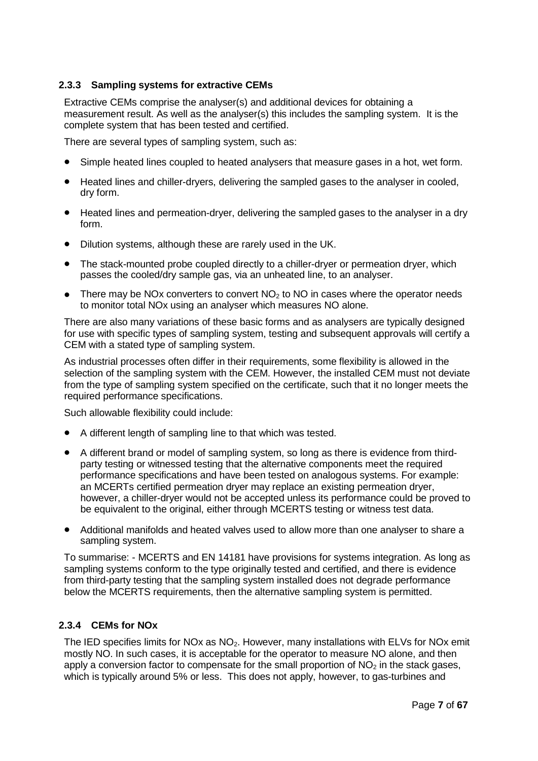### 2.3.3 Sampling systems for extractive CEMs

Extractive CEMs comprise the analyser(s) and additional devices for obtaining a measurement result. As well as the analyser(s) this includes the sampling system. It is the complete system that has been tested and certified.

There are several types of sampling system, such as:

- Simple heated lines coupled to heated analysers that measure gases in a hot, wet form.
- Heated lines and chiller-dryers, delivering the sampled gases to the analyser in cooled, dry form.
- Heated lines and permeation-dryer, delivering the sampled gases to the analyser in a dry form.
- Dilution systems, although these are rarely used in the UK.
- The stack-mounted probe coupled directly to a chiller-dryer or permeation dryer, which passes the cooled/dry sample gas, via an unheated line, to an analyser.
- There may be NOx converters to convert $NO_2$ to NO in cases where the operator needs to monitor total NOx using an analyser which measures NO alone.

There are also many variations of these basic forms and as analysers are typically designed for use with specific types of sampling system, testing and subsequent approvals will certify a CEM with a stated type of sampling system.

As industrial processes often differ in their requirements, some flexibility is allowed in the selection of the sampling system with the CEM. However, the installed CEM must not deviate from the type of sampling system specified on the certificate, such that it no longer meets the required performance specifications.

Such allowable flexibility could include:

- A different length of sampling line to that which was tested.
- A different brand or model of sampling system, so long as there is evidence from third-party testing or witnessed testing that the alternative components meet the required performance specifications and have been tested on analogous systems. For example: an MCERTs certified permeation dryer may replace an existing permeation dryer, however, a chiller-dryer would not be accepted unless its performance could be proved to be equivalent to the original, either through MCERTS testing or witness test data.
- Additional manifolds and heated valves used to allow more than one analyser to share a sampling system.

To summarise: - MCERTS and EN 14181 have provisions for systems integration. As long as sampling systems conform to the type originally tested and certified, and there is evidence from third-party testing that the sampling system installed does not degrade performance below the MCERTS requirements, then the alternative sampling system is permitted.

### 2.3.4 CEMs for NOx

The IED specifies limits for NOx as $NO_2$. However, many installations with ELVs for NOx emit mostly NO. In such cases, it is acceptable for the operator to measure NO alone, and then apply a conversion factor to compensate for the small proportion of $NO_2$ in the stack gases, which is typically around 5% or less. This does not apply, however, to gas-turbines and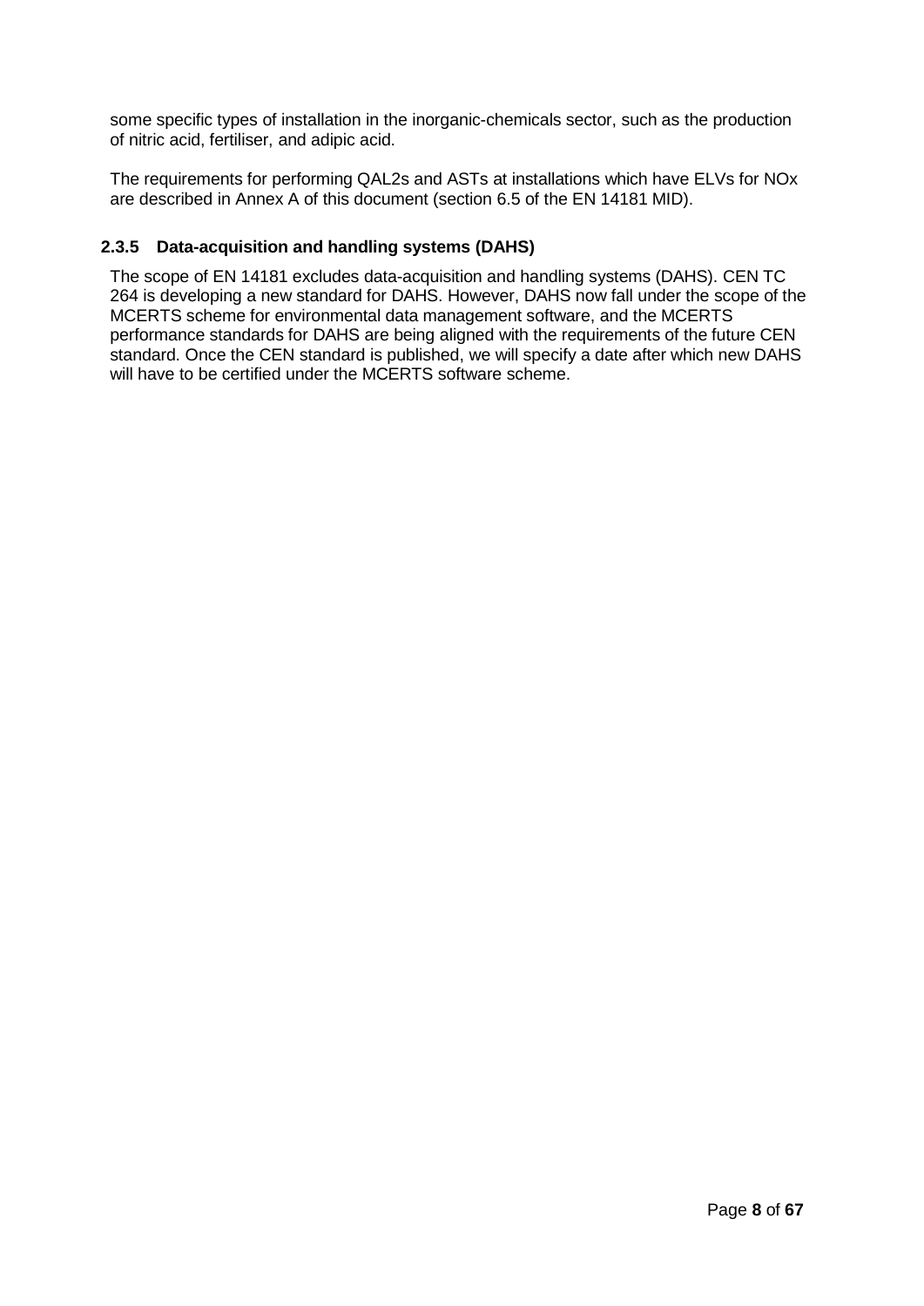some specific types of installation in the inorganic-chemicals sector, such as the production of nitric acid, fertiliser, and adipic acid.

The requirements for performing QAL2s and ASTs at installations which have ELVs for NOx are described in Annex A of this document (section 6.5 of the EN 14181 MID).

### 2.3.5 Data-acquisition and handling systems (DAHS)

The scope of EN 14181 excludes data-acquisition and handling systems (DAHS). CEN TC 264 is developing a new standard for DAHS. However, DAHS now fall under the scope of the MCERTS scheme for environmental data management software, and the MCERTS performance standards for DAHS are being aligned with the requirements of the future CEN standard. Once the CEN standard is published, we will specify a date after which new DAHS will have to be certified under the MCERTS software scheme.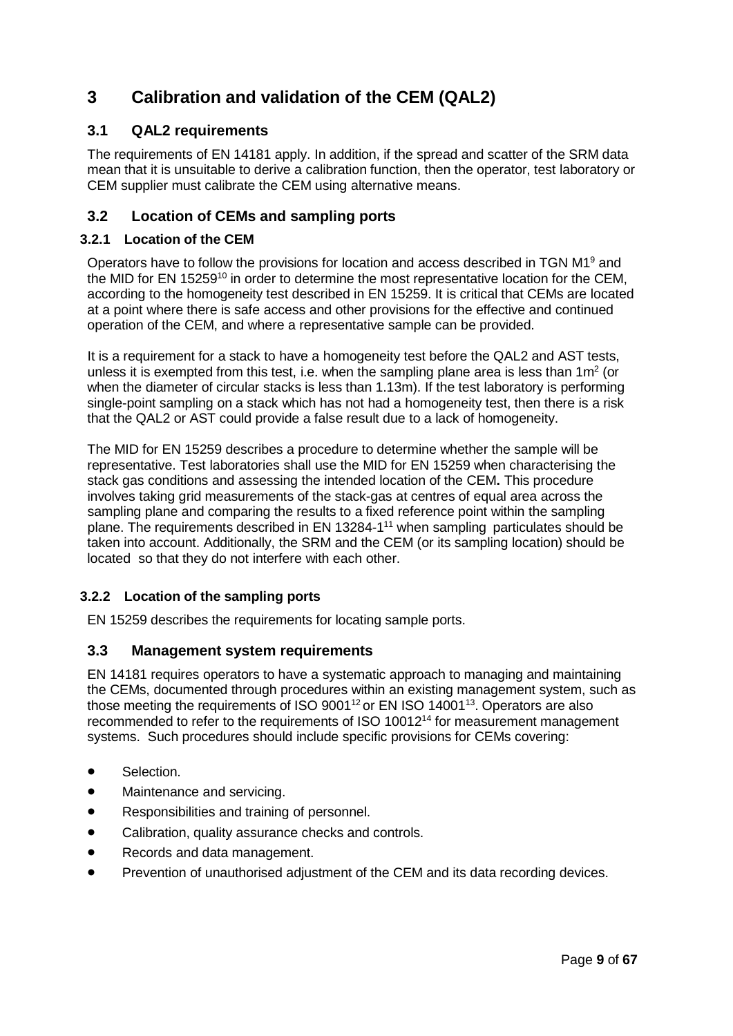# 3 Calibration and validation of the CEM (QAL2)

## 3.1 QAL2 requirements

The requirements of EN 14181 apply. In addition, if the spread and scatter of the SRM data mean that it is unsuitable to derive a calibration function, then the operator, test laboratory or CEM supplier must calibrate the CEM using alternative means.

## 3.2 Location of CEMs and sampling ports

### 3.2.1 Location of the CEM

Operators have to follow the provisions for location and access described in TGN M1[9] and the MID for EN 15259[10] in order to determine the most representative location for the CEM, according to the homogeneity test described in EN 15259. It is critical that CEMs are located at a point where there is safe access and other provisions for the effective and continued operation of the CEM, and where a representative sample can be provided.

It is a requirement for a stack to have a homogeneity test before the QAL2 and AST tests, unless it is exempted from this test, i.e. when the sampling plane area is less than $1m^2$ (or when the diameter of circular stacks is less than 1.13m). If the test laboratory is performing single-point sampling on a stack which has not had a homogeneity test, then there is a risk that the QAL2 or AST could provide a false result due to a lack of homogeneity.

The MID for EN 15259 describes a procedure to determine whether the sample will be representative. Test laboratories shall use the MID for EN 15259 when characterising the stack gas conditions and assessing the intended location of the CEM**.** This procedure involves taking grid measurements of the stack-gas at centres of equal area across the sampling plane and comparing the results to a fixed reference point within the sampling plane. The requirements described in EN 13284-1[11] when sampling particulates should be taken into account. Additionally, the SRM and the CEM (or its sampling location) should be located so that they do not interfere with each other.

### 3.2.2 Location of the sampling ports

EN 15259 describes the requirements for locating sample ports.

## 3.3 Management system requirements

EN 14181 requires operators to have a systematic approach to managing and maintaining the CEMs, documented through procedures within an existing management system, such as those meeting the requirements of ISO 9001[12] or EN ISO 14001[13]. Operators are also recommended to refer to the requirements of ISO 10012[14] for measurement management systems. Such procedures should include specific provisions for CEMs covering:

- Selection.
- Maintenance and servicing.
- Responsibilities and training of personnel.
- Calibration, quality assurance checks and controls.
- Records and data management.
- Prevention of unauthorised adjustment of the CEM and its data recording devices.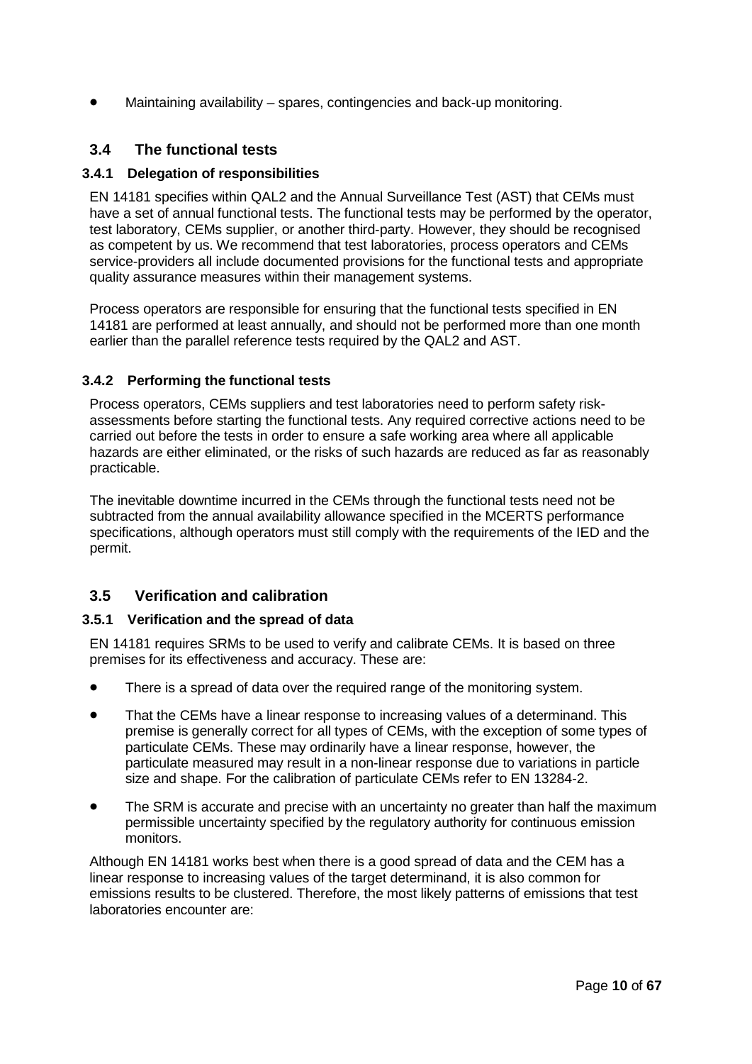- Maintaining availability – spares, contingencies and back-up monitoring.

## 3.4 The functional tests

### 3.4.1 Delegation of responsibilities

EN 14181 specifies within QAL2 and the Annual Surveillance Test (AST) that CEMs must have a set of annual functional tests. The functional tests may be performed by the operator, test laboratory, CEMs supplier, or another third-party. However, they should be recognised as competent by us. We recommend that test laboratories, process operators and CEMs service-providers all include documented provisions for the functional tests and appropriate quality assurance measures within their management systems.

Process operators are responsible for ensuring that the functional tests specified in EN 14181 are performed at least annually, and should not be performed more than one month earlier than the parallel reference tests required by the QAL2 and AST.

### 3.4.2 Performing the functional tests

Process operators, CEMs suppliers and test laboratories need to perform safety risk-assessments before starting the functional tests. Any required corrective actions need to be carried out before the tests in order to ensure a safe working area where all applicable hazards are either eliminated, or the risks of such hazards are reduced as far as reasonably practicable.

The inevitable downtime incurred in the CEMs through the functional tests need not be subtracted from the annual availability allowance specified in the MCERTS performance specifications, although operators must still comply with the requirements of the IED and the permit.

## 3.5 Verification and calibration

### 3.5.1 Verification and the spread of data

EN 14181 requires SRMs to be used to verify and calibrate CEMs. It is based on three premises for its effectiveness and accuracy. These are:

- There is a spread of data over the required range of the monitoring system.
- That the CEMs have a linear response to increasing values of a determinand. This premise is generally correct for all types of CEMs, with the exception of some types of particulate CEMs. These may ordinarily have a linear response, however, the particulate measured may result in a non-linear response due to variations in particle size and shape. For the calibration of particulate CEMs refer to EN 13284-2.
- The SRM is accurate and precise with an uncertainty no greater than half the maximum permissible uncertainty specified by the regulatory authority for continuous emission monitors.

Although EN 14181 works best when there is a good spread of data and the CEM has a linear response to increasing values of the target determinand, it is also common for emissions results to be clustered. Therefore, the most likely patterns of emissions that test laboratories encounter are: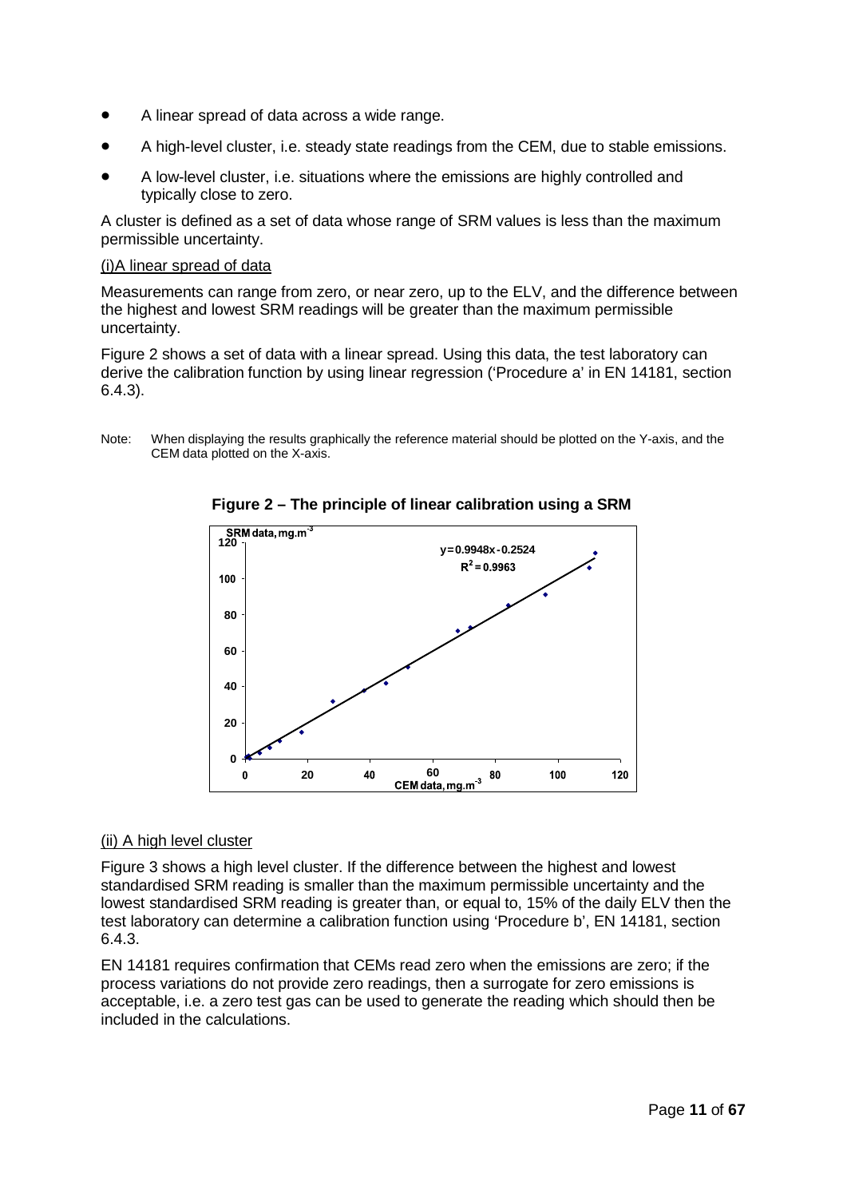- A linear spread of data across a wide range.
- A high-level cluster, i.e. steady state readings from the CEM, due to stable emissions.
- A low-level cluster, i.e. situations where the emissions are highly controlled and typically close to zero.

A cluster is defined as a set of data whose range of SRM values is less than the maximum permissible uncertainty.

(i)A linear spread of data

Measurements can range from zero, or near zero, up to the ELV, and the difference between the highest and lowest SRM readings will be greater than the maximum permissible uncertainty.

Figure 2 shows a set of data with a linear spread. Using this data, the test laboratory can derive the calibration function by using linear regression ('Procedure a' in EN 14181, section 6.4.3).

Note: When displaying the results graphically the reference material should be plotted on the Y-axis, and the CEM data plotted on the X-axis.

**Figure 2 – The principle of linear calibration using a SRM**

SRM data, $mg.m^{-3}$

$y = 0.9948x - 0.2524$

$R^2 = 0.9963$

CEM data, $mg.m^{-3}$

(ii) A high level cluster

Figure 3 shows a high level cluster. If the difference between the highest and lowest standardised SRM reading is smaller than the maximum permissible uncertainty and the lowest standardised SRM reading is greater than, or equal to, 15% of the daily ELV then the test laboratory can determine a calibration function using 'Procedure b', EN 14181, section 6.4.3.

EN 14181 requires confirmation that CEMs read zero when the emissions are zero; if the process variations do not provide zero readings, then a surrogate for zero emissions is acceptable, i.e. a zero test gas can be used to generate the reading which should then be included in the calculations.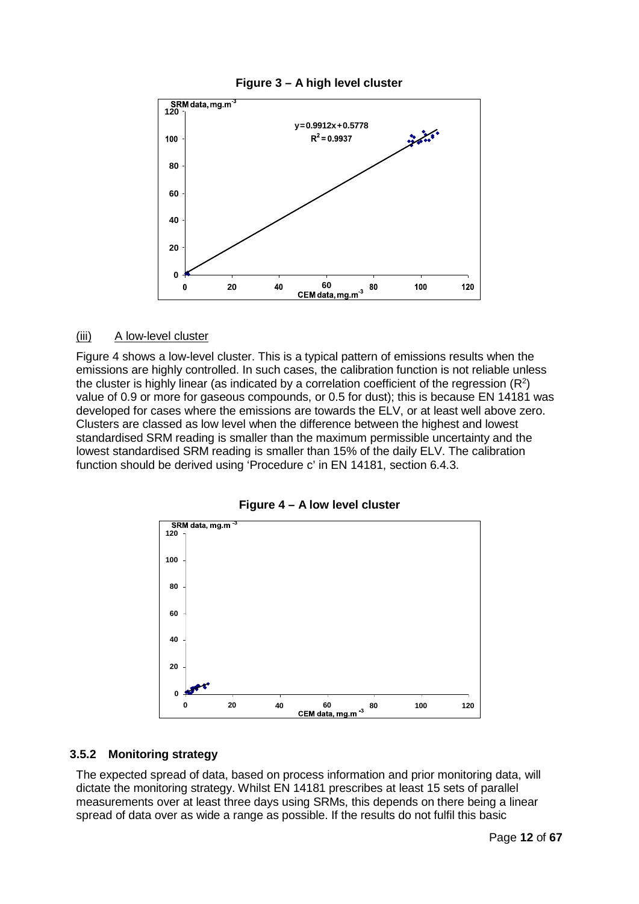**Figure 3 – A high level cluster**

(iii) A low-level cluster

Figure 4 shows a low-level cluster. This is a typical pattern of emissions results when the emissions are highly controlled. In such cases, the calibration function is not reliable unless the cluster is highly linear (as indicated by a correlation coefficient of the regression ($R^2$) value of 0.9 or more for gaseous compounds, or 0.5 for dust); this is because EN 14181 was developed for cases where the emissions are towards the ELV, or at least well above zero. Clusters are classed as low level when the difference between the highest and lowest standardised SRM reading is smaller than the maximum permissible uncertainty and the lowest standardised SRM reading is smaller than 15% of the daily ELV. The calibration function should be derived using 'Procedure c' in EN 14181, section 6.4.3.

**Figure 4 – A low level cluster**

### 3.5.2 Monitoring strategy

The expected spread of data, based on process information and prior monitoring data, will dictate the monitoring strategy. Whilst EN 14181 prescribes at least 15 sets of parallel measurements over at least three days using SRMs, this depends on there being a linear spread of data over as wide a range as possible. If the results do not fulfil this basic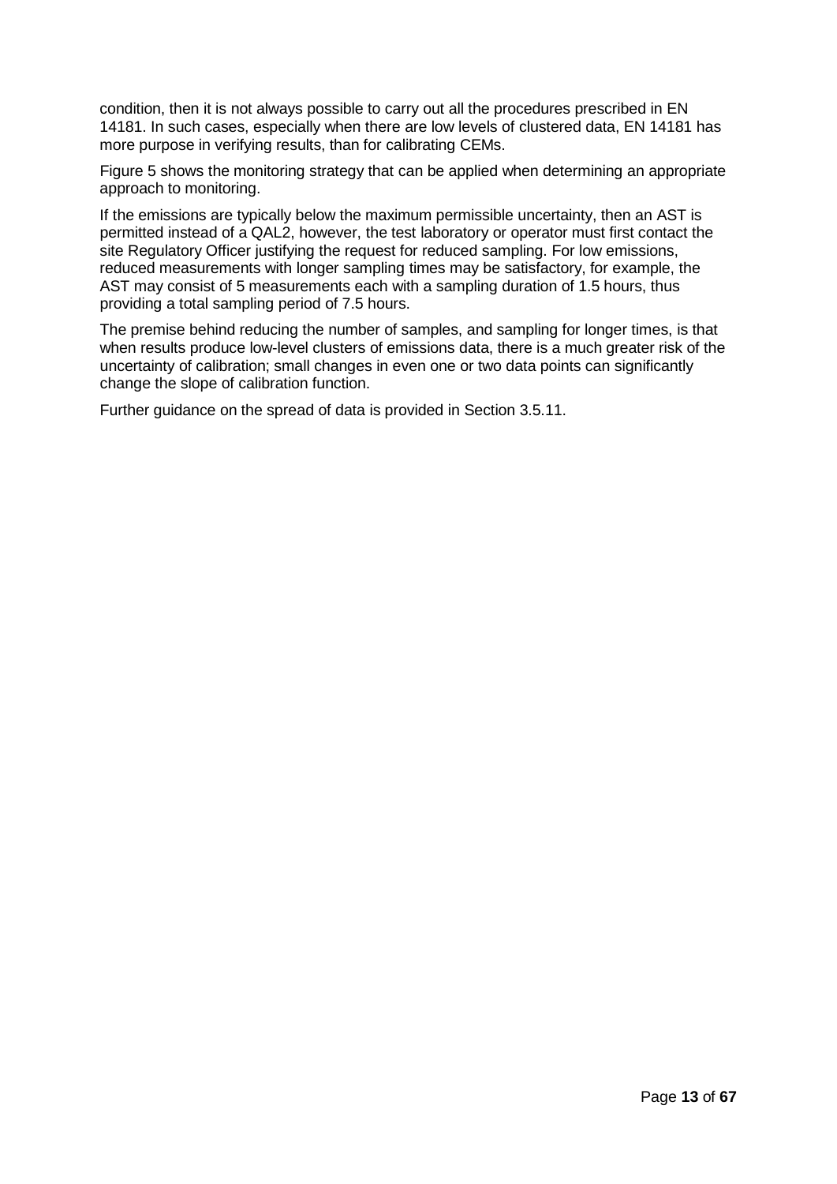condition, then it is not always possible to carry out all the procedures prescribed in EN 14181. In such cases, especially when there are low levels of clustered data, EN 14181 has more purpose in verifying results, than for calibrating CEMs.

Figure 5 shows the monitoring strategy that can be applied when determining an appropriate approach to monitoring.

If the emissions are typically below the maximum permissible uncertainty, then an AST is permitted instead of a QAL2, however, the test laboratory or operator must first contact the site Regulatory Officer justifying the request for reduced sampling. For low emissions, reduced measurements with longer sampling times may be satisfactory, for example, the AST may consist of 5 measurements each with a sampling duration of 1.5 hours, thus providing a total sampling period of 7.5 hours.

The premise behind reducing the number of samples, and sampling for longer times, is that when results produce low-level clusters of emissions data, there is a much greater risk of the uncertainty of calibration; small changes in even one or two data points can significantly change the slope of calibration function.

Further guidance on the spread of data is provided in Section 3.5.11.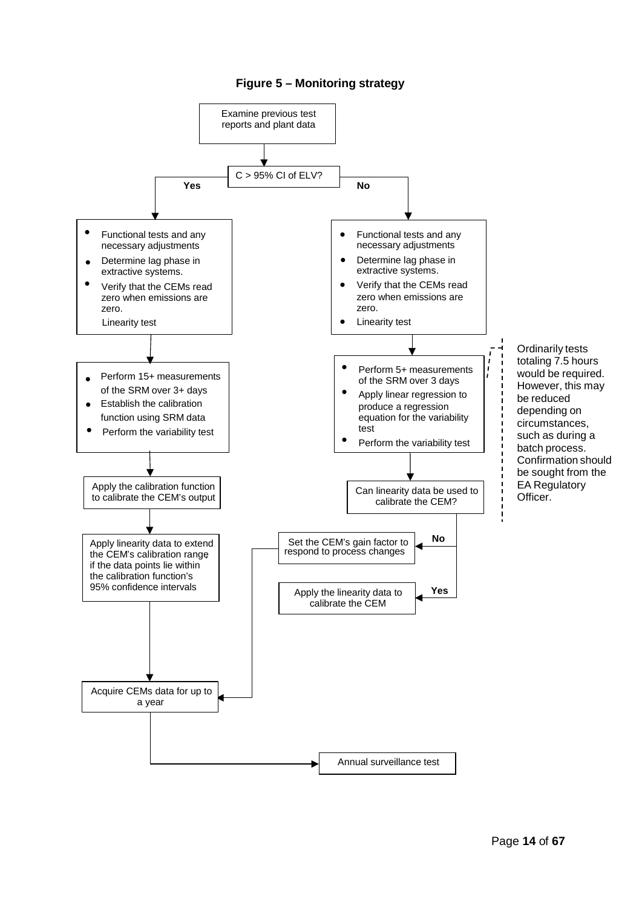**Figure 5 – Monitoring strategy**

Examine previous test reports and plant data

C > 95% CI of ELV?

**Yes**

- Functional tests and any necessary adjustments
- Determine lag phase in extractive systems.
- Verify that the CEMs read zero when emissions are zero.

Linearity test

- Perform 15+ measurements of the SRM over 3+ days
- Establish the calibration function using SRM data
- Perform the variability test

Apply the calibration function to calibrate the CEM's output

Apply linearity data to extend the CEM's calibration range, if the data points lie within the calibration function's 95% confidence intervals

**No**

- Functional tests and any necessary adjustments
- Determine lag phase in extractive systems.
- Verify that the CEMs read zero when emissions are zero.
- Linearity test

- Perform 5+ measurements of the SRM over 3 days
- Apply linear regression to produce a regression equation for the variability test
- Perform the variability test

Ordinarily tests totaling 7.5 hours would be required. However, this may be reduced depending on circumstances, such as during a batch process. Confirmation should be sought from the EA Regulatory Officer.

Can linearity data be used to calibrate the CEM?

**No** → Set the CEM's gain factor to respond to process changes

**Yes** → Apply the linearity data to calibrate the CEM

Acquire CEMs data for up to a year

Annual surveillance test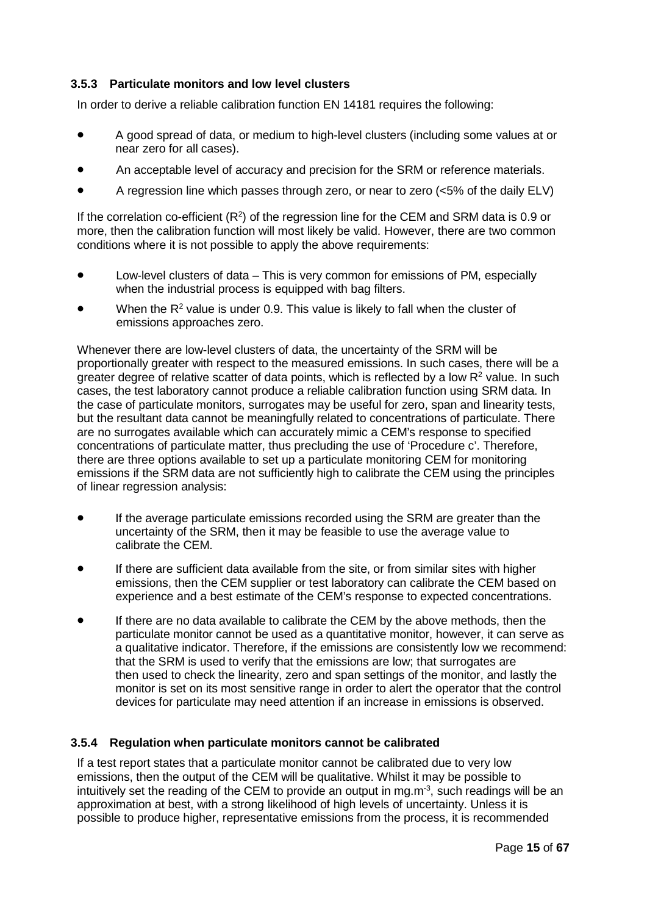### 3.5.3 Particulate monitors and low level clusters

In order to derive a reliable calibration function EN 14181 requires the following:

- A good spread of data, or medium to high-level clusters (including some values at or near zero for all cases).
- An acceptable level of accuracy and precision for the SRM or reference materials.
- A regression line which passes through zero, or near to zero (<5% of the daily ELV)

If the correlation co-efficient ($R^2$) of the regression line for the CEM and SRM data is 0.9 or more, then the calibration function will most likely be valid. However, there are two common conditions where it is not possible to apply the above requirements:

- Low-level clusters of data – This is very common for emissions of PM, especially when the industrial process is equipped with bag filters.
- When the $R^2$ value is under 0.9. This value is likely to fall when the cluster of emissions approaches zero.

Whenever there are low-level clusters of data, the uncertainty of the SRM will be proportionally greater with respect to the measured emissions. In such cases, there will be a greater degree of relative scatter of data points, which is reflected by a low $R^2$ value. In such cases, the test laboratory cannot produce a reliable calibration function using SRM data. In the case of particulate monitors, surrogates may be useful for zero, span and linearity tests, but the resultant data cannot be meaningfully related to concentrations of particulate. There are no surrogates available which can accurately mimic a CEM's response to specified concentrations of particulate matter, thus precluding the use of 'Procedure c'. Therefore, there are three options available to set up a particulate monitoring CEM for monitoring emissions if the SRM data are not sufficiently high to calibrate the CEM using the principles of linear regression analysis:

- If the average particulate emissions recorded using the SRM are greater than the uncertainty of the SRM, then it may be feasible to use the average value to calibrate the CEM.
- If there are sufficient data available from the site, or from similar sites with higher emissions, then the CEM supplier or test laboratory can calibrate the CEM based on experience and a best estimate of the CEM's response to expected concentrations.
- If there are no data available to calibrate the CEM by the above methods, then the particulate monitor cannot be used as a quantitative monitor, however, it can serve as a qualitative indicator. Therefore, if the emissions are consistently low we recommend: that the SRM is used to verify that the emissions are low; that surrogates are then used to check the linearity, zero and span settings of the monitor, and lastly the monitor is set on its most sensitive range in order to alert the operator that the control devices for particulate may need attention if an increase in emissions is observed.

### 3.5.4 Regulation when particulate monitors cannot be calibrated

If a test report states that a particulate monitor cannot be calibrated due to very low emissions, then the output of the CEM will be qualitative. Whilst it may be possible to intuitively set the reading of the CEM to provide an output in mg.m$^{-3}$, such readings will be an approximation at best, with a strong likelihood of high levels of uncertainty. Unless it is possible to produce higher, representative emissions from the process, it is recommended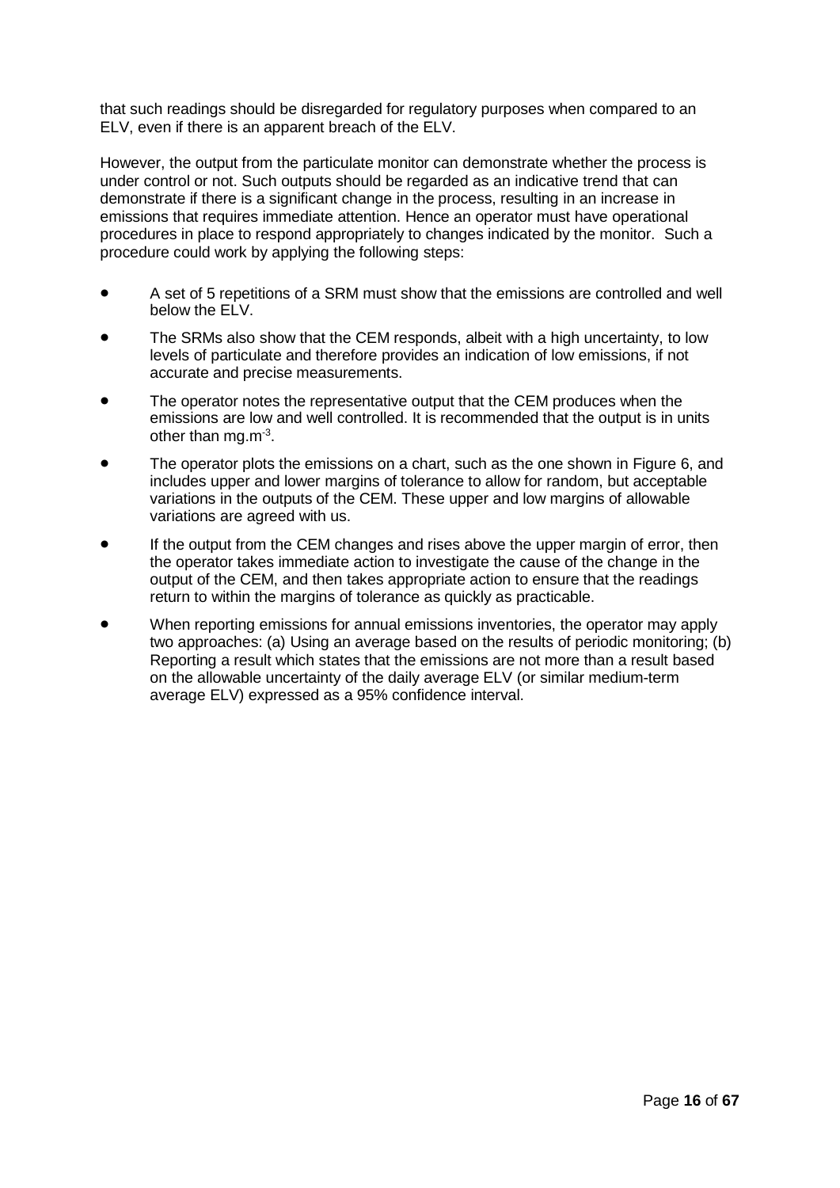that such readings should be disregarded for regulatory purposes when compared to an ELV, even if there is an apparent breach of the ELV.

However, the output from the particulate monitor can demonstrate whether the process is under control or not. Such outputs should be regarded as an indicative trend that can demonstrate if there is a significant change in the process, resulting in an increase in emissions that requires immediate attention. Hence an operator must have operational procedures in place to respond appropriately to changes indicated by the monitor. Such a procedure could work by applying the following steps:

- A set of 5 repetitions of a SRM must show that the emissions are controlled and well below the ELV.
- The SRMs also show that the CEM responds, albeit with a high uncertainty, to low levels of particulate and therefore provides an indication of low emissions, if not accurate and precise measurements.
- The operator notes the representative output that the CEM produces when the emissions are low and well controlled. It is recommended that the output is in units other than $mg.m^{-3}$.
- The operator plots the emissions on a chart, such as the one shown in Figure 6, and includes upper and lower margins of tolerance to allow for random, but acceptable variations in the outputs of the CEM. These upper and low margins of allowable variations are agreed with us.
- If the output from the CEM changes and rises above the upper margin of error, then the operator takes immediate action to investigate the cause of the change in the output of the CEM, and then takes appropriate action to ensure that the readings return to within the margins of tolerance as quickly as practicable.
- When reporting emissions for annual emissions inventories, the operator may apply two approaches: (a) Using an average based on the results of periodic monitoring; (b) Reporting a result which states that the emissions are not more than a result based on the allowable uncertainty of the daily average ELV (or similar medium-term average ELV) expressed as a 95% confidence interval.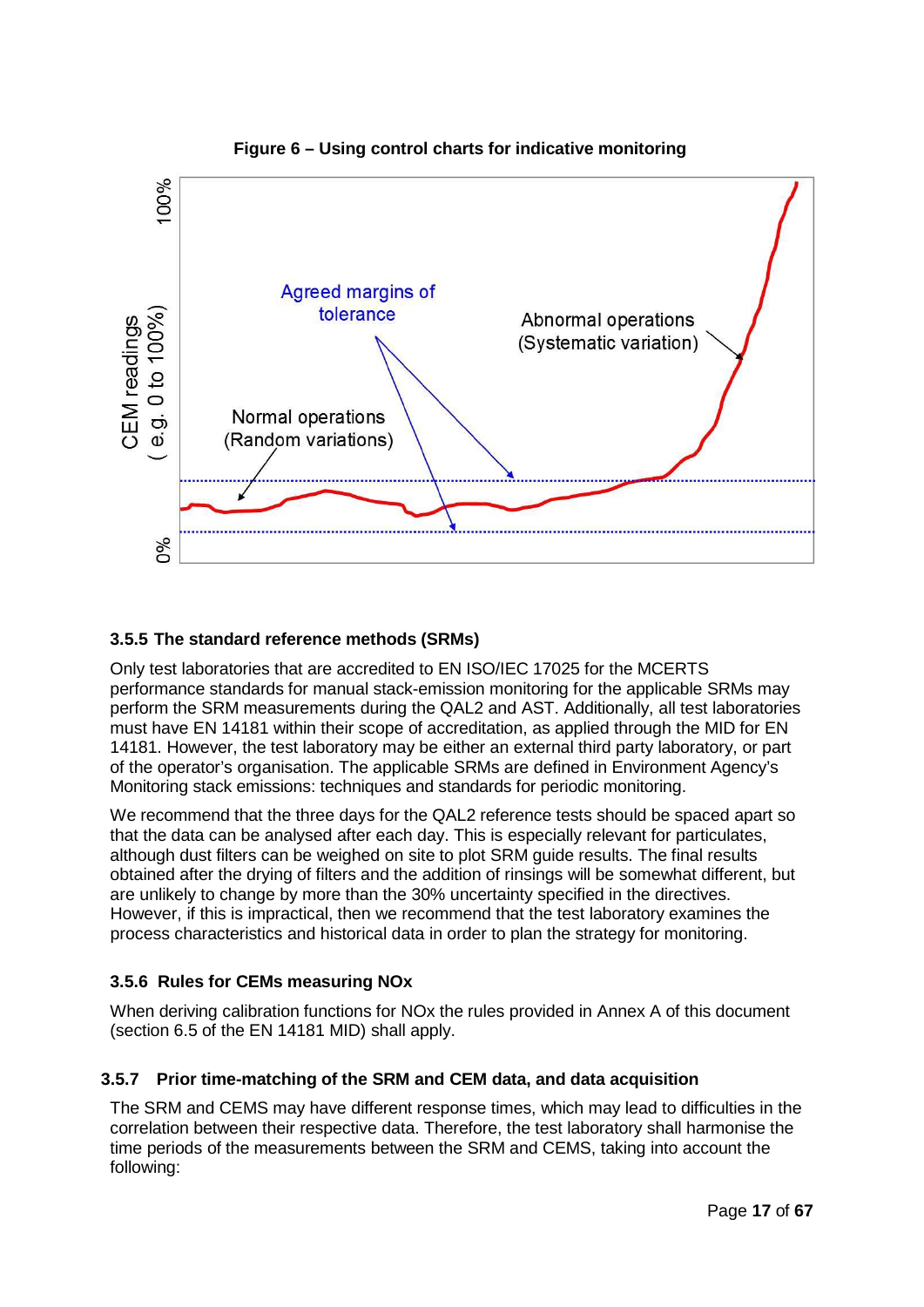**Figure 6 – Using control charts for indicative monitoring**

### 3.5.5 The standard reference methods (SRMs)

Only test laboratories that are accredited to EN ISO/IEC 17025 for the MCERTS performance standards for manual stack-emission monitoring for the applicable SRMs may perform the SRM measurements during the QAL2 and AST. Additionally, all test laboratories must have EN 14181 within their scope of accreditation, as applied through the MID for EN 14181. However, the test laboratory may be either an external third party laboratory, or part of the operator's organisation. The applicable SRMs are defined in Environment Agency's Monitoring stack emissions: techniques and standards for periodic monitoring.

We recommend that the three days for the QAL2 reference tests should be spaced apart so that the data can be analysed after each day. This is especially relevant for particulates, although dust filters can be weighed on site to plot SRM guide results. The final results obtained after the drying of filters and the addition of rinsings will be somewhat different, but are unlikely to change by more than the 30% uncertainty specified in the directives. However, if this is impractical, then we recommend that the test laboratory examines the process characteristics and historical data in order to plan the strategy for monitoring.

### 3.5.6 Rules for CEMs measuring NOx

When deriving calibration functions for NOx the rules provided in Annex A of this document (section 6.5 of the EN 14181 MID) shall apply.

### 3.5.7 Prior time-matching of the SRM and CEM data, and data acquisition

The SRM and CEMS may have different response times, which may lead to difficulties in the correlation between their respective data. Therefore, the test laboratory shall harmonise the time periods of the measurements between the SRM and CEMS, taking into account the following: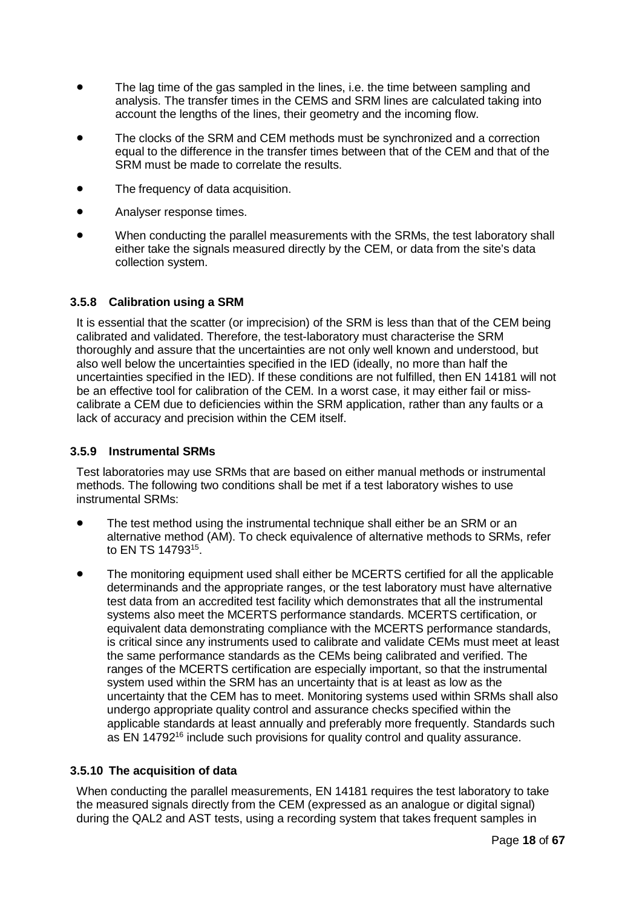- The lag time of the gas sampled in the lines, i.e. the time between sampling and analysis. The transfer times in the CEMS and SRM lines are calculated taking into account the lengths of the lines, their geometry and the incoming flow.
- The clocks of the SRM and CEM methods must be synchronized and a correction equal to the difference in the transfer times between that of the CEM and that of the SRM must be made to correlate the results.
- The frequency of data acquisition.
- Analyser response times.
- When conducting the parallel measurements with the SRMs, the test laboratory shall either take the signals measured directly by the CEM, or data from the site's data collection system.

### 3.5.8 Calibration using a SRM

It is essential that the scatter (or imprecision) of the SRM is less than that of the CEM being calibrated and validated. Therefore, the test-laboratory must characterise the SRM thoroughly and assure that the uncertainties are not only well known and understood, but also well below the uncertainties specified in the IED (ideally, no more than half the uncertainties specified in the IED). If these conditions are not fulfilled, then EN 14181 will not be an effective tool for calibration of the CEM. In a worst case, it may either fail or miss-calibrate a CEM due to deficiencies within the SRM application, rather than any faults or a lack of accuracy and precision within the CEM itself.

### 3.5.9 Instrumental SRMs

Test laboratories may use SRMs that are based on either manual methods or instrumental methods. The following two conditions shall be met if a test laboratory wishes to use instrumental SRMs:

- The test method using the instrumental technique shall either be an SRM or an alternative method (AM). To check equivalence of alternative methods to SRMs, refer to EN TS 14793[15].
- The monitoring equipment used shall either be MCERTS certified for all the applicable determinands and the appropriate ranges, or the test laboratory must have alternative test data from an accredited test facility which demonstrates that all the instrumental systems also meet the MCERTS performance standards. MCERTS certification, or equivalent data demonstrating compliance with the MCERTS performance standards, is critical since any instruments used to calibrate and validate CEMs must meet at least the same performance standards as the CEMs being calibrated and verified. The ranges of the MCERTS certification are especially important, so that the instrumental system used within the SRM has an uncertainty that is at least as low as the uncertainty that the CEM has to meet. Monitoring systems used within SRMs shall also undergo appropriate quality control and assurance checks specified within the applicable standards at least annually and preferably more frequently. Standards such as EN 14792[16] include such provisions for quality control and quality assurance.

### 3.5.10 The acquisition of data

When conducting the parallel measurements, EN 14181 requires the test laboratory to take the measured signals directly from the CEM (expressed as an analogue or digital signal) during the QAL2 and AST tests, using a recording system that takes frequent samples in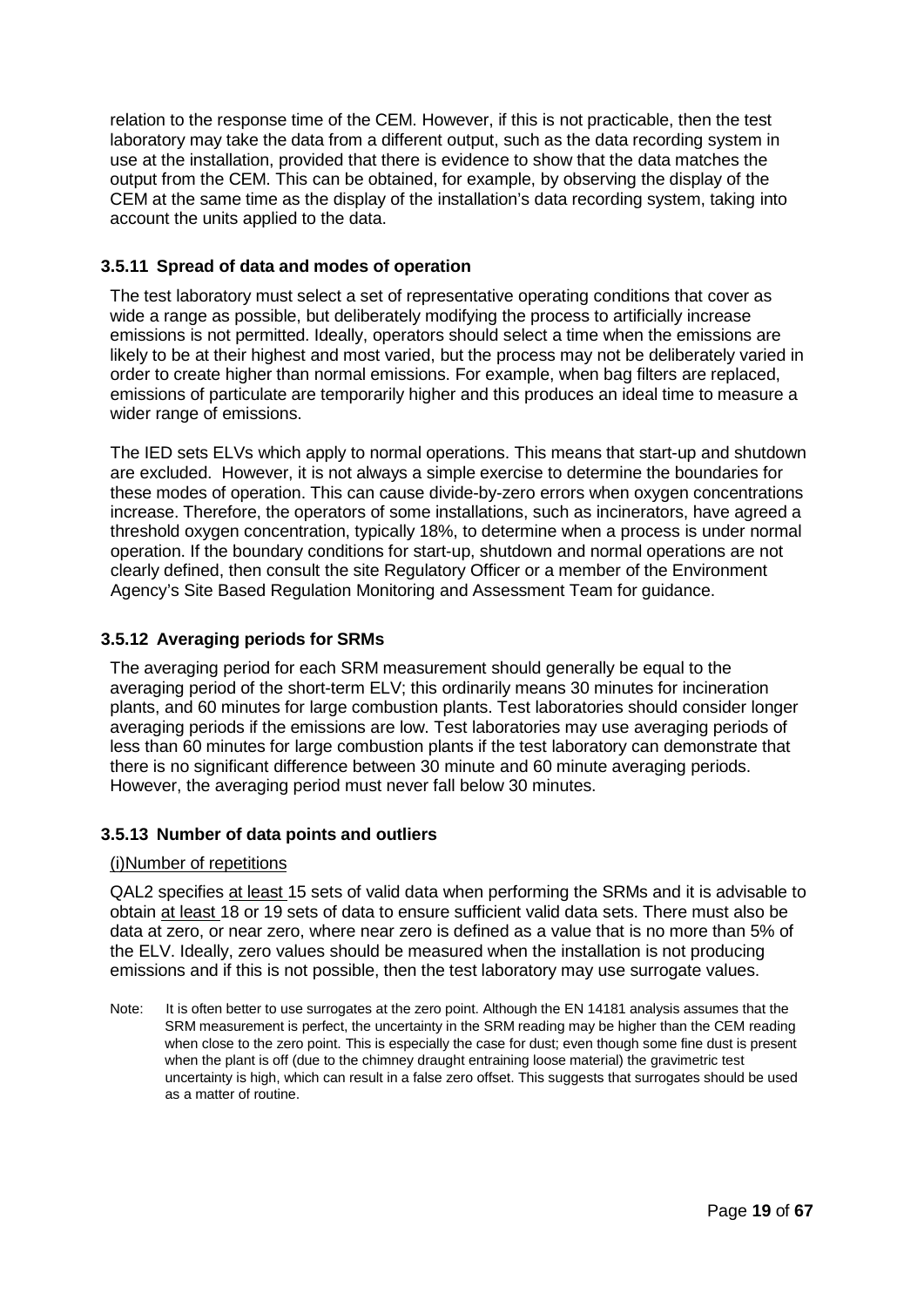relation to the response time of the CEM. However, if this is not practicable, then the test laboratory may take the data from a different output, such as the data recording system in use at the installation, provided that there is evidence to show that the data matches the output from the CEM. This can be obtained, for example, by observing the display of the CEM at the same time as the display of the installation's data recording system, taking into account the units applied to the data.

### 3.5.11 Spread of data and modes of operation

The test laboratory must select a set of representative operating conditions that cover as wide a range as possible, but deliberately modifying the process to artificially increase emissions is not permitted. Ideally, operators should select a time when the emissions are likely to be at their highest and most varied, but the process may not be deliberately varied in order to create higher than normal emissions. For example, when bag filters are replaced, emissions of particulate are temporarily higher and this produces an ideal time to measure a wider range of emissions.

The IED sets ELVs which apply to normal operations. This means that start-up and shutdown are excluded. However, it is not always a simple exercise to determine the boundaries for these modes of operation. This can cause divide-by-zero errors when oxygen concentrations increase. Therefore, the operators of some installations, such as incinerators, have agreed a threshold oxygen concentration, typically 18%, to determine when a process is under normal operation. If the boundary conditions for start-up, shutdown and normal operations are not clearly defined, then consult the site Regulatory Officer or a member of the Environment Agency's Site Based Regulation Monitoring and Assessment Team for guidance.

### 3.5.12 Averaging periods for SRMs

The averaging period for each SRM measurement should generally be equal to the averaging period of the short-term ELV; this ordinarily means 30 minutes for incineration plants, and 60 minutes for large combustion plants. Test laboratories should consider longer averaging periods if the emissions are low. Test laboratories may use averaging periods of less than 60 minutes for large combustion plants if the test laboratory can demonstrate that there is no significant difference between 30 minute and 60 minute averaging periods. However, the averaging period must never fall below 30 minutes.

### 3.5.13 Number of data points and outliers

(i)Number of repetitions

QAL2 specifies at least 15 sets of valid data when performing the SRMs and it is advisable to obtain at least 18 or 19 sets of data to ensure sufficient valid data sets. There must also be data at zero, or near zero, where near zero is defined as a value that is no more than 5% of the ELV. Ideally, zero values should be measured when the installation is not producing emissions and if this is not possible, then the test laboratory may use surrogate values.

Note: It is often better to use surrogates at the zero point. Although the EN 14181 analysis assumes that the SRM measurement is perfect, the uncertainty in the SRM reading may be higher than the CEM reading when close to the zero point. This is especially the case for dust; even though some fine dust is present when the plant is off (due to the chimney draught entraining loose material) the gravimetric test uncertainty is high, which can result in a false zero offset. This suggests that surrogates should be used as a matter of routine.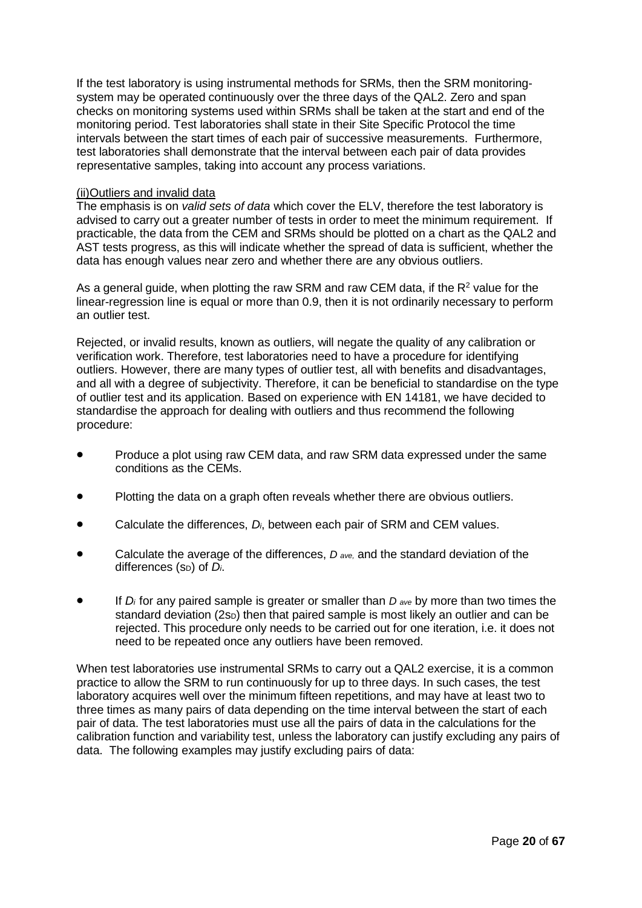If the test laboratory is using instrumental methods for SRMs, then the SRM monitoring-system may be operated continuously over the three days of the QAL2. Zero and span checks on monitoring systems used within SRMs shall be taken at the start and end of the monitoring period. Test laboratories shall state in their Site Specific Protocol the time intervals between the start times of each pair of successive measurements. Furthermore, test laboratories shall demonstrate that the interval between each pair of data provides representative samples, taking into account any process variations.

(ii)Outliers and invalid data

The emphasis is on *valid sets of data* which cover the ELV, therefore the test laboratory is advised to carry out a greater number of tests in order to meet the minimum requirement. If practicable, the data from the CEM and SRMs should be plotted on a chart as the QAL2 and AST tests progress, as this will indicate whether the spread of data is sufficient, whether the data has enough values near zero and whether there are any obvious outliers.

As a general guide, when plotting the raw SRM and raw CEM data, if the $R^2$ value for the linear-regression line is equal or more than 0.9, then it is not ordinarily necessary to perform an outlier test.

Rejected, or invalid results, known as outliers, will negate the quality of any calibration or verification work. Therefore, test laboratories need to have a procedure for identifying outliers. However, there are many types of outlier test, all with benefits and disadvantages, and all with a degree of subjectivity. Therefore, it can be beneficial to standardise on the type of outlier test and its application. Based on experience with EN 14181, we have decided to standardise the approach for dealing with outliers and thus recommend the following procedure:

- Produce a plot using raw CEM data, and raw SRM data expressed under the same conditions as the CEMs.
- Plotting the data on a graph often reveals whether there are obvious outliers.
- Calculate the differences, $D_i$, between each pair of SRM and CEM values.
- Calculate the average of the differences, $D_{ave}$, and the standard deviation of the differences ($s_D$) of $D_i$.
- If $D_i$ for any paired sample is greater or smaller than $D_{ave}$ by more than two times the standard deviation ($2s_D$) then that paired sample is most likely an outlier and can be rejected. This procedure only needs to be carried out for one iteration, i.e. it does not need to be repeated once any outliers have been removed.

When test laboratories use instrumental SRMs to carry out a QAL2 exercise, it is a common practice to allow the SRM to run continuously for up to three days. In such cases, the test laboratory acquires well over the minimum fifteen repetitions, and may have at least two to three times as many pairs of data depending on the time interval between the start of each pair of data. The test laboratories must use all the pairs of data in the calculations for the calibration function and variability test, unless the laboratory can justify excluding any pairs of data. The following examples may justify excluding pairs of data: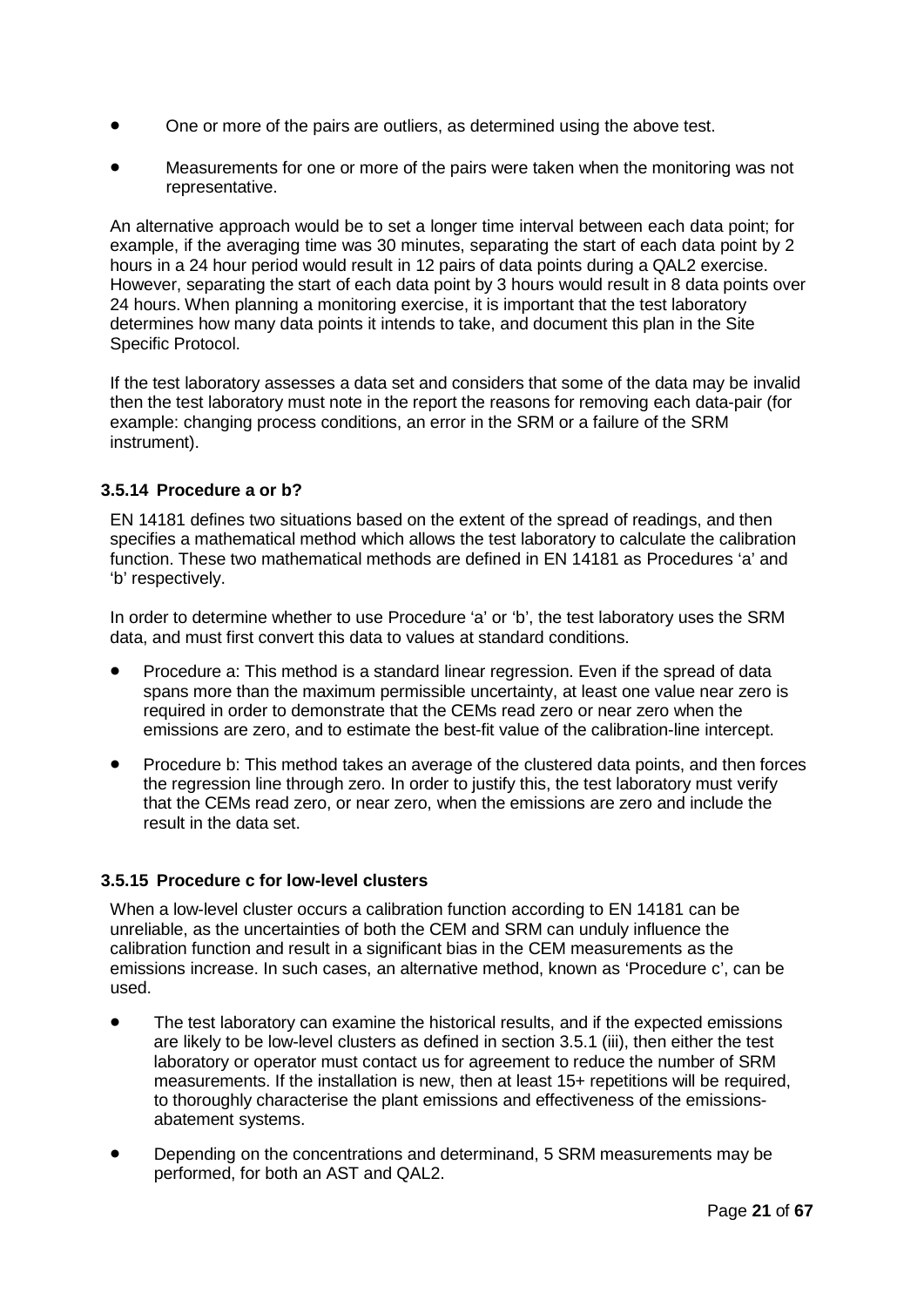- One or more of the pairs are outliers, as determined using the above test.
- Measurements for one or more of the pairs were taken when the monitoring was not representative.

An alternative approach would be to set a longer time interval between each data point; for example, if the averaging time was 30 minutes, separating the start of each data point by 2 hours in a 24 hour period would result in 12 pairs of data points during a QAL2 exercise. However, separating the start of each data point by 3 hours would result in 8 data points over 24 hours. When planning a monitoring exercise, it is important that the test laboratory determines how many data points it intends to take, and document this plan in the Site Specific Protocol.

If the test laboratory assesses a data set and considers that some of the data may be invalid then the test laboratory must note in the report the reasons for removing each data-pair (for example: changing process conditions, an error in the SRM or a failure of the SRM instrument).

### 3.5.14 Procedure a or b?

EN 14181 defines two situations based on the extent of the spread of readings, and then specifies a mathematical method which allows the test laboratory to calculate the calibration function. These two mathematical methods are defined in EN 14181 as Procedures 'a' and 'b' respectively.

In order to determine whether to use Procedure 'a' or 'b', the test laboratory uses the SRM data, and must first convert this data to values at standard conditions.

- Procedure a: This method is a standard linear regression. Even if the spread of data spans more than the maximum permissible uncertainty, at least one value near zero is required in order to demonstrate that the CEMs read zero or near zero when the emissions are zero, and to estimate the best-fit value of the calibration-line intercept.
- Procedure b: This method takes an average of the clustered data points, and then forces the regression line through zero. In order to justify this, the test laboratory must verify that the CEMs read zero, or near zero, when the emissions are zero and include the result in the data set.

### 3.5.15 Procedure c for low-level clusters

When a low-level cluster occurs a calibration function according to EN 14181 can be unreliable, as the uncertainties of both the CEM and SRM can unduly influence the calibration function and result in a significant bias in the CEM measurements as the emissions increase. In such cases, an alternative method, known as 'Procedure c', can be used.

- The test laboratory can examine the historical results, and if the expected emissions are likely to be low-level clusters as defined in section 3.5.1 (iii), then either the test laboratory or operator must contact us for agreement to reduce the number of SRM measurements. If the installation is new, then at least 15+ repetitions will be required, to thoroughly characterise the plant emissions and effectiveness of the emissions-abatement systems.
- Depending on the concentrations and determinand, 5 SRM measurements may be performed, for both an AST and QAL2.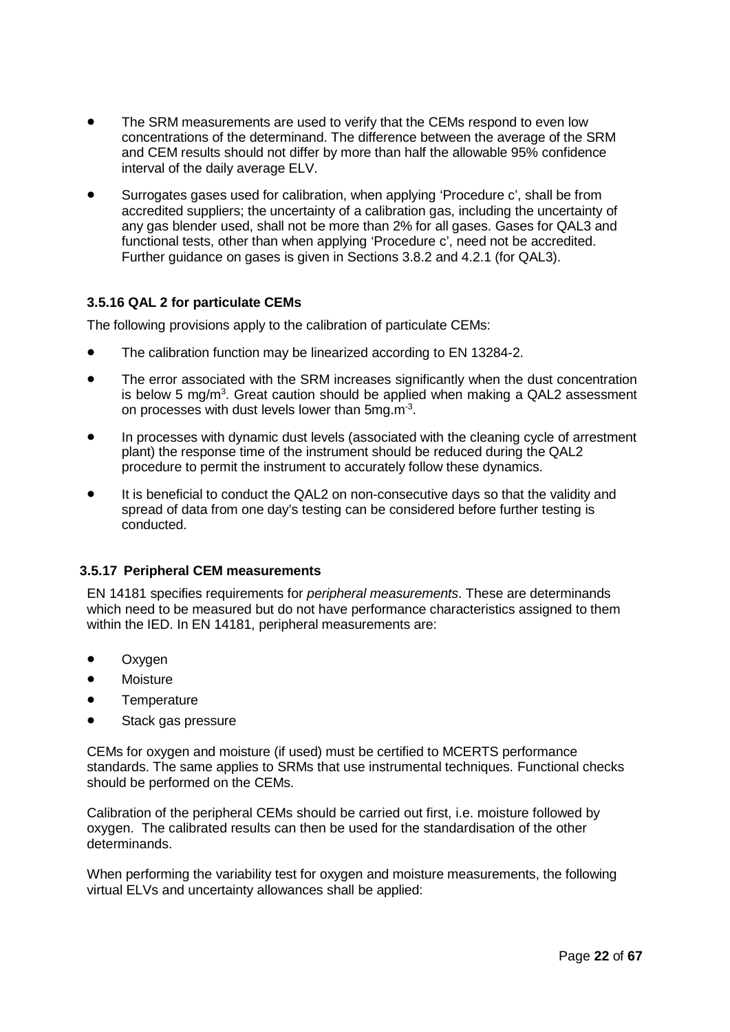- The SRM measurements are used to verify that the CEMs respond to even low concentrations of the determinand. The difference between the average of the SRM and CEM results should not differ by more than half the allowable 95% confidence interval of the daily average ELV.
- Surrogates gases used for calibration, when applying 'Procedure c', shall be from accredited suppliers; the uncertainty of a calibration gas, including the uncertainty of any gas blender used, shall not be more than 2% for all gases. Gases for QAL3 and functional tests, other than when applying 'Procedure c', need not be accredited. Further guidance on gases is given in Sections 3.8.2 and 4.2.1 (for QAL3).

### 3.5.16 QAL 2 for particulate CEMs

The following provisions apply to the calibration of particulate CEMs:

- The calibration function may be linearized according to EN 13284-2.
- The error associated with the SRM increases significantly when the dust concentration is below 5 mg/m$^3$. Great caution should be applied when making a QAL2 assessment on processes with dust levels lower than 5mg.m$^{-3}$.
- In processes with dynamic dust levels (associated with the cleaning cycle of arrestment plant) the response time of the instrument should be reduced during the QAL2 procedure to permit the instrument to accurately follow these dynamics.
- It is beneficial to conduct the QAL2 on non-consecutive days so that the validity and spread of data from one day's testing can be considered before further testing is conducted.

### 3.5.17 Peripheral CEM measurements

EN 14181 specifies requirements for *peripheral measurements*. These are determinands which need to be measured but do not have performance characteristics assigned to them within the IED. In EN 14181, peripheral measurements are:

- Oxygen
- Moisture
- Temperature
- Stack gas pressure

CEMs for oxygen and moisture (if used) must be certified to MCERTS performance standards. The same applies to SRMs that use instrumental techniques. Functional checks should be performed on the CEMs.

Calibration of the peripheral CEMs should be carried out first, i.e. moisture followed by oxygen. The calibrated results can then be used for the standardisation of the other determinands.

When performing the variability test for oxygen and moisture measurements, the following virtual ELVs and uncertainty allowances shall be applied: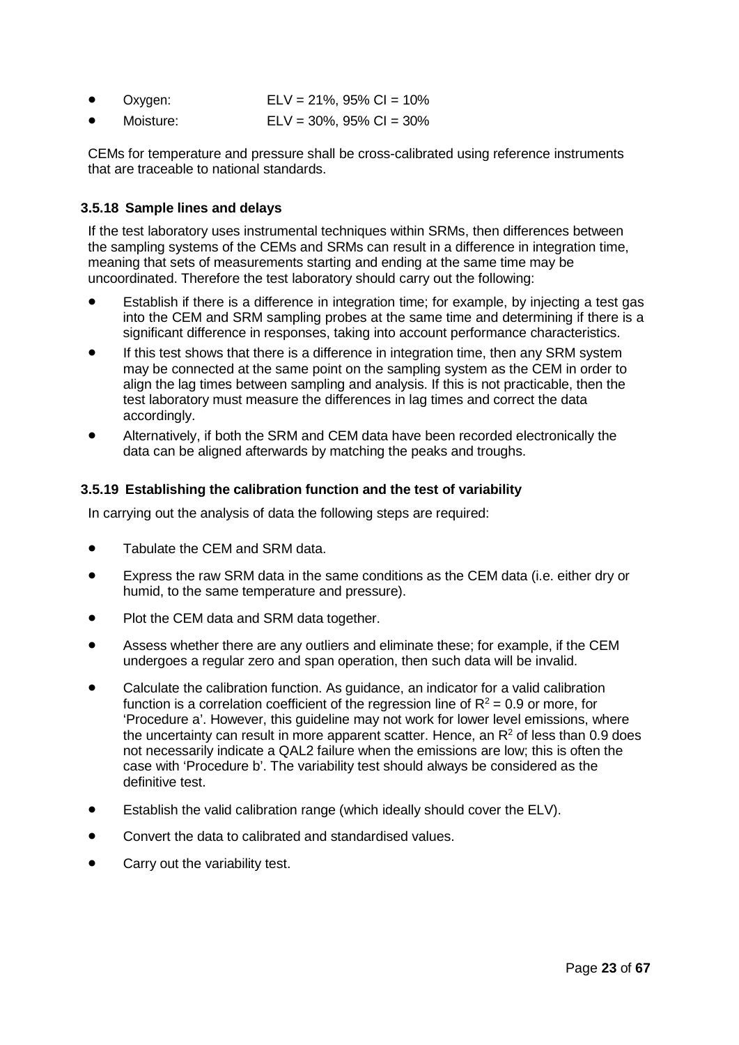- Oxygen: ELV = 21%, 95% CI = 10%
- Moisture: ELV = 30%, 95% CI = 30%

CEMs for temperature and pressure shall be cross-calibrated using reference instruments that are traceable to national standards.

### 3.5.18 Sample lines and delays

If the test laboratory uses instrumental techniques within SRMs, then differences between the sampling systems of the CEMs and SRMs can result in a difference in integration time, meaning that sets of measurements starting and ending at the same time may be uncoordinated. Therefore the test laboratory should carry out the following:

- Establish if there is a difference in integration time; for example, by injecting a test gas into the CEM and SRM sampling probes at the same time and determining if there is a significant difference in responses, taking into account performance characteristics.
- If this test shows that there is a difference in integration time, then any SRM system may be connected at the same point on the sampling system as the CEM in order to align the lag times between sampling and analysis. If this is not practicable, then the test laboratory must measure the differences in lag times and correct the data accordingly.
- Alternatively, if both the SRM and CEM data have been recorded electronically the data can be aligned afterwards by matching the peaks and troughs.

### 3.5.19 Establishing the calibration function and the test of variability

In carrying out the analysis of data the following steps are required:

- Tabulate the CEM and SRM data.
- Express the raw SRM data in the same conditions as the CEM data (i.e. either dry or humid, to the same temperature and pressure).
- Plot the CEM data and SRM data together.
- Assess whether there are any outliers and eliminate these; for example, if the CEM undergoes a regular zero and span operation, then such data will be invalid.
- Calculate the calibration function. As guidance, an indicator for a valid calibration function is a correlation coefficient of the regression line of $R^2 = 0.9$ or more, for 'Procedure a'. However, this guideline may not work for lower level emissions, where the uncertainty can result in more apparent scatter. Hence, an $R^2$ of less than 0.9 does not necessarily indicate a QAL2 failure when the emissions are low; this is often the case with 'Procedure b'. The variability test should always be considered as the definitive test.
- Establish the valid calibration range (which ideally should cover the ELV).
- Convert the data to calibrated and standardised values.
- Carry out the variability test.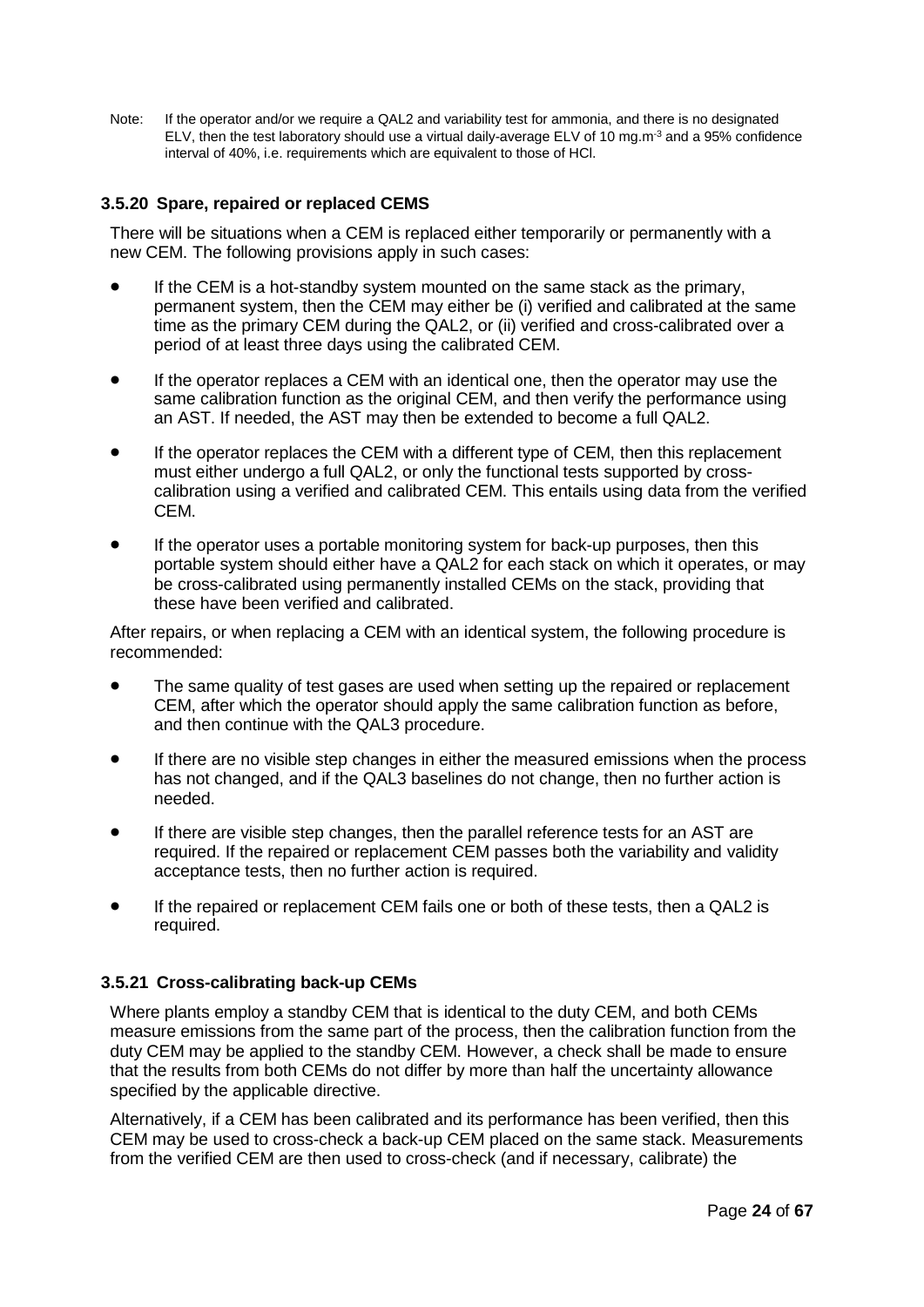Note: If the operator and/or we require a QAL2 and variability test for ammonia, and there is no designated ELV, then the test laboratory should use a virtual daily-average ELV of 10 mg.m$^{-3}$ and a 95% confidence interval of 40%, i.e. requirements which are equivalent to those of HCl.

### 3.5.20 Spare, repaired or replaced CEMS

There will be situations when a CEM is replaced either temporarily or permanently with a new CEM. The following provisions apply in such cases:

- If the CEM is a hot-standby system mounted on the same stack as the primary, permanent system, then the CEM may either be (i) verified and calibrated at the same time as the primary CEM during the QAL2, or (ii) verified and cross-calibrated over a period of at least three days using the calibrated CEM.
- If the operator replaces a CEM with an identical one, then the operator may use the same calibration function as the original CEM, and then verify the performance using an AST. If needed, the AST may then be extended to become a full QAL2.
- If the operator replaces the CEM with a different type of CEM, then this replacement must either undergo a full QAL2, or only the functional tests supported by cross-calibration using a verified and calibrated CEM. This entails using data from the verified CEM.
- If the operator uses a portable monitoring system for back-up purposes, then this portable system should either have a QAL2 for each stack on which it operates, or may be cross-calibrated using permanently installed CEMs on the stack, providing that these have been verified and calibrated.

After repairs, or when replacing a CEM with an identical system, the following procedure is recommended:

- The same quality of test gases are used when setting up the repaired or replacement CEM, after which the operator should apply the same calibration function as before, and then continue with the QAL3 procedure.
- If there are no visible step changes in either the measured emissions when the process has not changed, and if the QAL3 baselines do not change, then no further action is needed.
- If there are visible step changes, then the parallel reference tests for an AST are required. If the repaired or replacement CEM passes both the variability and validity acceptance tests, then no further action is required.
- If the repaired or replacement CEM fails one or both of these tests, then a QAL2 is required.

### 3.5.21 Cross-calibrating back-up CEMs

Where plants employ a standby CEM that is identical to the duty CEM, and both CEMs measure emissions from the same part of the process, then the calibration function from the duty CEM may be applied to the standby CEM. However, a check shall be made to ensure that the results from both CEMs do not differ by more than half the uncertainty allowance specified by the applicable directive.

Alternatively, if a CEM has been calibrated and its performance has been verified, then this CEM may be used to cross-check a back-up CEM placed on the same stack. Measurements from the verified CEM are then used to cross-check (and if necessary, calibrate) the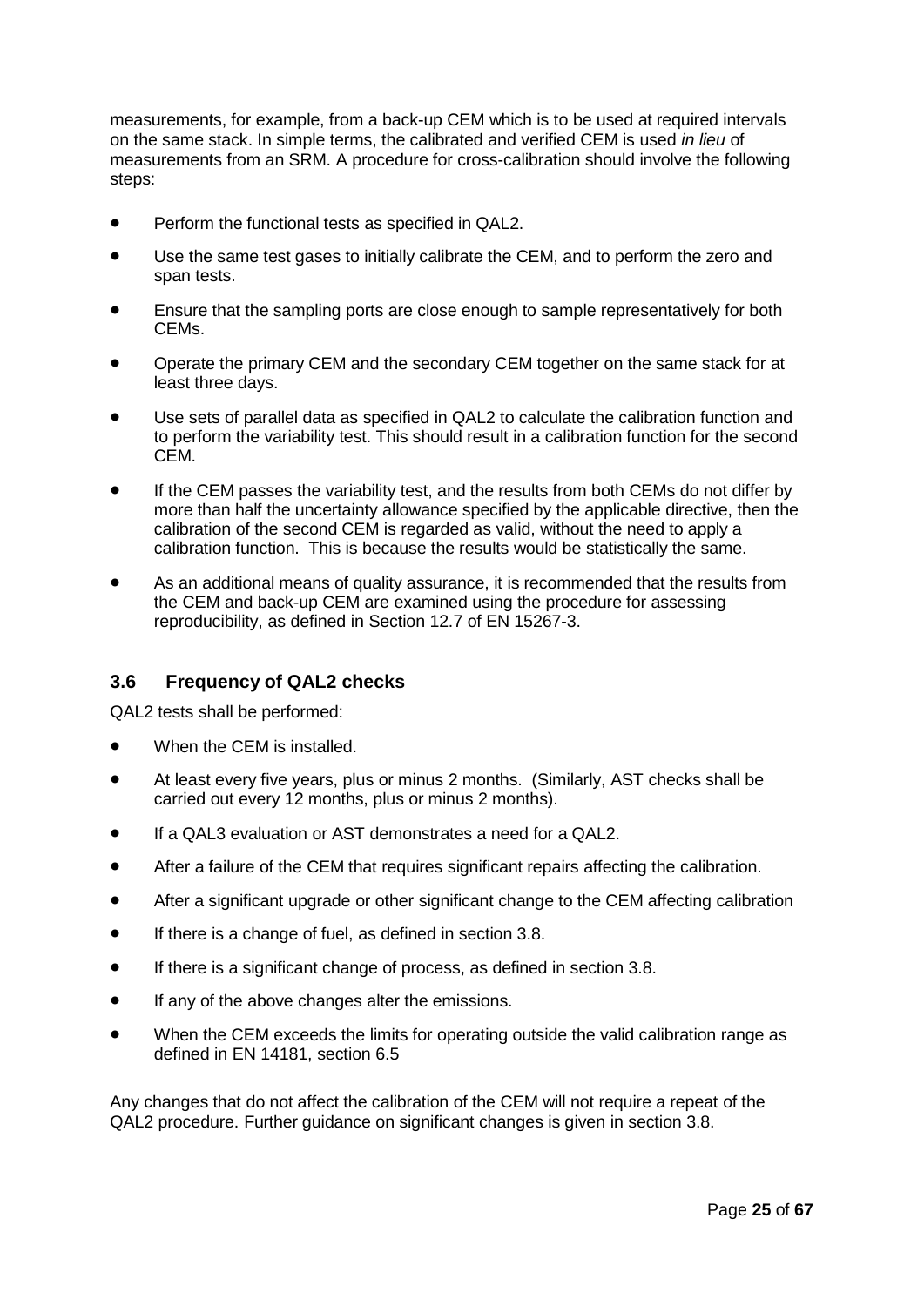measurements, for example, from a back-up CEM which is to be used at required intervals on the same stack. In simple terms, the calibrated and verified CEM is used *in lieu* of measurements from an SRM. A procedure for cross-calibration should involve the following steps:

- Perform the functional tests as specified in QAL2.
- Use the same test gases to initially calibrate the CEM, and to perform the zero and span tests.
- Ensure that the sampling ports are close enough to sample representatively for both CEMs.
- Operate the primary CEM and the secondary CEM together on the same stack for at least three days.
- Use sets of parallel data as specified in QAL2 to calculate the calibration function and to perform the variability test. This should result in a calibration function for the second CEM.
- If the CEM passes the variability test, and the results from both CEMs do not differ by more than half the uncertainty allowance specified by the applicable directive, then the calibration of the second CEM is regarded as valid, without the need to apply a calibration function. This is because the results would be statistically the same.
- As an additional means of quality assurance, it is recommended that the results from the CEM and back-up CEM are examined using the procedure for assessing reproducibility, as defined in Section 12.7 of EN 15267-3.

### 3.6 Frequency of QAL2 checks

QAL2 tests shall be performed:

- When the CEM is installed.
- At least every five years, plus or minus 2 months. (Similarly, AST checks shall be carried out every 12 months, plus or minus 2 months).
- If a QAL3 evaluation or AST demonstrates a need for a QAL2.
- After a failure of the CEM that requires significant repairs affecting the calibration.
- After a significant upgrade or other significant change to the CEM affecting calibration
- If there is a change of fuel, as defined in section 3.8.
- If there is a significant change of process, as defined in section 3.8.
- If any of the above changes alter the emissions.
- When the CEM exceeds the limits for operating outside the valid calibration range as defined in EN 14181, section 6.5

Any changes that do not affect the calibration of the CEM will not require a repeat of the QAL2 procedure. Further guidance on significant changes is given in section 3.8.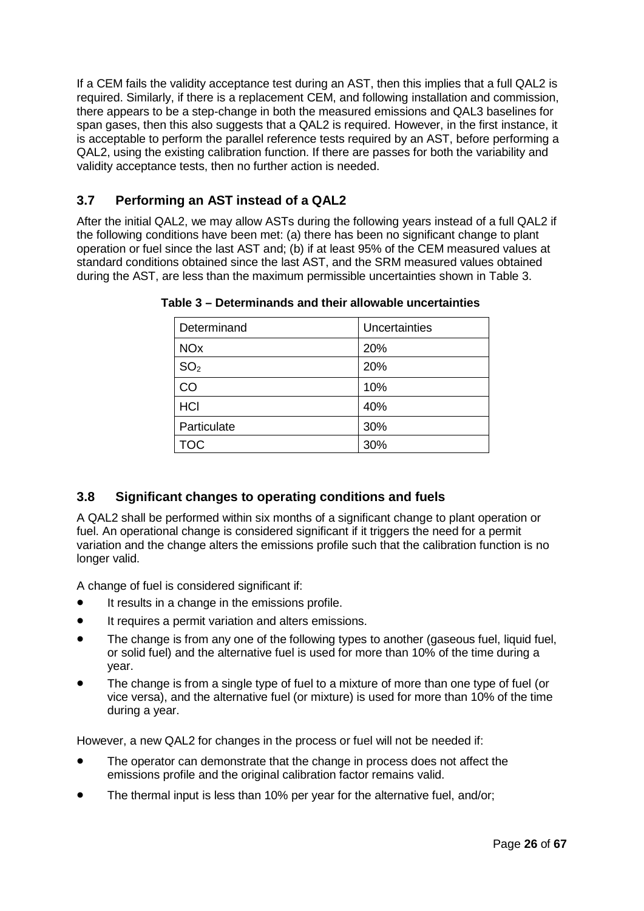If a CEM fails the validity acceptance test during an AST, then this implies that a full QAL2 is required. Similarly, if there is a replacement CEM, and following installation and commission, there appears to be a step-change in both the measured emissions and QAL3 baselines for span gases, then this also suggests that a QAL2 is required. However, in the first instance, it is acceptable to perform the parallel reference tests required by an AST, before performing a QAL2, using the existing calibration function. If there are passes for both the variability and validity acceptance tests, then no further action is needed.

### 3.7 Performing an AST instead of a QAL2

After the initial QAL2, we may allow ASTs during the following years instead of a full QAL2 if the following conditions have been met: (a) there has been no significant change to plant operation or fuel since the last AST and; (b) if at least 95% of the CEM measured values at standard conditions obtained since the last AST, and the SRM measured values obtained during the AST, are less than the maximum permissible uncertainties shown in Table 3.

**Table 3 – Determinands and their allowable uncertainties**

| Determinand | Uncertainties |
| --- | --- |
| NOx | 20% |
| $SO_2$ | 20% |
| CO | 10% |
| HCl | 40% |
| Particulate | 30% |
| TOC | 30% |

### 3.8 Significant changes to operating conditions and fuels

A QAL2 shall be performed within six months of a significant change to plant operation or fuel. An operational change is considered significant if it triggers the need for a permit variation and the change alters the emissions profile such that the calibration function is no longer valid.

A change of fuel is considered significant if:

- It results in a change in the emissions profile.
- It requires a permit variation and alters emissions.
- The change is from any one of the following types to another (gaseous fuel, liquid fuel, or solid fuel) and the alternative fuel is used for more than 10% of the time during a year.
- The change is from a single type of fuel to a mixture of more than one type of fuel (or vice versa), and the alternative fuel (or mixture) is used for more than 10% of the time during a year.

However, a new QAL2 for changes in the process or fuel will not be needed if:

- The operator can demonstrate that the change in process does not affect the emissions profile and the original calibration factor remains valid.
- The thermal input is less than 10% per year for the alternative fuel, and/or;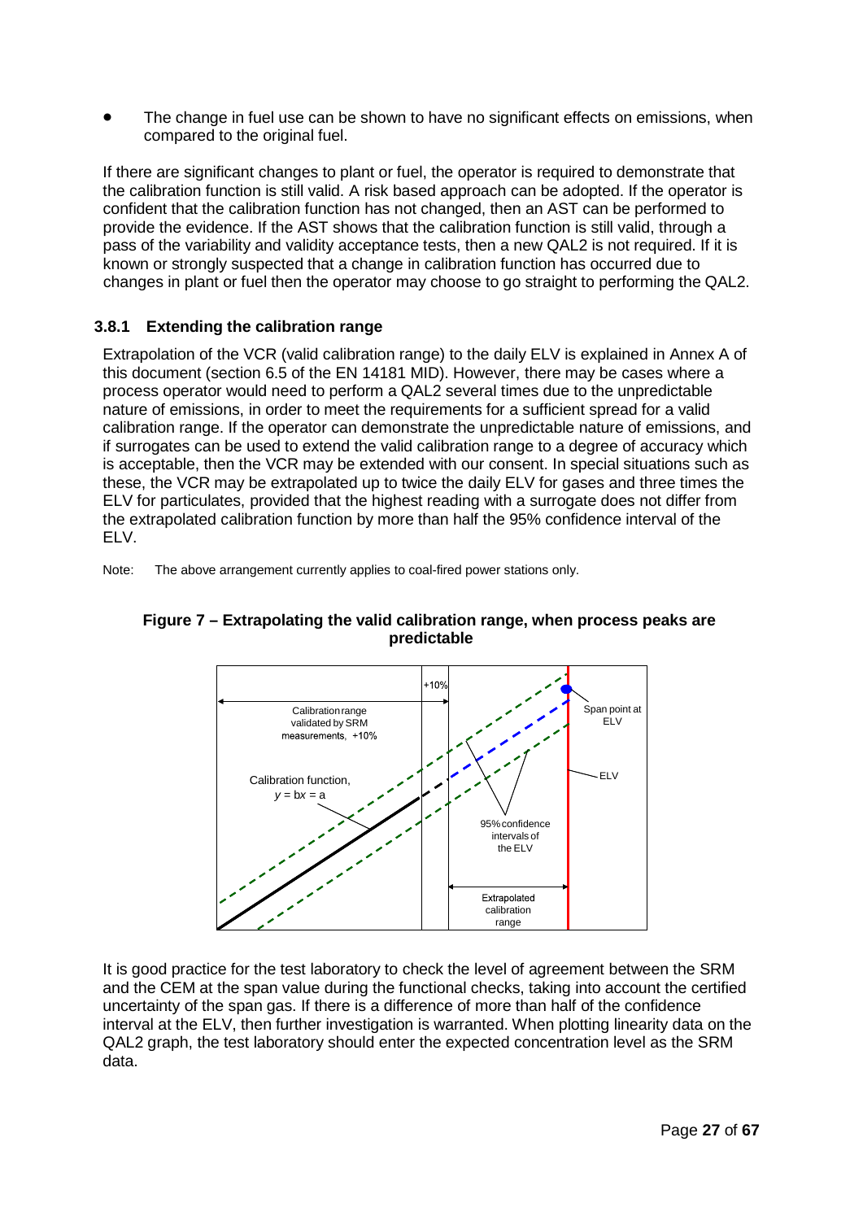- The change in fuel use can be shown to have no significant effects on emissions, when compared to the original fuel.

If there are significant changes to plant or fuel, the operator is required to demonstrate that the calibration function is still valid. A risk based approach can be adopted. If the operator is confident that the calibration function has not changed, then an AST can be performed to provide the evidence. If the AST shows that the calibration function is still valid, through a pass of the variability and validity acceptance tests, then a new QAL2 is not required. If it is known or strongly suspected that a change in calibration function has occurred due to changes in plant or fuel then the operator may choose to go straight to performing the QAL2.

### 3.8.1 Extending the calibration range

Extrapolation of the VCR (valid calibration range) to the daily ELV is explained in Annex A of this document (section 6.5 of the EN 14181 MID). However, there may be cases where a process operator would need to perform a QAL2 several times due to the unpredictable nature of emissions, in order to meet the requirements for a sufficient spread for a valid calibration range. If the operator can demonstrate the unpredictable nature of emissions, and if surrogates can be used to extend the valid calibration range to a degree of accuracy which is acceptable, then the VCR may be extended with our consent. In special situations such as these, the VCR may be extrapolated up to twice the daily ELV for gases and three times the ELV for particulates, provided that the highest reading with a surrogate does not differ from the extrapolated calibration function by more than half the 95% confidence interval of the ELV.

Note: The above arrangement currently applies to coal-fired power stations only.

**Figure 7 – Extrapolating the valid calibration range, when process peaks are predictable**

It is good practice for the test laboratory to check the level of agreement between the SRM and the CEM at the span value during the functional checks, taking into account the certified uncertainty of the span gas. If there is a difference of more than half of the confidence interval at the ELV, then further investigation is warranted. When plotting linearity data on the QAL2 graph, the test laboratory should enter the expected concentration level as the SRM data.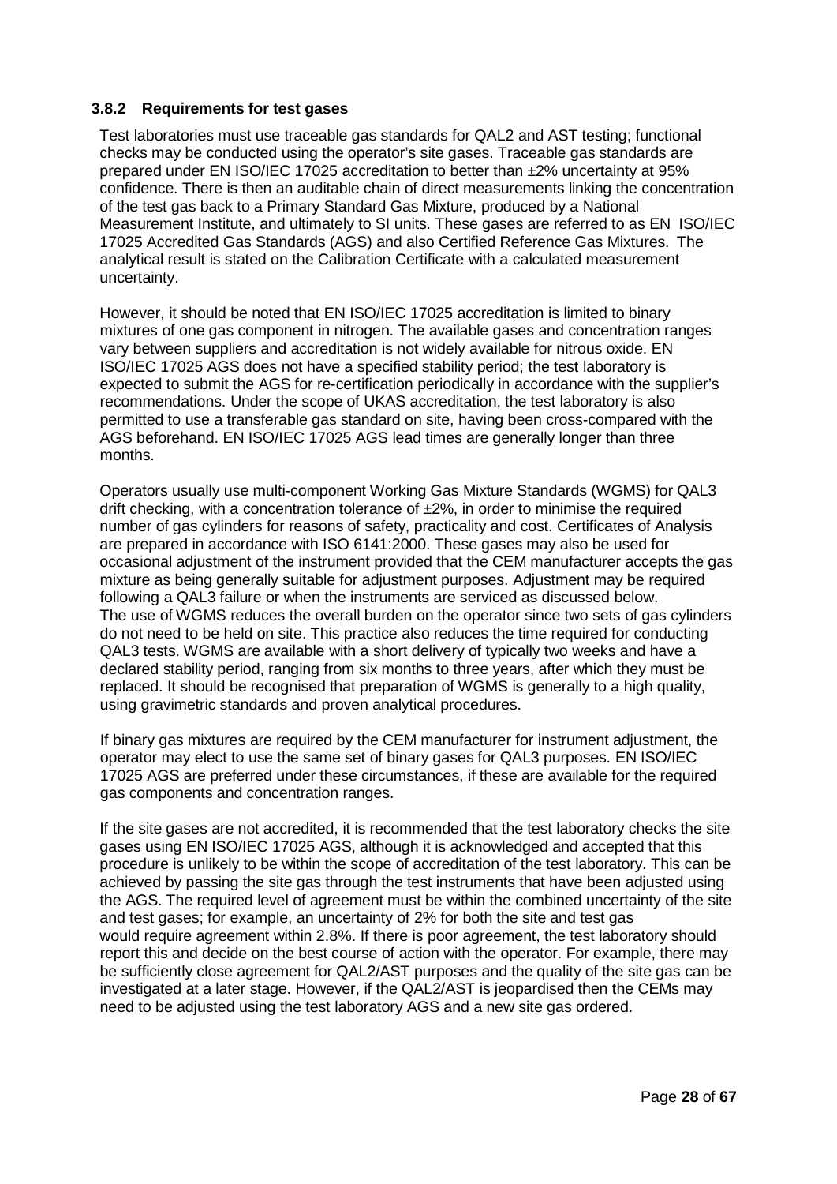### 3.8.2 Requirements for test gases

Test laboratories must use traceable gas standards for QAL2 and AST testing; functional checks may be conducted using the operator's site gases. Traceable gas standards are prepared under EN ISO/IEC 17025 accreditation to better than ±2% uncertainty at 95% confidence. There is then an auditable chain of direct measurements linking the concentration of the test gas back to a Primary Standard Gas Mixture, produced by a National Measurement Institute, and ultimately to SI units. These gases are referred to as EN ISO/IEC 17025 Accredited Gas Standards (AGS) and also Certified Reference Gas Mixtures. The analytical result is stated on the Calibration Certificate with a calculated measurement uncertainty.

However, it should be noted that EN ISO/IEC 17025 accreditation is limited to binary mixtures of one gas component in nitrogen. The available gases and concentration ranges vary between suppliers and accreditation is not widely available for nitrous oxide. EN ISO/IEC 17025 AGS does not have a specified stability period; the test laboratory is expected to submit the AGS for re-certification periodically in accordance with the supplier's recommendations. Under the scope of UKAS accreditation, the test laboratory is also permitted to use a transferable gas standard on site, having been cross-compared with the AGS beforehand. EN ISO/IEC 17025 AGS lead times are generally longer than three months.

Operators usually use multi-component Working Gas Mixture Standards (WGMS) for QAL3 drift checking, with a concentration tolerance of ±2%, in order to minimise the required number of gas cylinders for reasons of safety, practicality and cost. Certificates of Analysis are prepared in accordance with ISO 6141:2000. These gases may also be used for occasional adjustment of the instrument provided that the CEM manufacturer accepts the gas mixture as being generally suitable for adjustment purposes. Adjustment may be required following a QAL3 failure or when the instruments are serviced as discussed below. The use of WGMS reduces the overall burden on the operator since two sets of gas cylinders do not need to be held on site. This practice also reduces the time required for conducting QAL3 tests. WGMS are available with a short delivery of typically two weeks and have a declared stability period, ranging from six months to three years, after which they must be replaced. It should be recognised that preparation of WGMS is generally to a high quality, using gravimetric standards and proven analytical procedures.

If binary gas mixtures are required by the CEM manufacturer for instrument adjustment, the operator may elect to use the same set of binary gases for QAL3 purposes. EN ISO/IEC 17025 AGS are preferred under these circumstances, if these are available for the required gas components and concentration ranges.

If the site gases are not accredited, it is recommended that the test laboratory checks the site gases using EN ISO/IEC 17025 AGS, although it is acknowledged and accepted that this procedure is unlikely to be within the scope of accreditation of the test laboratory. This can be achieved by passing the site gas through the test instruments that have been adjusted using the AGS. The required level of agreement must be within the combined uncertainty of the site and test gases; for example, an uncertainty of 2% for both the site and test gas would require agreement within 2.8%. If there is poor agreement, the test laboratory should report this and decide on the best course of action with the operator. For example, there may be sufficiently close agreement for QAL2/AST purposes and the quality of the site gas can be investigated at a later stage. However, if the QAL2/AST is jeopardised then the CEMs may need to be adjusted using the test laboratory AGS and a new site gas ordered.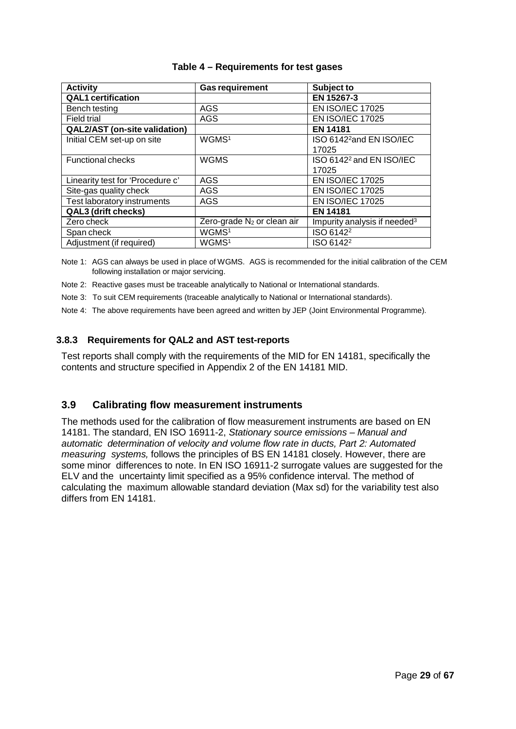**Table 4 – Requirements for test gases**

| Activity | Gas requirement | Subject to |
|---|---|---|
| **QAL1 certification** | | **EN 15267-3** |
| Bench testing | AGS | EN ISO/IEC 17025 |
| Field trial | AGS | EN ISO/IEC 17025 |
| **QAL2/AST (on-site validation)** | | **EN 14181** |
| Initial CEM set-up on site | WGMS[1] | ISO 6142[2] and EN ISO/IEC 17025 |
| Functional checks | WGMS | ISO 6142[2] and EN ISO/IEC 17025 |
| Linearity test for 'Procedure c' | AGS | EN ISO/IEC 17025 |
| Site-gas quality check | AGS | EN ISO/IEC 17025 |
| Test laboratory instruments | AGS | EN ISO/IEC 17025 |
| **QAL3 (drift checks)** | | **EN 14181** |
| Zero check | Zero-grade $N_2$ or clean air | Impurity analysis if needed[3] |
| Span check | WGMS[1] | ISO 6142[2] |
| Adjustment (if required) | WGMS[1] | ISO 6142[2] |

Note 1: AGS can always be used in place of WGMS. AGS is recommended for the initial calibration of the CEM following installation or major servicing.

Note 2: Reactive gases must be traceable analytically to National or International standards.

Note 3: To suit CEM requirements (traceable analytically to National or International standards).

Note 4: The above requirements have been agreed and written by JEP (Joint Environmental Programme).

### 3.8.3 Requirements for QAL2 and AST test-reports

Test reports shall comply with the requirements of the MID for EN 14181, specifically the contents and structure specified in Appendix 2 of the EN 14181 MID.

## 3.9 Calibrating flow measurement instruments

The methods used for the calibration of flow measurement instruments are based on EN 14181. The standard, EN ISO 16911-2, *Stationary source emissions – Manual and automatic determination of velocity and volume flow rate in ducts, Part 2: Automated measuring systems,* follows the principles of BS EN 14181 closely. However, there are some minor differences to note. In EN ISO 16911-2 surrogate values are suggested for the ELV and the uncertainty limit specified as a 95% confidence interval. The method of calculating the maximum allowable standard deviation (Max sd) for the variability test also differs from EN 14181.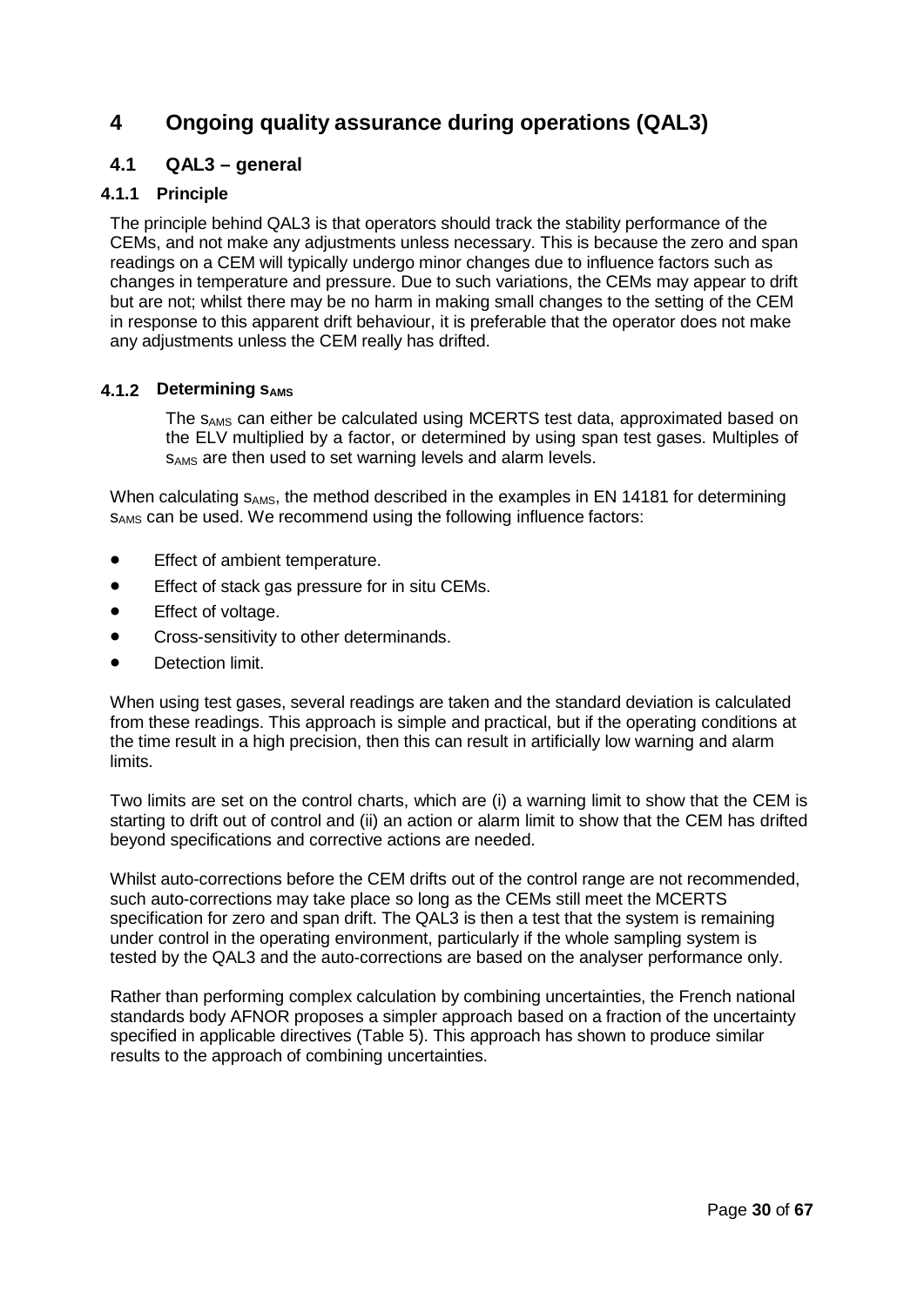# 4 Ongoing quality assurance during operations (QAL3)

## 4.1 QAL3 – general

### 4.1.1 Principle

The principle behind QAL3 is that operators should track the stability performance of the CEMs, and not make any adjustments unless necessary. This is because the zero and span readings on a CEM will typically undergo minor changes due to influence factors such as changes in temperature and pressure. Due to such variations, the CEMs may appear to drift but are not; whilst there may be no harm in making small changes to the setting of the CEM in response to this apparent drift behaviour, it is preferable that the operator does not make any adjustments unless the CEM really has drifted.

### 4.1.2 Determining $s_{AMS}$

The $s_{AMS}$ can either be calculated using MCERTS test data, approximated based on the ELV multiplied by a factor, or determined by using span test gases. Multiples of $s_{AMS}$ are then used to set warning levels and alarm levels.

When calculating $s_{AMS}$, the method described in the examples in EN 14181 for determining $s_{AMS}$ can be used. We recommend using the following influence factors:

- Effect of ambient temperature.
- Effect of stack gas pressure for in situ CEMs.
- Effect of voltage.
- Cross-sensitivity to other determinands.
- Detection limit.

When using test gases, several readings are taken and the standard deviation is calculated from these readings. This approach is simple and practical, but if the operating conditions at the time result in a high precision, then this can result in artificially low warning and alarm limits.

Two limits are set on the control charts, which are (i) a warning limit to show that the CEM is starting to drift out of control and (ii) an action or alarm limit to show that the CEM has drifted beyond specifications and corrective actions are needed.

Whilst auto-corrections before the CEM drifts out of the control range are not recommended, such auto-corrections may take place so long as the CEMs still meet the MCERTS specification for zero and span drift. The QAL3 is then a test that the system is remaining under control in the operating environment, particularly if the whole sampling system is tested by the QAL3 and the auto-corrections are based on the analyser performance only.

Rather than performing complex calculation by combining uncertainties, the French national standards body AFNOR proposes a simpler approach based on a fraction of the uncertainty specified in applicable directives (Table 5). This approach has shown to produce similar results to the approach of combining uncertainties.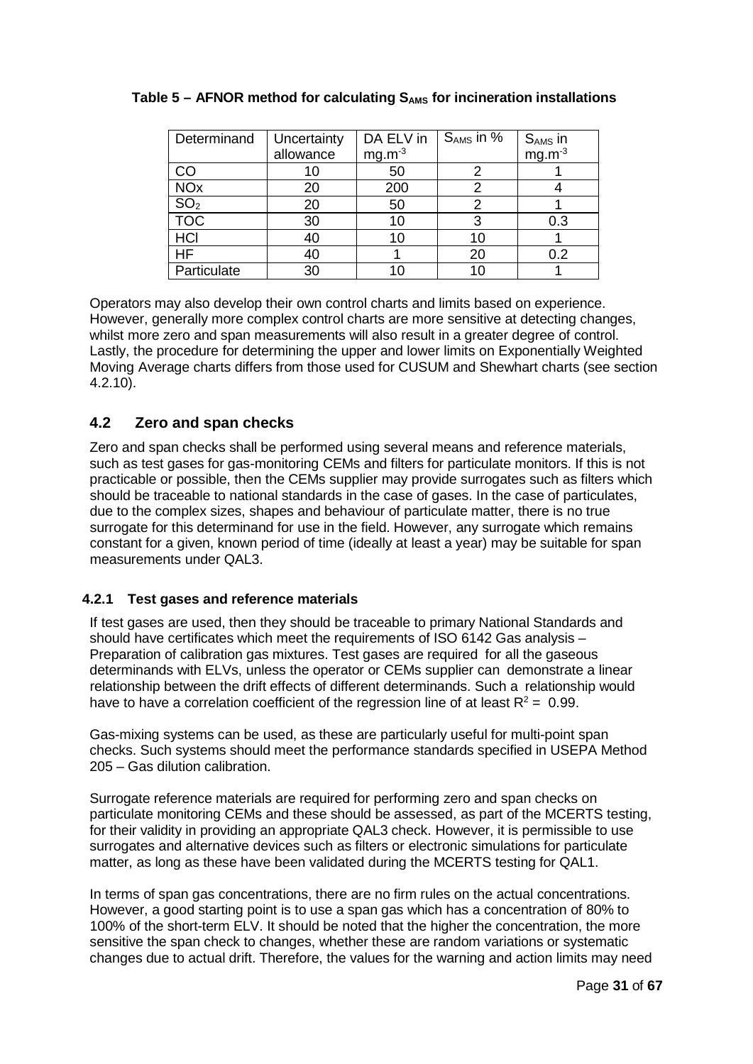**Table 5 – AFNOR method for calculating $S_{AMS}$ for incineration installations**

| Determinand | Uncertainty allowance | DA ELV in $mg.m^{-3}$ | $S_{AMS}$ in % | $S_{AMS}$ in $mg.m^{-3}$ |
|---|---|---|---|---|
| CO | 10 | 50 | 2 | 1 |
| NOx | 20 | 200 | 2 | 4 |
| $SO_2$ | 20 | 50 | 2 | 1 |
| TOC | 30 | 10 | 3 | 0.3 |
| HCl | 40 | 10 | 10 | 1 |
| HF | 40 | 1 | 20 | 0.2 |
| Particulate | 30 | 10 | 10 | 1 |

Operators may also develop their own control charts and limits based on experience. However, generally more complex control charts are more sensitive at detecting changes, whilst more zero and span measurements will also result in a greater degree of control. Lastly, the procedure for determining the upper and lower limits on Exponentially Weighted Moving Average charts differs from those used for CUSUM and Shewhart charts (see section 4.2.10).

## 4.2 Zero and span checks

Zero and span checks shall be performed using several means and reference materials, such as test gases for gas-monitoring CEMs and filters for particulate monitors. If this is not practicable or possible, then the CEMs supplier may provide surrogates such as filters which should be traceable to national standards in the case of gases. In the case of particulates, due to the complex sizes, shapes and behaviour of particulate matter, there is no true surrogate for this determinand for use in the field. However, any surrogate which remains constant for a given, known period of time (ideally at least a year) may be suitable for span measurements under QAL3.

### 4.2.1 Test gases and reference materials

If test gases are used, then they should be traceable to primary National Standards and should have certificates which meet the requirements of ISO 6142 Gas analysis – Preparation of calibration gas mixtures. Test gases are required for all the gaseous determinands with ELVs, unless the operator or CEMs supplier can demonstrate a linear relationship between the drift effects of different determinands. Such a relationship would have to have a correlation coefficient of the regression line of at least $R^2 = 0.99$.

Gas-mixing systems can be used, as these are particularly useful for multi-point span checks. Such systems should meet the performance standards specified in USEPA Method 205 – Gas dilution calibration.

Surrogate reference materials are required for performing zero and span checks on particulate monitoring CEMs and these should be assessed, as part of the MCERTS testing, for their validity in providing an appropriate QAL3 check. However, it is permissible to use surrogates and alternative devices such as filters or electronic simulations for particulate matter, as long as these have been validated during the MCERTS testing for QAL1.

In terms of span gas concentrations, there are no firm rules on the actual concentrations. However, a good starting point is to use a span gas which has a concentration of 80% to 100% of the short-term ELV. It should be noted that the higher the concentration, the more sensitive the span check to changes, whether these are random variations or systematic changes due to actual drift. Therefore, the values for the warning and action limits may need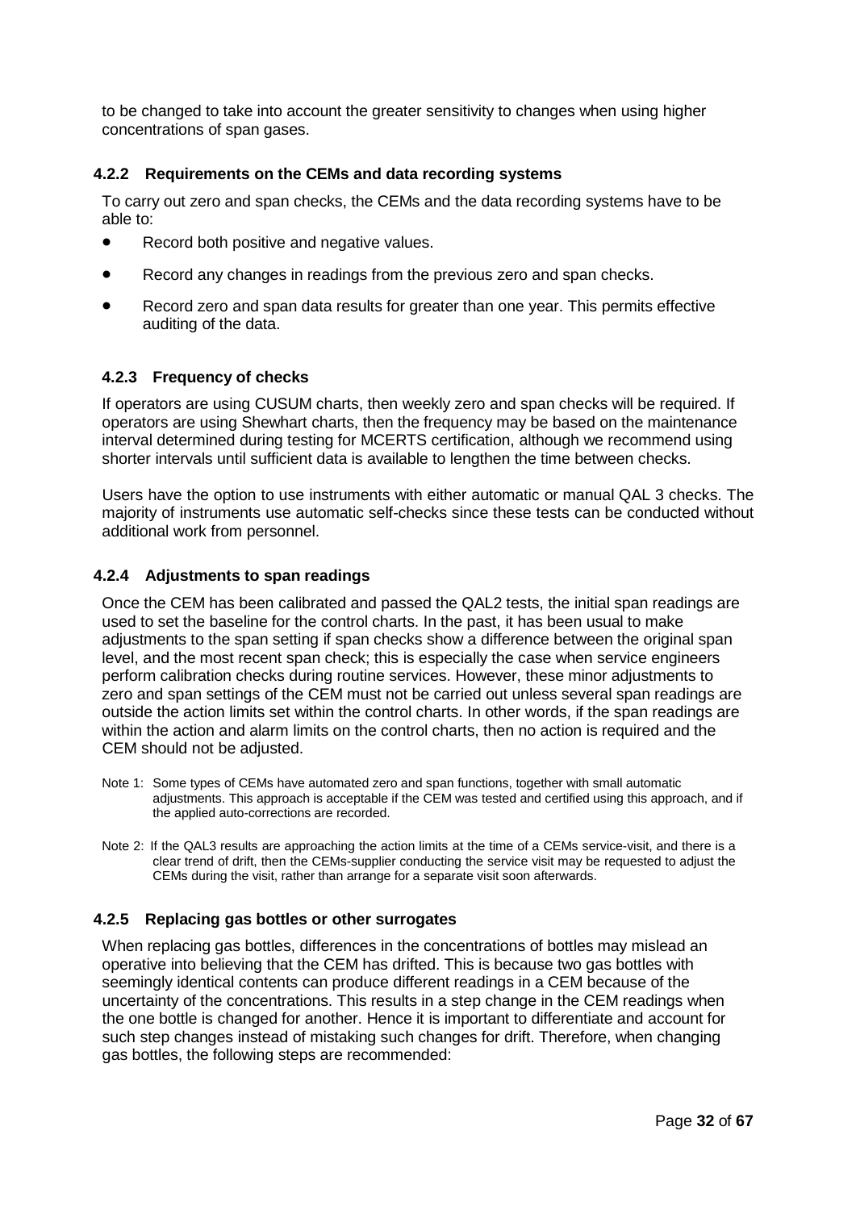to be changed to take into account the greater sensitivity to changes when using higher concentrations of span gases.

### 4.2.2 Requirements on the CEMs and data recording systems

To carry out zero and span checks, the CEMs and the data recording systems have to be able to:

- Record both positive and negative values.
- Record any changes in readings from the previous zero and span checks.
- Record zero and span data results for greater than one year. This permits effective auditing of the data.

### 4.2.3 Frequency of checks

If operators are using CUSUM charts, then weekly zero and span checks will be required. If operators are using Shewhart charts, then the frequency may be based on the maintenance interval determined during testing for MCERTS certification, although we recommend using shorter intervals until sufficient data is available to lengthen the time between checks.

Users have the option to use instruments with either automatic or manual QAL 3 checks. The majority of instruments use automatic self-checks since these tests can be conducted without additional work from personnel.

### 4.2.4 Adjustments to span readings

Once the CEM has been calibrated and passed the QAL2 tests, the initial span readings are used to set the baseline for the control charts. In the past, it has been usual to make adjustments to the span setting if span checks show a difference between the original span level, and the most recent span check; this is especially the case when service engineers perform calibration checks during routine services. However, these minor adjustments to zero and span settings of the CEM must not be carried out unless several span readings are outside the action limits set within the control charts. In other words, if the span readings are within the action and alarm limits on the control charts, then no action is required and the CEM should not be adjusted.

Note 1: Some types of CEMs have automated zero and span functions, together with small automatic adjustments. This approach is acceptable if the CEM was tested and certified using this approach, and if the applied auto-corrections are recorded.

Note 2: If the QAL3 results are approaching the action limits at the time of a CEMs service-visit, and there is a clear trend of drift, then the CEMs-supplier conducting the service visit may be requested to adjust the CEMs during the visit, rather than arrange for a separate visit soon afterwards.

### 4.2.5 Replacing gas bottles or other surrogates

When replacing gas bottles, differences in the concentrations of bottles may mislead an operative into believing that the CEM has drifted. This is because two gas bottles with seemingly identical contents can produce different readings in a CEM because of the uncertainty of the concentrations. This results in a step change in the CEM readings when the one bottle is changed for another. Hence it is important to differentiate and account for such step changes instead of mistaking such changes for drift. Therefore, when changing gas bottles, the following steps are recommended: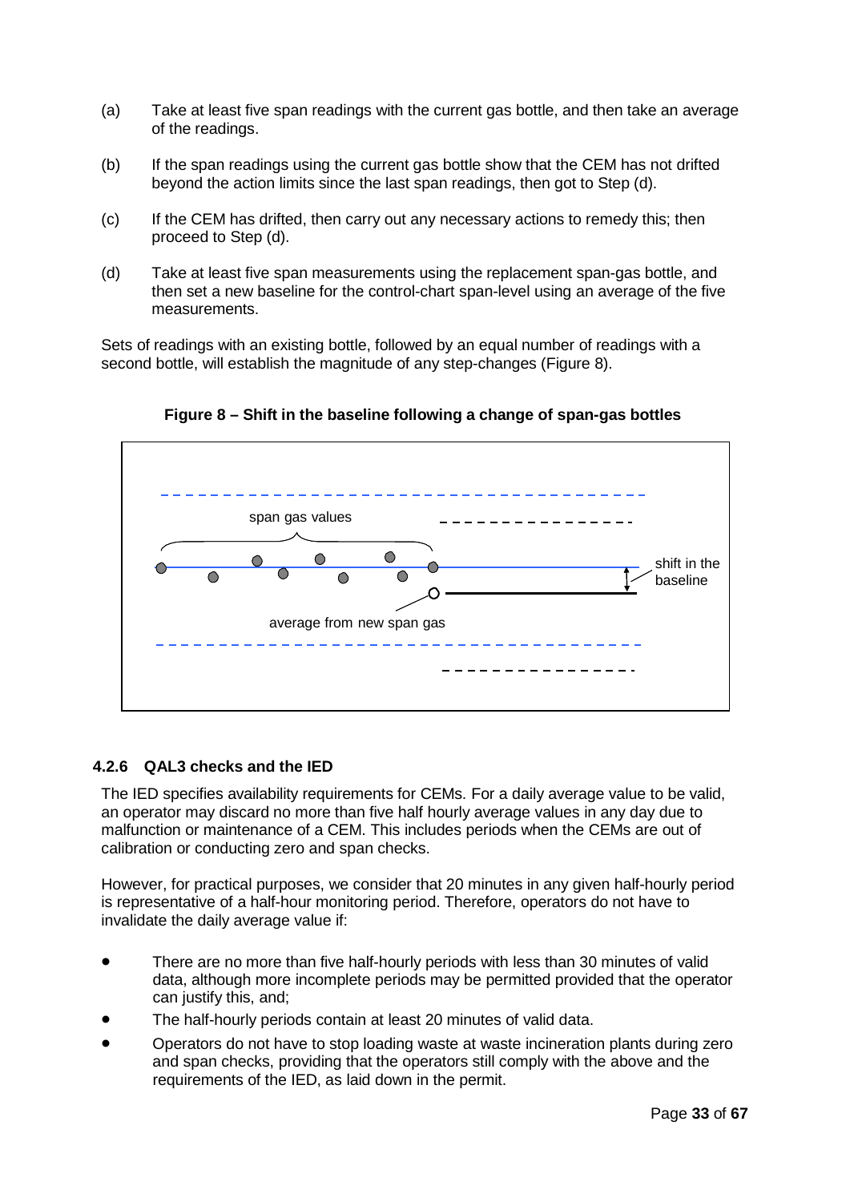(a) Take at least five span readings with the current gas bottle, and then take an average of the readings.

(b) If the span readings using the current gas bottle show that the CEM has not drifted beyond the action limits since the last span readings, then got to Step (d).

(c) If the CEM has drifted, then carry out any necessary actions to remedy this; then proceed to Step (d).

(d) Take at least five span measurements using the replacement span-gas bottle, and then set a new baseline for the control-chart span-level using an average of the five measurements.

Sets of readings with an existing bottle, followed by an equal number of readings with a second bottle, will establish the magnitude of any step-changes (Figure 8).

**Figure 8 – Shift in the baseline following a change of span-gas bottles**

### 4.2.6 QAL3 checks and the IED

The IED specifies availability requirements for CEMs. For a daily average value to be valid, an operator may discard no more than five half hourly average values in any day due to malfunction or maintenance of a CEM. This includes periods when the CEMs are out of calibration or conducting zero and span checks.

However, for practical purposes, we consider that 20 minutes in any given half-hourly period is representative of a half-hour monitoring period. Therefore, operators do not have to invalidate the daily average value if:

- There are no more than five half-hourly periods with less than 30 minutes of valid data, although more incomplete periods may be permitted provided that the operator can justify this, and;
- The half-hourly periods contain at least 20 minutes of valid data.
- Operators do not have to stop loading waste at waste incineration plants during zero and span checks, providing that the operators still comply with the above and the requirements of the IED, as laid down in the permit.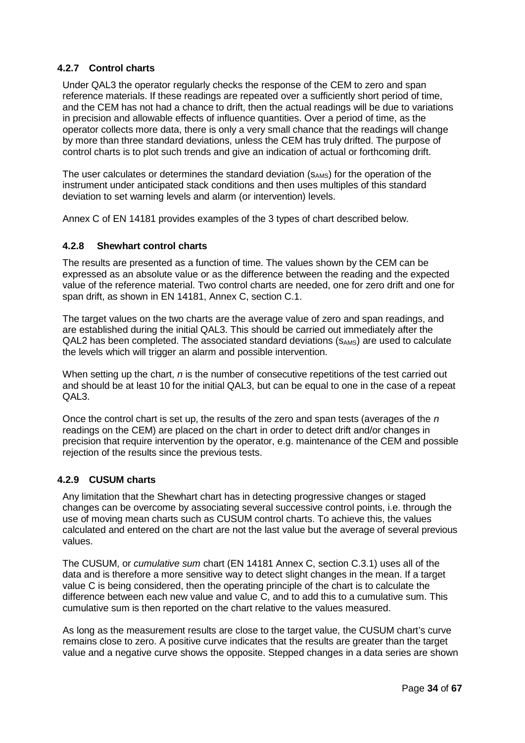### 4.2.7 Control charts

Under QAL3 the operator regularly checks the response of the CEM to zero and span reference materials. If these readings are repeated over a sufficiently short period of time, and the CEM has not had a chance to drift, then the actual readings will be due to variations in precision and allowable effects of influence quantities. Over a period of time, as the operator collects more data, there is only a very small chance that the readings will change by more than three standard deviations, unless the CEM has truly drifted. The purpose of control charts is to plot such trends and give an indication of actual or forthcoming drift.

The user calculates or determines the standard deviation ($s_{AMS}$) for the operation of the instrument under anticipated stack conditions and then uses multiples of this standard deviation to set warning levels and alarm (or intervention) levels.

Annex C of EN 14181 provides examples of the 3 types of chart described below.

### 4.2.8 Shewhart control charts

The results are presented as a function of time. The values shown by the CEM can be expressed as an absolute value or as the difference between the reading and the expected value of the reference material. Two control charts are needed, one for zero drift and one for span drift, as shown in EN 14181, Annex C, section C.1.

The target values on the two charts are the average value of zero and span readings, and are established during the initial QAL3. This should be carried out immediately after the QAL2 has been completed. The associated standard deviations ($s_{AMS}$) are used to calculate the levels which will trigger an alarm and possible intervention.

When setting up the chart, *n* is the number of consecutive repetitions of the test carried out and should be at least 10 for the initial QAL3, but can be equal to one in the case of a repeat QAL3.

Once the control chart is set up, the results of the zero and span tests (averages of the *n* readings on the CEM) are placed on the chart in order to detect drift and/or changes in precision that require intervention by the operator, e.g. maintenance of the CEM and possible rejection of the results since the previous tests.

### 4.2.9 CUSUM charts

Any limitation that the Shewhart chart has in detecting progressive changes or staged changes can be overcome by associating several successive control points, i.e. through the use of moving mean charts such as CUSUM control charts. To achieve this, the values calculated and entered on the chart are not the last value but the average of several previous values.

The CUSUM, or *cumulative sum* chart (EN 14181 Annex C, section C.3.1) uses all of the data and is therefore a more sensitive way to detect slight changes in the mean. If a target value C is being considered, then the operating principle of the chart is to calculate the difference between each new value and value C, and to add this to a cumulative sum. This cumulative sum is then reported on the chart relative to the values measured.

As long as the measurement results are close to the target value, the CUSUM chart's curve remains close to zero. A positive curve indicates that the results are greater than the target value and a negative curve shows the opposite. Stepped changes in a data series are shown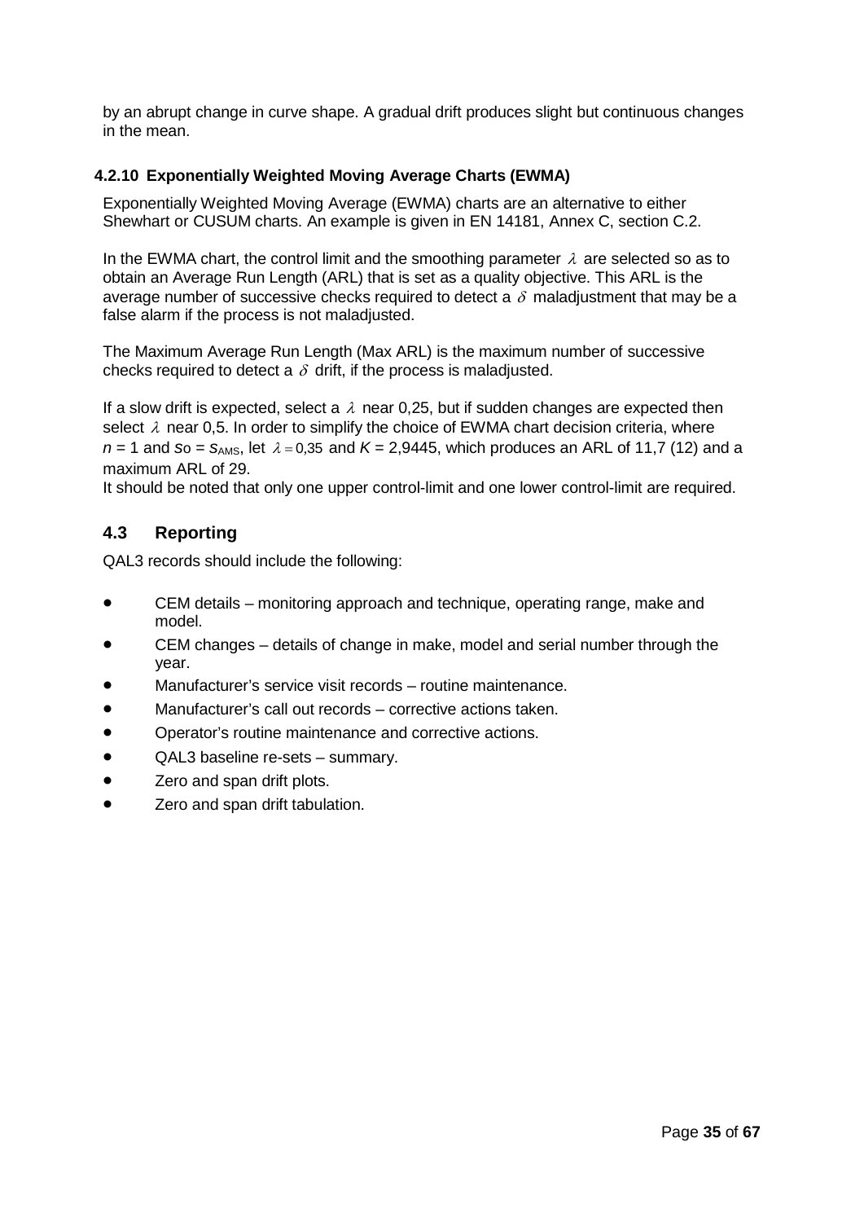by an abrupt change in curve shape. A gradual drift produces slight but continuous changes in the mean.

#### 4.2.10 Exponentially Weighted Moving Average Charts (EWMA)

Exponentially Weighted Moving Average (EWMA) charts are an alternative to either Shewhart or CUSUM charts. An example is given in EN 14181, Annex C, section C.2.

In the EWMA chart, the control limit and the smoothing parameter $\lambda$ are selected so as to obtain an Average Run Length (ARL) that is set as a quality objective. This ARL is the average number of successive checks required to detect a $\delta$ maladjustment that may be a false alarm if the process is not maladjusted.

The Maximum Average Run Length (Max ARL) is the maximum number of successive checks required to detect a $\delta$ drift, if the process is maladjusted.

If a slow drift is expected, select a $\lambda$ near 0,25, but if sudden changes are expected then select $\lambda$ near 0,5. In order to simplify the choice of EWMA chart decision criteria, where $n = 1$ and $s_0 = s_{AMS}$, let $\lambda = 0{,}35$ and $K = 2{,}9445$, which produces an ARL of 11,7 (12) and a maximum ARL of 29.

It should be noted that only one upper control-limit and one lower control-limit are required.

### 4.3 Reporting

QAL3 records should include the following:

- CEM details – monitoring approach and technique, operating range, make and model.
- CEM changes – details of change in make, model and serial number through the year.
- Manufacturer's service visit records – routine maintenance.
- Manufacturer's call out records – corrective actions taken.
- Operator's routine maintenance and corrective actions.
- QAL3 baseline re-sets – summary.
- Zero and span drift plots.
- Zero and span drift tabulation.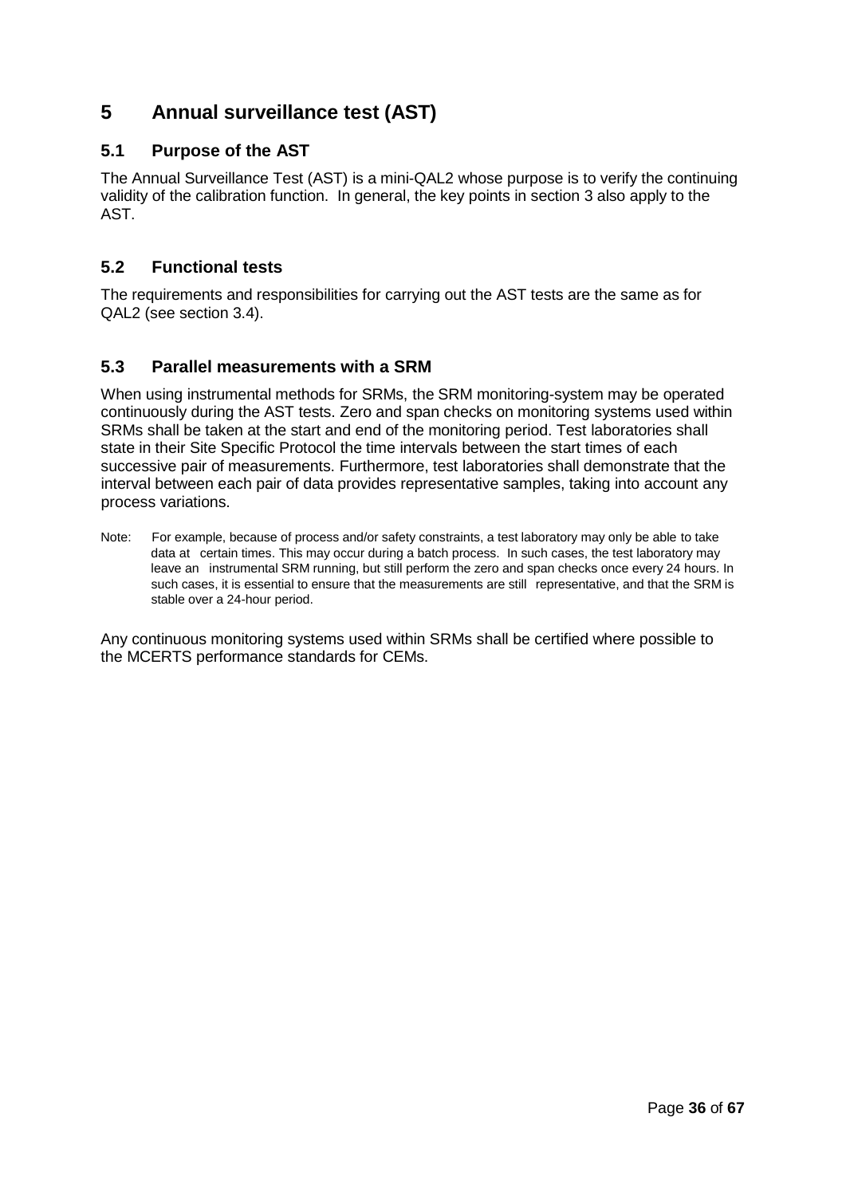# 5 Annual surveillance test (AST)

## 5.1 Purpose of the AST

The Annual Surveillance Test (AST) is a mini-QAL2 whose purpose is to verify the continuing validity of the calibration function. In general, the key points in section 3 also apply to the AST.

## 5.2 Functional tests

The requirements and responsibilities for carrying out the AST tests are the same as for QAL2 (see section 3.4).

## 5.3 Parallel measurements with a SRM

When using instrumental methods for SRMs, the SRM monitoring-system may be operated continuously during the AST tests. Zero and span checks on monitoring systems used within SRMs shall be taken at the start and end of the monitoring period. Test laboratories shall state in their Site Specific Protocol the time intervals between the start times of each successive pair of measurements. Furthermore, test laboratories shall demonstrate that the interval between each pair of data provides representative samples, taking into account any process variations.

Note: For example, because of process and/or safety constraints, a test laboratory may only be able to take data at certain times. This may occur during a batch process. In such cases, the test laboratory may leave an instrumental SRM running, but still perform the zero and span checks once every 24 hours. In such cases, it is essential to ensure that the measurements are still representative, and that the SRM is stable over a 24-hour period.

Any continuous monitoring systems used within SRMs shall be certified where possible to the MCERTS performance standards for CEMs.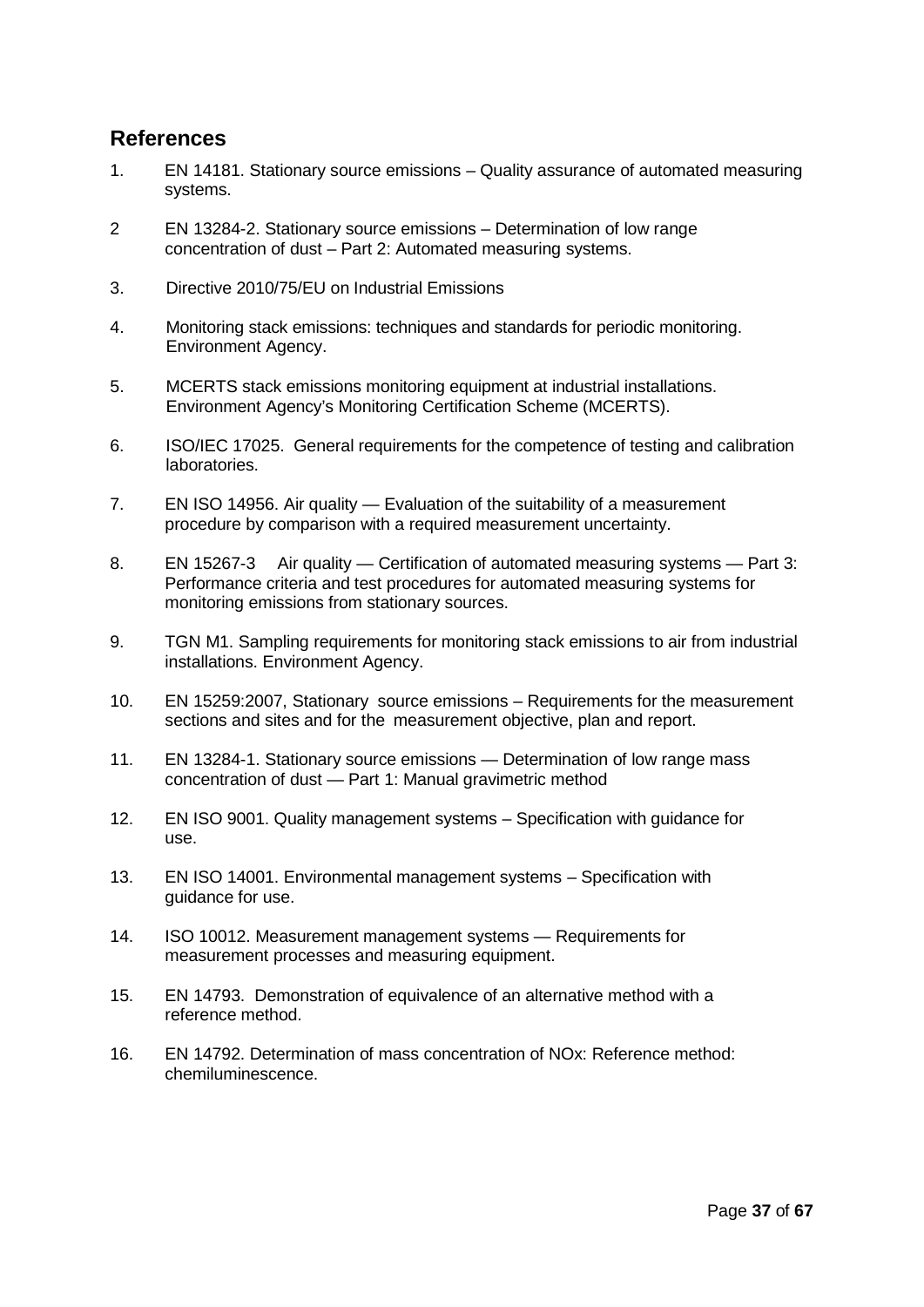## References

1. EN 14181. Stationary source emissions – Quality assurance of automated measuring systems.

2. EN 13284-2. Stationary source emissions – Determination of low range concentration of dust – Part 2: Automated measuring systems.

3. Directive 2010/75/EU on Industrial Emissions

4. Monitoring stack emissions: techniques and standards for periodic monitoring. Environment Agency.

5. MCERTS stack emissions monitoring equipment at industrial installations. Environment Agency's Monitoring Certification Scheme (MCERTS).

6. ISO/IEC 17025. General requirements for the competence of testing and calibration laboratories.

7. EN ISO 14956. Air quality — Evaluation of the suitability of a measurement procedure by comparison with a required measurement uncertainty.

8. EN 15267-3 Air quality — Certification of automated measuring systems — Part 3: Performance criteria and test procedures for automated measuring systems for monitoring emissions from stationary sources.

9. TGN M1. Sampling requirements for monitoring stack emissions to air from industrial installations. Environment Agency.

10. EN 15259:2007, Stationary source emissions – Requirements for the measurement sections and sites and for the measurement objective, plan and report.

11. EN 13284-1. Stationary source emissions — Determination of low range mass concentration of dust — Part 1: Manual gravimetric method

12. EN ISO 9001. Quality management systems – Specification with guidance for use.

13. EN ISO 14001. Environmental management systems – Specification with guidance for use.

14. ISO 10012. Measurement management systems — Requirements for measurement processes and measuring equipment.

15. EN 14793. Demonstration of equivalence of an alternative method with a reference method.

16. EN 14792. Determination of mass concentration of NOx: Reference method: chemiluminescence.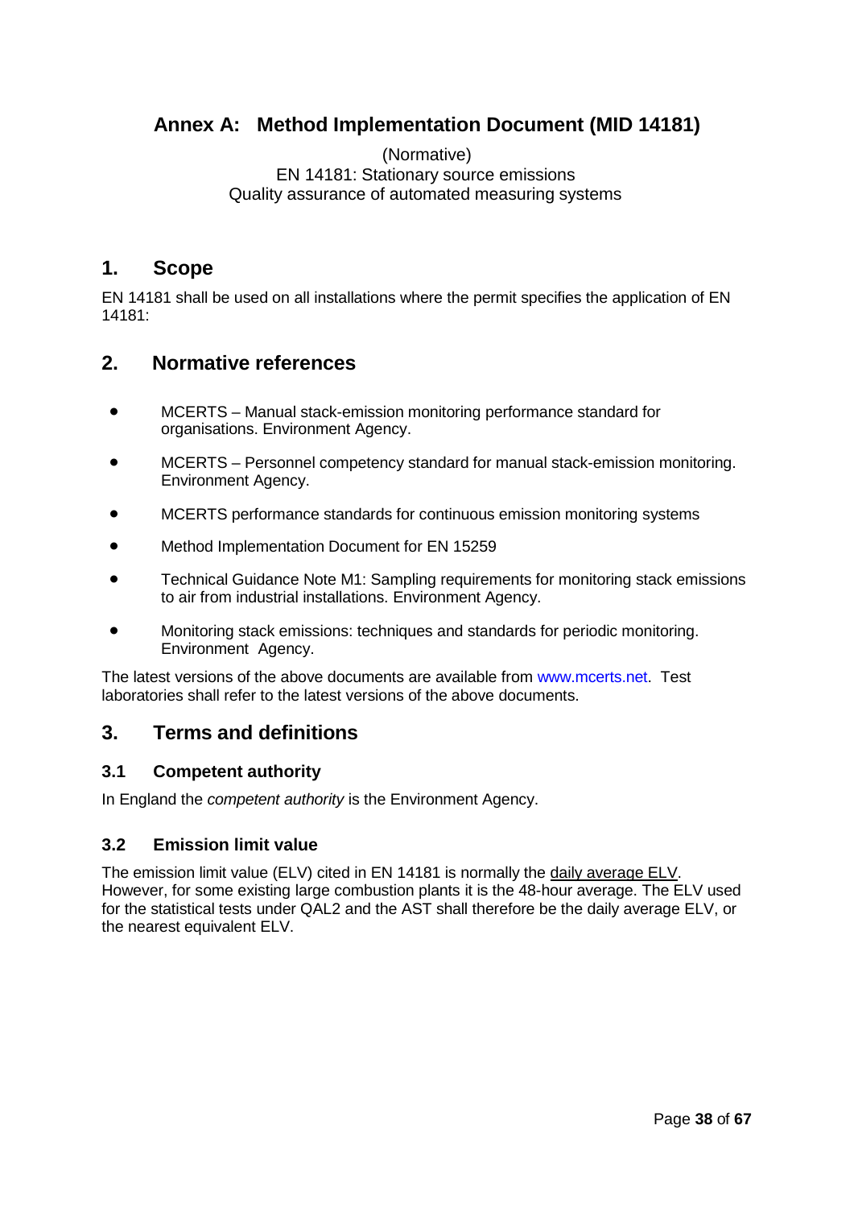# Annex A: Method Implementation Document (MID 14181)

(Normative)
EN 14181: Stationary source emissions
Quality assurance of automated measuring systems

## 1. Scope

EN 14181 shall be used on all installations where the permit specifies the application of EN 14181:

## 2. Normative references

- MCERTS – Manual stack-emission monitoring performance standard for organisations. Environment Agency.
- MCERTS – Personnel competency standard for manual stack-emission monitoring. Environment Agency.
- MCERTS performance standards for continuous emission monitoring systems
- Method Implementation Document for EN 15259
- Technical Guidance Note M1: Sampling requirements for monitoring stack emissions to air from industrial installations. Environment Agency.
- Monitoring stack emissions: techniques and standards for periodic monitoring. Environment Agency.

The latest versions of the above documents are available from www.mcerts.net. Test laboratories shall refer to the latest versions of the above documents.

## 3. Terms and definitions

### 3.1 Competent authority

In England the *competent authority* is the Environment Agency.

### 3.2 Emission limit value

The emission limit value (ELV) cited in EN 14181 is normally the daily average ELV. However, for some existing large combustion plants it is the 48-hour average. The ELV used for the statistical tests under QAL2 and the AST shall therefore be the daily average ELV, or the nearest equivalent ELV.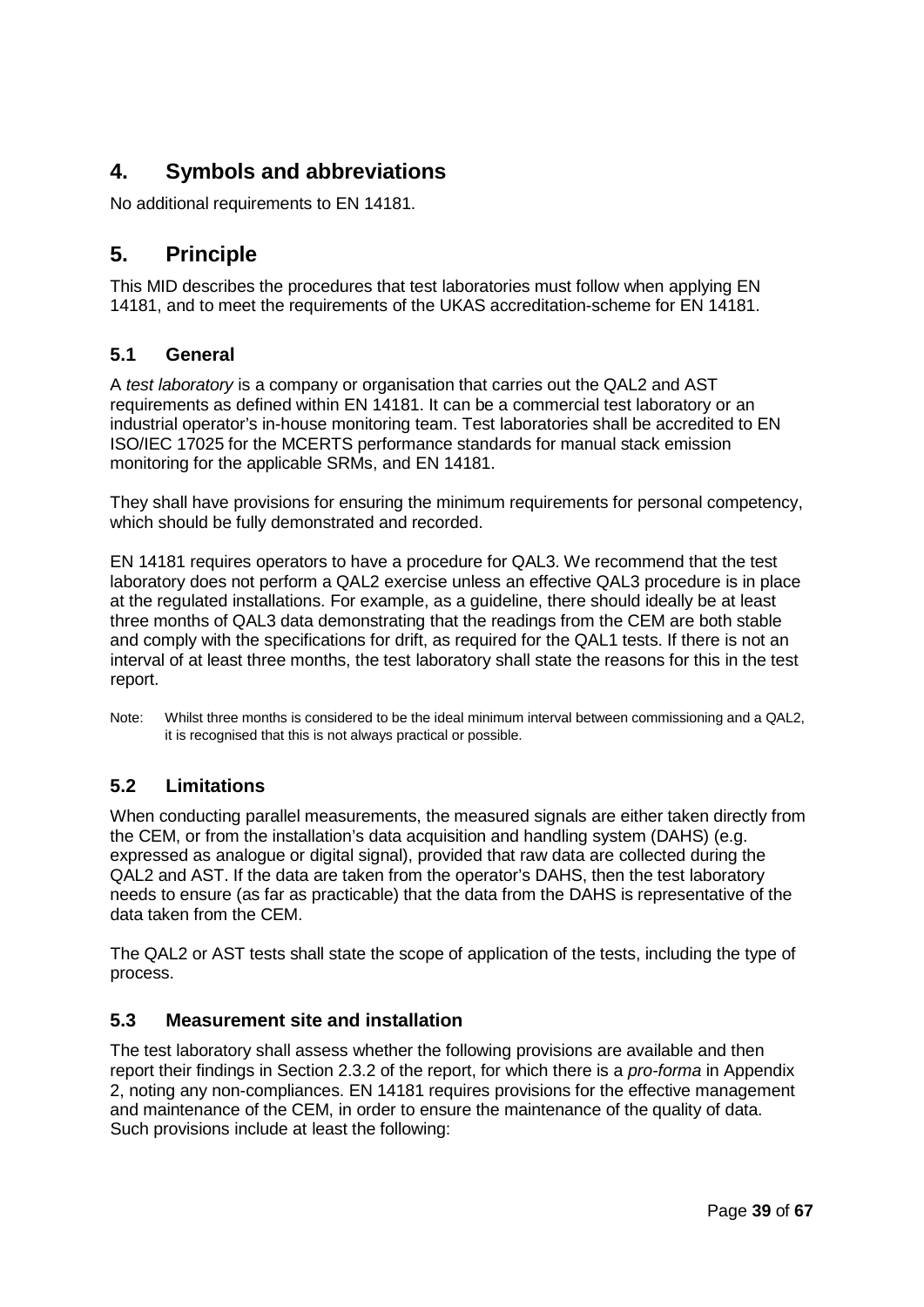## 4. Symbols and abbreviations

No additional requirements to EN 14181.

## 5. Principle

This MID describes the procedures that test laboratories must follow when applying EN 14181, and to meet the requirements of the UKAS accreditation-scheme for EN 14181.

### 5.1 General

A *test laboratory* is a company or organisation that carries out the QAL2 and AST requirements as defined within EN 14181. It can be a commercial test laboratory or an industrial operator's in-house monitoring team. Test laboratories shall be accredited to EN ISO/IEC 17025 for the MCERTS performance standards for manual stack emission monitoring for the applicable SRMs, and EN 14181.

They shall have provisions for ensuring the minimum requirements for personal competency, which should be fully demonstrated and recorded.

EN 14181 requires operators to have a procedure for QAL3. We recommend that the test laboratory does not perform a QAL2 exercise unless an effective QAL3 procedure is in place at the regulated installations. For example, as a guideline, there should ideally be at least three months of QAL3 data demonstrating that the readings from the CEM are both stable and comply with the specifications for drift, as required for the QAL1 tests. If there is not an interval of at least three months, the test laboratory shall state the reasons for this in the test report.

Note: Whilst three months is considered to be the ideal minimum interval between commissioning and a QAL2, it is recognised that this is not always practical or possible.

### 5.2 Limitations

When conducting parallel measurements, the measured signals are either taken directly from the CEM, or from the installation's data acquisition and handling system (DAHS) (e.g. expressed as analogue or digital signal), provided that raw data are collected during the QAL2 and AST. If the data are taken from the operator's DAHS, then the test laboratory needs to ensure (as far as practicable) that the data from the DAHS is representative of the data taken from the CEM.

The QAL2 or AST tests shall state the scope of application of the tests, including the type of process.

### 5.3 Measurement site and installation

The test laboratory shall assess whether the following provisions are available and then report their findings in Section 2.3.2 of the report, for which there is a *pro-forma* in Appendix 2, noting any non-compliances. EN 14181 requires provisions for the effective management and maintenance of the CEM, in order to ensure the maintenance of the quality of data. Such provisions include at least the following: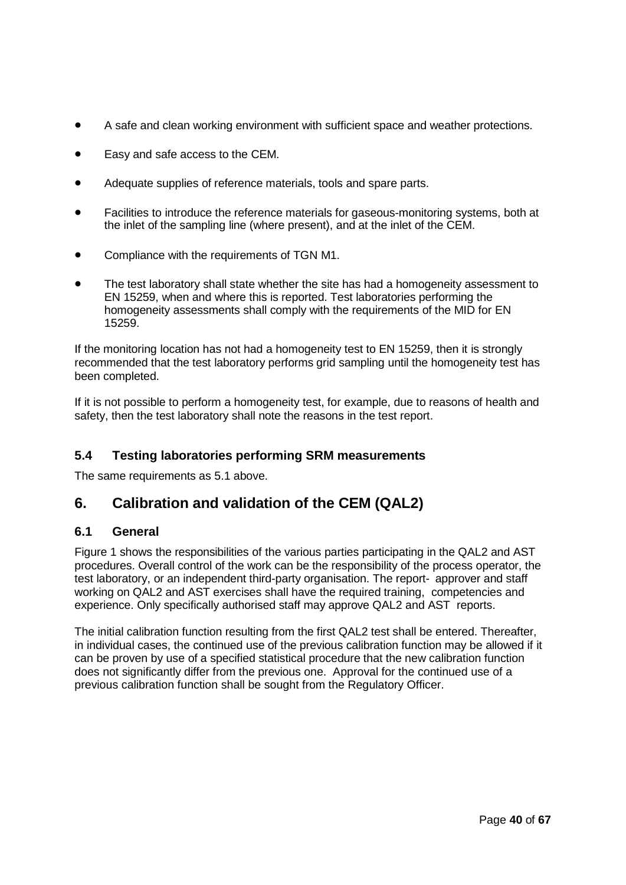- A safe and clean working environment with sufficient space and weather protections.
- Easy and safe access to the CEM.
- Adequate supplies of reference materials, tools and spare parts.
- Facilities to introduce the reference materials for gaseous-monitoring systems, both at the inlet of the sampling line (where present), and at the inlet of the CEM.
- Compliance with the requirements of TGN M1.
- The test laboratory shall state whether the site has had a homogeneity assessment to EN 15259, when and where this is reported. Test laboratories performing the homogeneity assessments shall comply with the requirements of the MID for EN 15259.

If the monitoring location has not had a homogeneity test to EN 15259, then it is strongly recommended that the test laboratory performs grid sampling until the homogeneity test has been completed.

If it is not possible to perform a homogeneity test, for example, due to reasons of health and safety, then the test laboratory shall note the reasons in the test report.

### 5.4 Testing laboratories performing SRM measurements

The same requirements as 5.1 above.

## 6. Calibration and validation of the CEM (QAL2)

### 6.1 General

Figure 1 shows the responsibilities of the various parties participating in the QAL2 and AST procedures. Overall control of the work can be the responsibility of the process operator, the test laboratory, or an independent third-party organisation. The report- approver and staff working on QAL2 and AST exercises shall have the required training, competencies and experience. Only specifically authorised staff may approve QAL2 and AST reports.

The initial calibration function resulting from the first QAL2 test shall be entered. Thereafter, in individual cases, the continued use of the previous calibration function may be allowed if it can be proven by use of a specified statistical procedure that the new calibration function does not significantly differ from the previous one. Approval for the continued use of a previous calibration function shall be sought from the Regulatory Officer.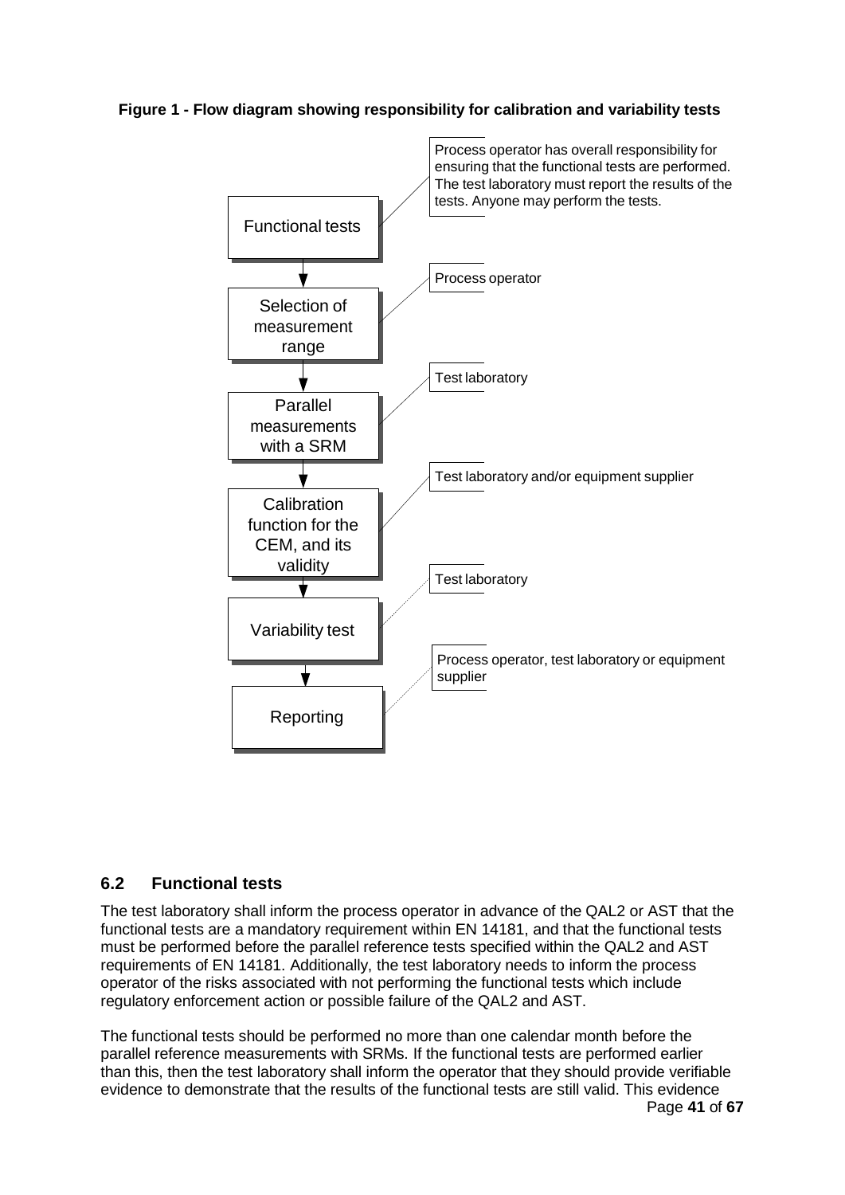**Figure 1 - Flow diagram showing responsibility for calibration and variability tests**

| Step | Responsibility |
| --- | --- |
| Functional tests | Process operator has overall responsibility for ensuring that the functional tests are performed. The test laboratory must report the results of the tests. Anyone may perform the tests. |
| Selection of measurement range | Process operator |
| Parallel measurements with a SRM | Test laboratory |
| Calibration function for the CEM, and its validity | Test laboratory and/or equipment supplier |
| Variability test | Test laboratory |
| Reporting | Process operator, test laboratory or equipment supplier |

## 6.2 Functional tests

The test laboratory shall inform the process operator in advance of the QAL2 or AST that the functional tests are a mandatory requirement within EN 14181, and that the functional tests must be performed before the parallel reference tests specified within the QAL2 and AST requirements of EN 14181. Additionally, the test laboratory needs to inform the process operator of the risks associated with not performing the functional tests which include regulatory enforcement action or possible failure of the QAL2 and AST.

The functional tests should be performed no more than one calendar month before the parallel reference measurements with SRMs. If the functional tests are performed earlier than this, then the test laboratory shall inform the operator that they should provide verifiable evidence to demonstrate that the results of the functional tests are still valid. This evidence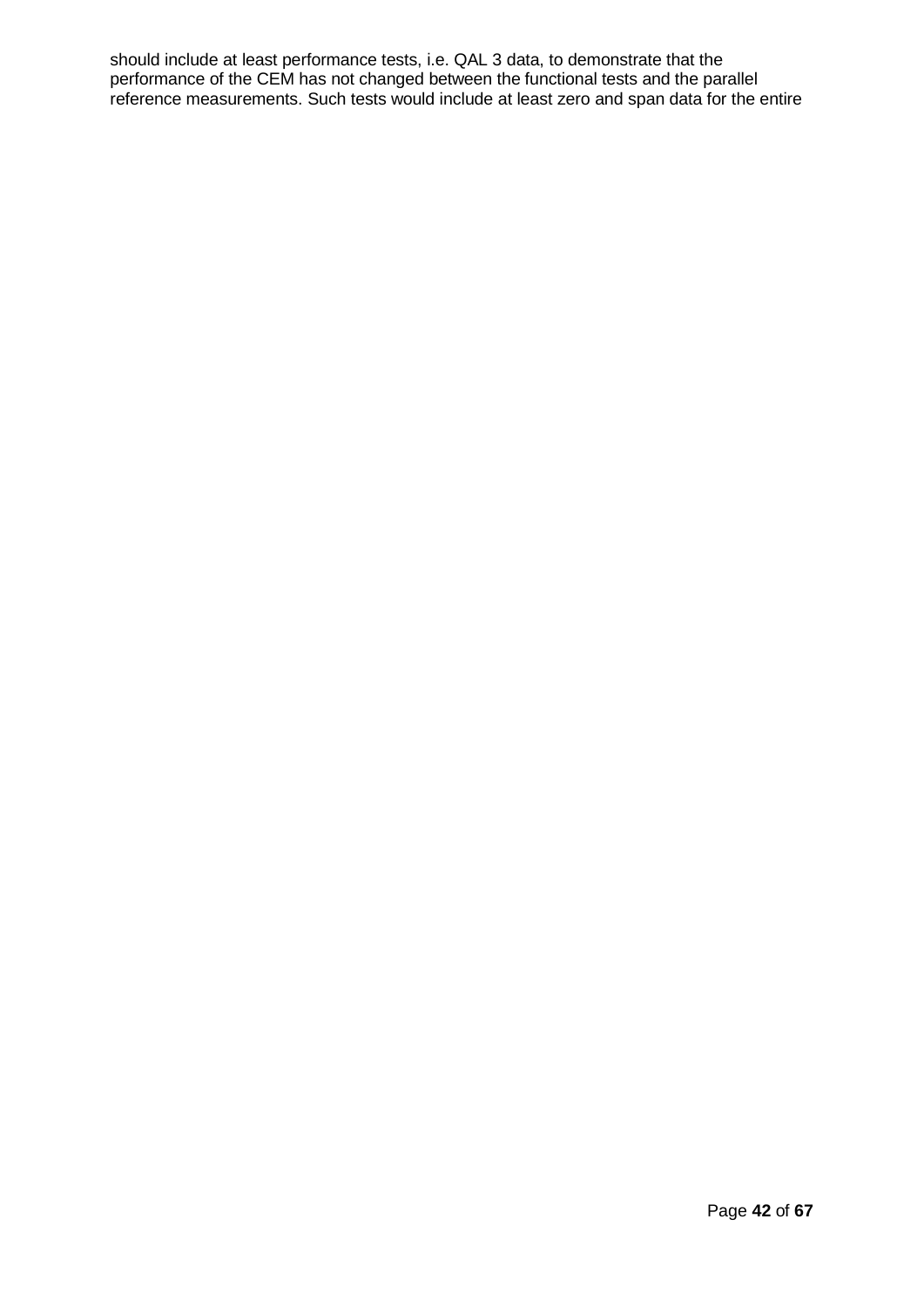should include at least performance tests, i.e. QAL 3 data, to demonstrate that the performance of the CEM has not changed between the functional tests and the parallel reference measurements. Such tests would include at least zero and span data for the entire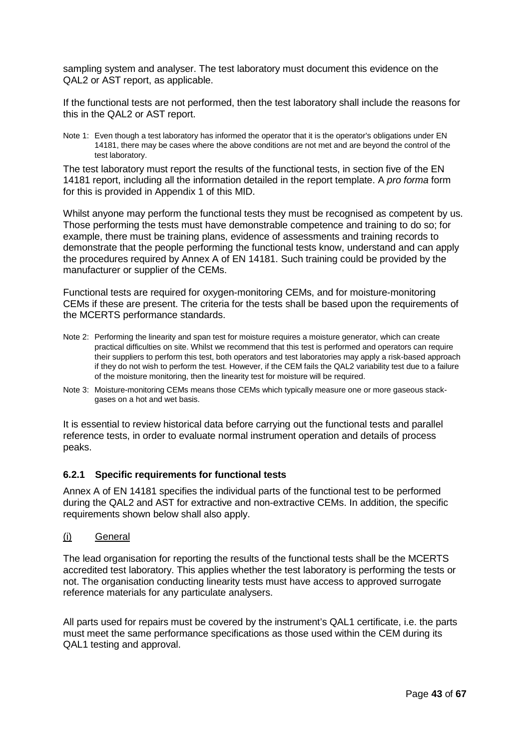sampling system and analyser. The test laboratory must document this evidence on the QAL2 or AST report, as applicable.

If the functional tests are not performed, then the test laboratory shall include the reasons for this in the QAL2 or AST report.

Note 1: Even though a test laboratory has informed the operator that it is the operator's obligations under EN 14181, there may be cases where the above conditions are not met and are beyond the control of the test laboratory.

The test laboratory must report the results of the functional tests, in section five of the EN 14181 report, including all the information detailed in the report template. A *pro forma* form for this is provided in Appendix 1 of this MID.

Whilst anyone may perform the functional tests they must be recognised as competent by us. Those performing the tests must have demonstrable competence and training to do so; for example, there must be training plans, evidence of assessments and training records to demonstrate that the people performing the functional tests know, understand and can apply the procedures required by Annex A of EN 14181. Such training could be provided by the manufacturer or supplier of the CEMs.

Functional tests are required for oxygen-monitoring CEMs, and for moisture-monitoring CEMs if these are present. The criteria for the tests shall be based upon the requirements of the MCERTS performance standards.

Note 2: Performing the linearity and span test for moisture requires a moisture generator, which can create practical difficulties on site. Whilst we recommend that this test is performed and operators can require their suppliers to perform this test, both operators and test laboratories may apply a risk-based approach if they do not wish to perform the test. However, if the CEM fails the QAL2 variability test due to a failure of the moisture monitoring, then the linearity test for moisture will be required.

Note 3: Moisture-monitoring CEMs means those CEMs which typically measure one or more gaseous stack-gases on a hot and wet basis.

It is essential to review historical data before carrying out the functional tests and parallel reference tests, in order to evaluate normal instrument operation and details of process peaks.

### 6.2.1 Specific requirements for functional tests

Annex A of EN 14181 specifies the individual parts of the functional test to be performed during the QAL2 and AST for extractive and non-extractive CEMs. In addition, the specific requirements shown below shall also apply.

(i) General

The lead organisation for reporting the results of the functional tests shall be the MCERTS accredited test laboratory. This applies whether the test laboratory is performing the tests or not. The organisation conducting linearity tests must have access to approved surrogate reference materials for any particulate analysers.

All parts used for repairs must be covered by the instrument's QAL1 certificate, i.e. the parts must meet the same performance specifications as those used within the CEM during its QAL1 testing and approval.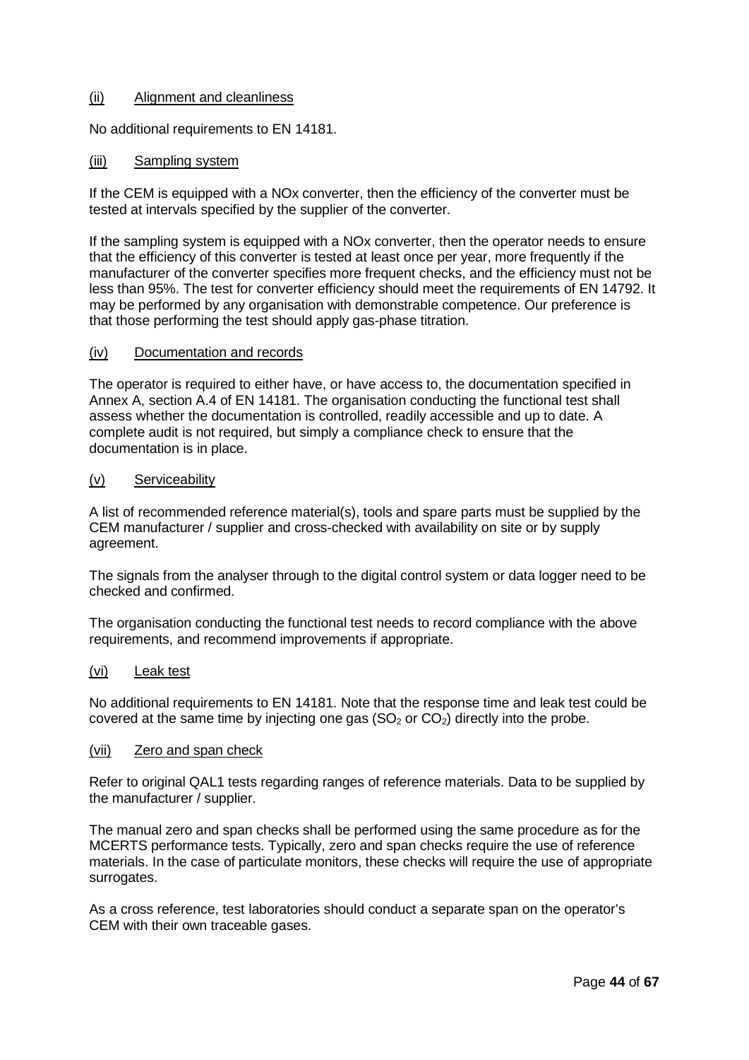#### (ii) Alignment and cleanliness

No additional requirements to EN 14181.

#### (iii) Sampling system

If the CEM is equipped with a NOx converter, then the efficiency of the converter must be tested at intervals specified by the supplier of the converter.

If the sampling system is equipped with a NOx converter, then the operator needs to ensure that the efficiency of this converter is tested at least once per year, more frequently if the manufacturer of the converter specifies more frequent checks, and the efficiency must not be less than 95%. The test for converter efficiency should meet the requirements of EN 14792. It may be performed by any organisation with demonstrable competence. Our preference is that those performing the test should apply gas-phase titration.

#### (iv) Documentation and records

The operator is required to either have, or have access to, the documentation specified in Annex A, section A.4 of EN 14181. The organisation conducting the functional test shall assess whether the documentation is controlled, readily accessible and up to date. A complete audit is not required, but simply a compliance check to ensure that the documentation is in place.

#### (v) Serviceability

A list of recommended reference material(s), tools and spare parts must be supplied by the CEM manufacturer / supplier and cross-checked with availability on site or by supply agreement.

The signals from the analyser through to the digital control system or data logger need to be checked and confirmed.

The organisation conducting the functional test needs to record compliance with the above requirements, and recommend improvements if appropriate.

#### (vi) Leak test

No additional requirements to EN 14181. Note that the response time and leak test could be covered at the same time by injecting one gas ($SO_2$ or $CO_2$) directly into the probe.

#### (vii) Zero and span check

Refer to original QAL1 tests regarding ranges of reference materials. Data to be supplied by the manufacturer / supplier.

The manual zero and span checks shall be performed using the same procedure as for the MCERTS performance tests. Typically, zero and span checks require the use of reference materials. In the case of particulate monitors, these checks will require the use of appropriate surrogates.

As a cross reference, test laboratories should conduct a separate span on the operator's CEM with their own traceable gases.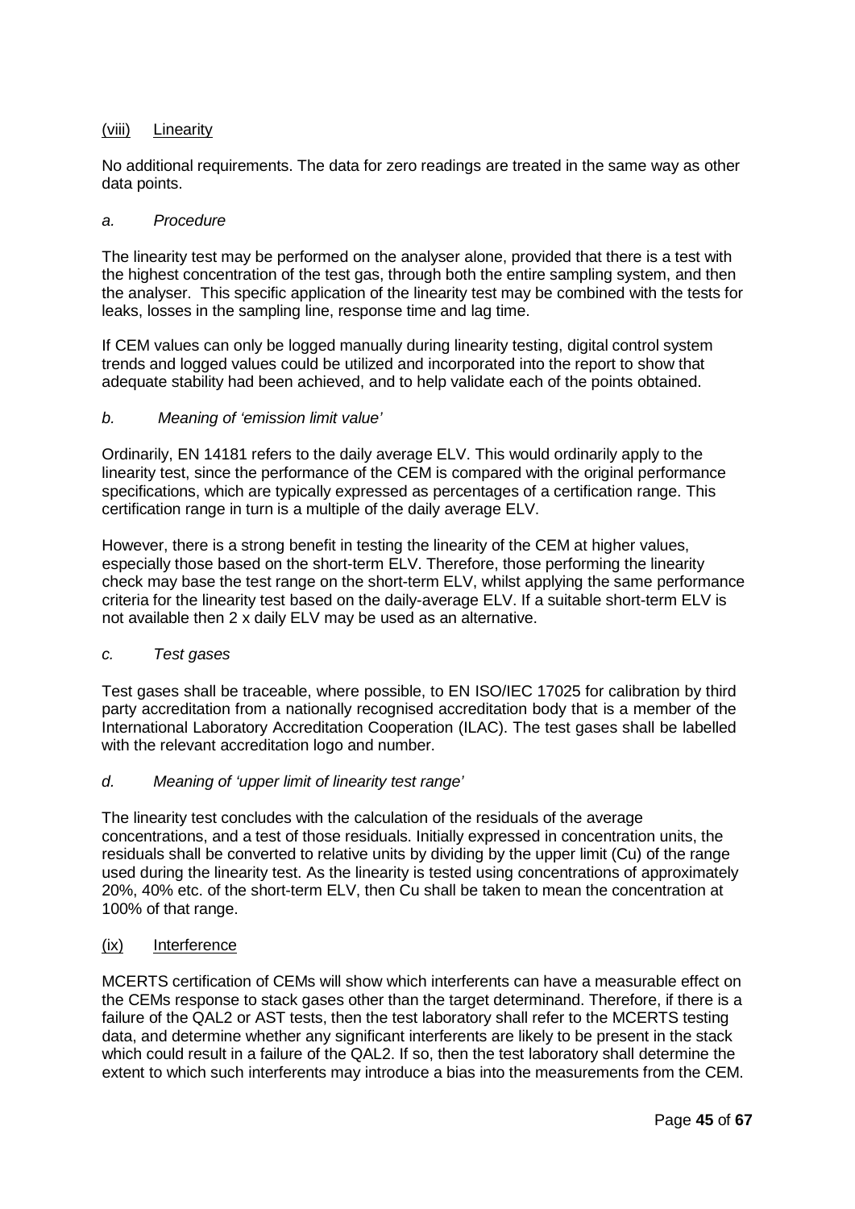### (viii) Linearity

No additional requirements. The data for zero readings are treated in the same way as other data points.

*a. Procedure*

The linearity test may be performed on the analyser alone, provided that there is a test with the highest concentration of the test gas, through both the entire sampling system, and then the analyser. This specific application of the linearity test may be combined with the tests for leaks, losses in the sampling line, response time and lag time.

If CEM values can only be logged manually during linearity testing, digital control system trends and logged values could be utilized and incorporated into the report to show that adequate stability had been achieved, and to help validate each of the points obtained.

*b. Meaning of 'emission limit value'*

Ordinarily, EN 14181 refers to the daily average ELV. This would ordinarily apply to the linearity test, since the performance of the CEM is compared with the original performance specifications, which are typically expressed as percentages of a certification range. This certification range in turn is a multiple of the daily average ELV.

However, there is a strong benefit in testing the linearity of the CEM at higher values, especially those based on the short-term ELV. Therefore, those performing the linearity check may base the test range on the short-term ELV, whilst applying the same performance criteria for the linearity test based on the daily-average ELV. If a suitable short-term ELV is not available then 2 x daily ELV may be used as an alternative.

*c. Test gases*

Test gases shall be traceable, where possible, to EN ISO/IEC 17025 for calibration by third party accreditation from a nationally recognised accreditation body that is a member of the International Laboratory Accreditation Cooperation (ILAC). The test gases shall be labelled with the relevant accreditation logo and number.

*d. Meaning of 'upper limit of linearity test range'*

The linearity test concludes with the calculation of the residuals of the average concentrations, and a test of those residuals. Initially expressed in concentration units, the residuals shall be converted to relative units by dividing by the upper limit ($C_u$) of the range used during the linearity test. As the linearity is tested using concentrations of approximately 20%, 40% etc. of the short-term ELV, then $C_u$ shall be taken to mean the concentration at 100% of that range.

### (ix) Interference

MCERTS certification of CEMs will show which interferents can have a measurable effect on the CEMs response to stack gases other than the target determinand. Therefore, if there is a failure of the QAL2 or AST tests, then the test laboratory shall refer to the MCERTS testing data, and determine whether any significant interferents are likely to be present in the stack which could result in a failure of the QAL2. If so, then the test laboratory shall determine the extent to which such interferents may introduce a bias into the measurements from the CEM.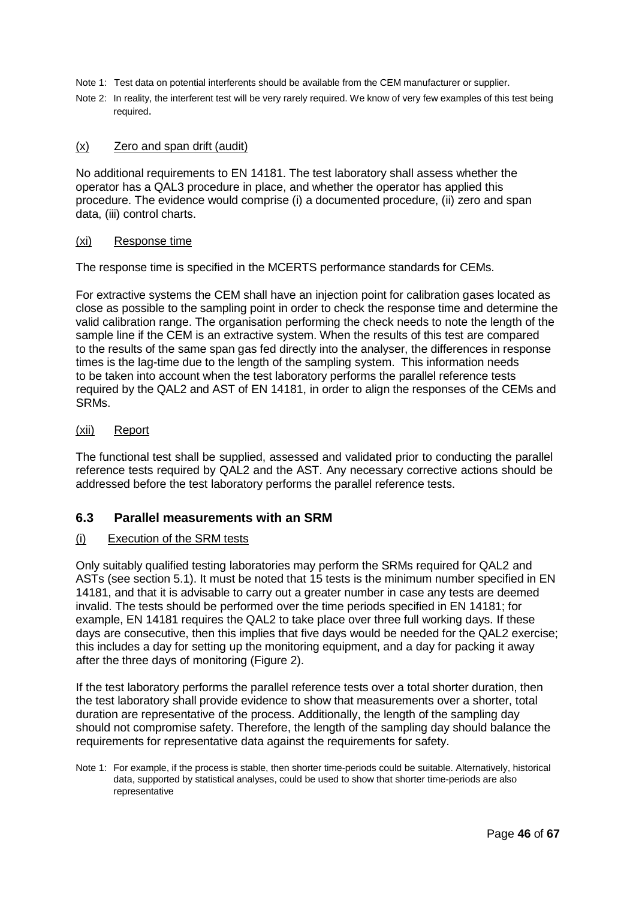Note 1: Test data on potential interferents should be available from the CEM manufacturer or supplier.

Note 2: In reality, the interferent test will be very rarely required. We know of very few examples of this test being required.

(x) Zero and span drift (audit)

No additional requirements to EN 14181. The test laboratory shall assess whether the operator has a QAL3 procedure in place, and whether the operator has applied this procedure. The evidence would comprise (i) a documented procedure, (ii) zero and span data, (iii) control charts.

(xi) Response time

The response time is specified in the MCERTS performance standards for CEMs.

For extractive systems the CEM shall have an injection point for calibration gases located as close as possible to the sampling point in order to check the response time and determine the valid calibration range. The organisation performing the check needs to note the length of the sample line if the CEM is an extractive system. When the results of this test are compared to the results of the same span gas fed directly into the analyser, the differences in response times is the lag-time due to the length of the sampling system. This information needs to be taken into account when the test laboratory performs the parallel reference tests required by the QAL2 and AST of EN 14181, in order to align the responses of the CEMs and SRMs.

(xii) Report

The functional test shall be supplied, assessed and validated prior to conducting the parallel reference tests required by QAL2 and the AST. Any necessary corrective actions should be addressed before the test laboratory performs the parallel reference tests.

## 6.3 Parallel measurements with an SRM

(i) Execution of the SRM tests

Only suitably qualified testing laboratories may perform the SRMs required for QAL2 and ASTs (see section 5.1). It must be noted that 15 tests is the minimum number specified in EN 14181, and that it is advisable to carry out a greater number in case any tests are deemed invalid. The tests should be performed over the time periods specified in EN 14181; for example, EN 14181 requires the QAL2 to take place over three full working days. If these days are consecutive, then this implies that five days would be needed for the QAL2 exercise; this includes a day for setting up the monitoring equipment, and a day for packing it away after the three days of monitoring (Figure 2).

If the test laboratory performs the parallel reference tests over a total shorter duration, then the test laboratory shall provide evidence to show that measurements over a shorter, total duration are representative of the process. Additionally, the length of the sampling day should not compromise safety. Therefore, the length of the sampling day should balance the requirements for representative data against the requirements for safety.

Note 1: For example, if the process is stable, then shorter time-periods could be suitable. Alternatively, historical data, supported by statistical analyses, could be used to show that shorter time-periods are also representative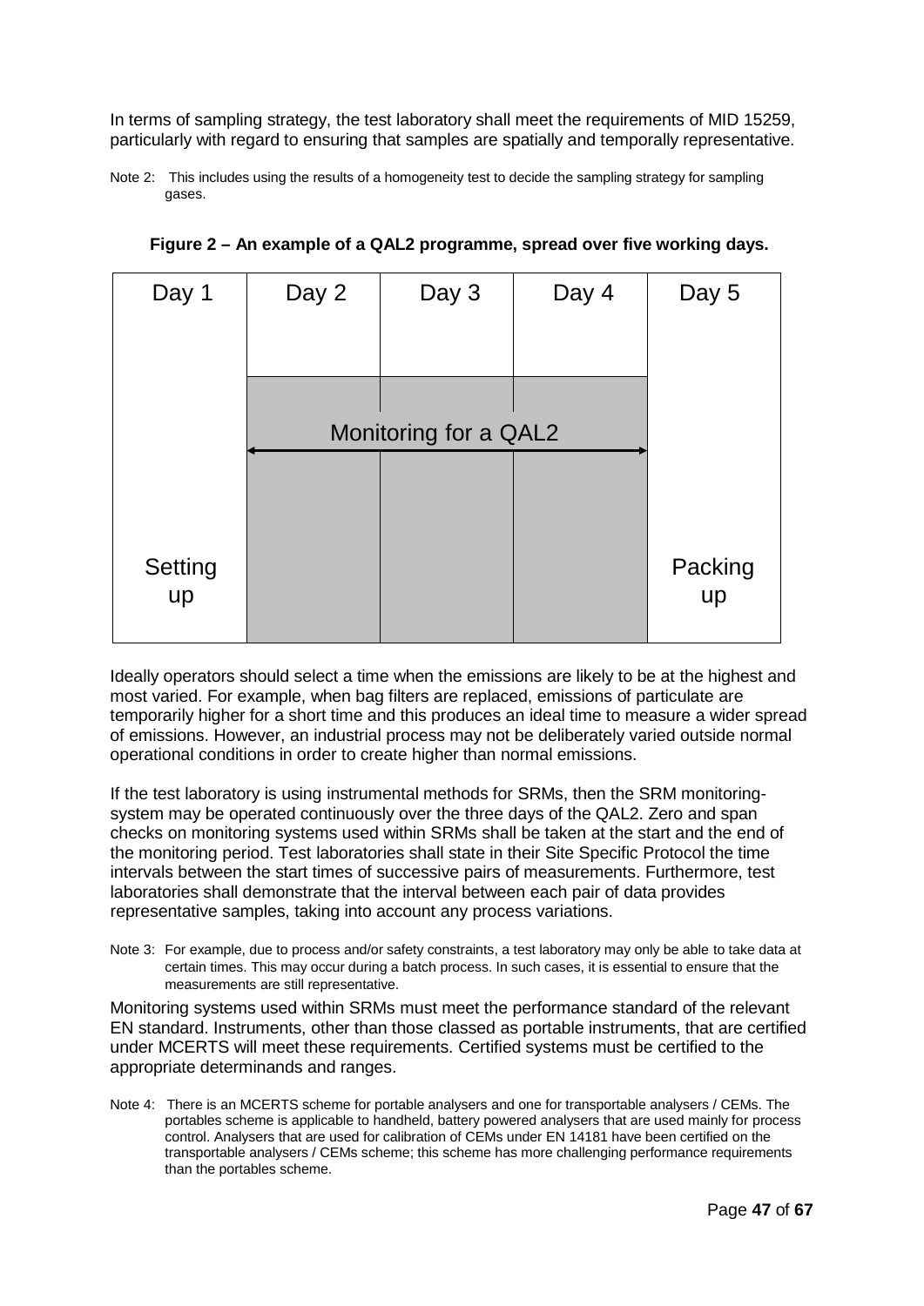In terms of sampling strategy, the test laboratory shall meet the requirements of MID 15259, particularly with regard to ensuring that samples are spatially and temporally representative.

Note 2: This includes using the results of a homogeneity test to decide the sampling strategy for sampling gases.

**Figure 2 – An example of a QAL2 programme, spread over five working days.**

| Day 1 | Day 2 | Day 3 | Day 4 | Day 5 |
|---|---|---|---|---|
| Setting up | Monitoring for a QAL2 | | | Packing up |

Ideally operators should select a time when the emissions are likely to be at the highest and most varied. For example, when bag filters are replaced, emissions of particulate are temporarily higher for a short time and this produces an ideal time to measure a wider spread of emissions. However, an industrial process may not be deliberately varied outside normal operational conditions in order to create higher than normal emissions.

If the test laboratory is using instrumental methods for SRMs, then the SRM monitoring-system may be operated continuously over the three days of the QAL2. Zero and span checks on monitoring systems used within SRMs shall be taken at the start and the end of the monitoring period. Test laboratories shall state in their Site Specific Protocol the time intervals between the start times of successive pairs of measurements. Furthermore, test laboratories shall demonstrate that the interval between each pair of data provides representative samples, taking into account any process variations.

Note 3: For example, due to process and/or safety constraints, a test laboratory may only be able to take data at certain times. This may occur during a batch process. In such cases, it is essential to ensure that the measurements are still representative.

Monitoring systems used within SRMs must meet the performance standard of the relevant EN standard. Instruments, other than those classed as portable instruments, that are certified under MCERTS will meet these requirements. Certified systems must be certified to the appropriate determinands and ranges.

Note 4: There is an MCERTS scheme for portable analysers and one for transportable analysers / CEMs. The portables scheme is applicable to handheld, battery powered analysers that are used mainly for process control. Analysers that are used for calibration of CEMs under EN 14181 have been certified on the transportable analysers / CEMs scheme; this scheme has more challenging performance requirements than the portables scheme.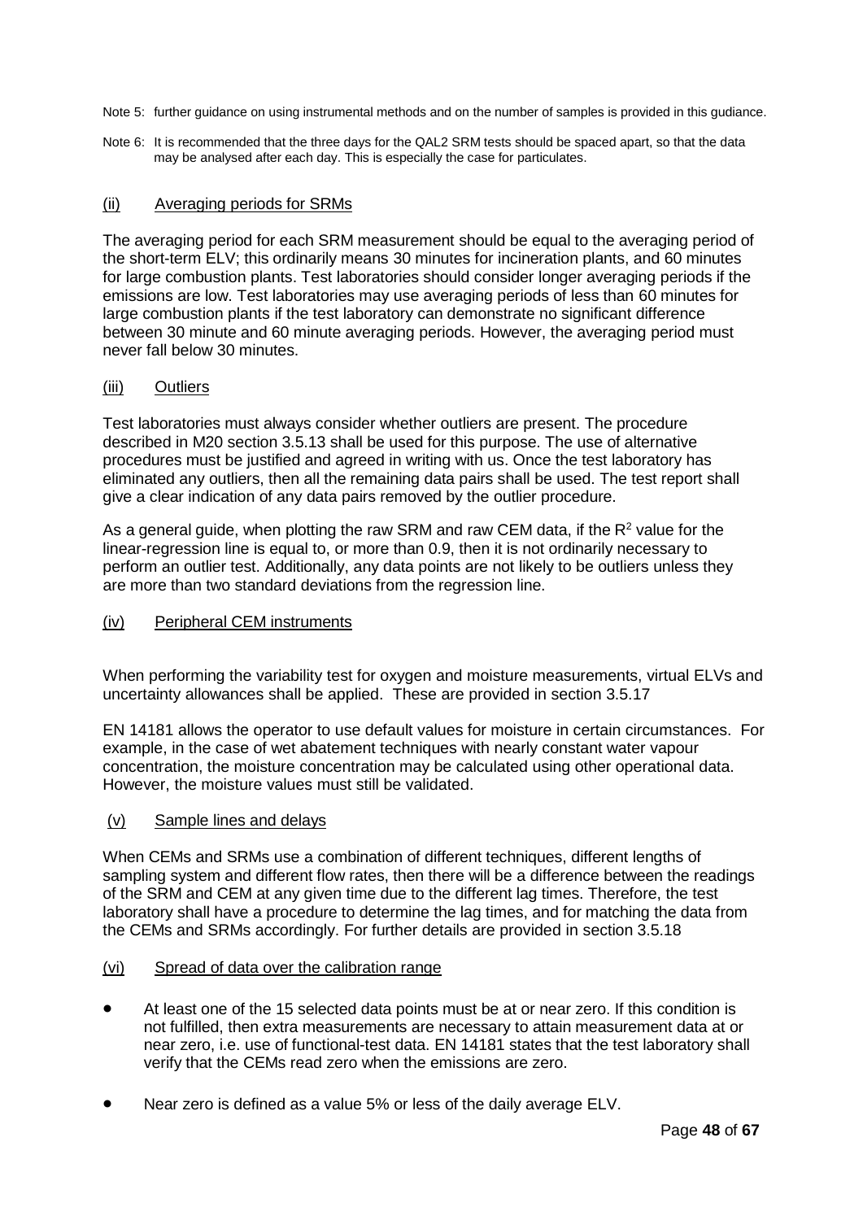Note 5: further guidance on using instrumental methods and on the number of samples is provided in this gudiance.

Note 6: It is recommended that the three days for the QAL2 SRM tests should be spaced apart, so that the data may be analysed after each day. This is especially the case for particulates.

### (ii) Averaging periods for SRMs

The averaging period for each SRM measurement should be equal to the averaging period of the short-term ELV; this ordinarily means 30 minutes for incineration plants, and 60 minutes for large combustion plants. Test laboratories should consider longer averaging periods if the emissions are low. Test laboratories may use averaging periods of less than 60 minutes for large combustion plants if the test laboratory can demonstrate no significant difference between 30 minute and 60 minute averaging periods. However, the averaging period must never fall below 30 minutes.

### (iii) Outliers

Test laboratories must always consider whether outliers are present. The procedure described in M20 section 3.5.13 shall be used for this purpose. The use of alternative procedures must be justified and agreed in writing with us. Once the test laboratory has eliminated any outliers, then all the remaining data pairs shall be used. The test report shall give a clear indication of any data pairs removed by the outlier procedure.

As a general guide, when plotting the raw SRM and raw CEM data, if the $R^2$ value for the linear-regression line is equal to, or more than 0.9, then it is not ordinarily necessary to perform an outlier test. Additionally, any data points are not likely to be outliers unless they are more than two standard deviations from the regression line.

### (iv) Peripheral CEM instruments

When performing the variability test for oxygen and moisture measurements, virtual ELVs and uncertainty allowances shall be applied. These are provided in section 3.5.17

EN 14181 allows the operator to use default values for moisture in certain circumstances. For example, in the case of wet abatement techniques with nearly constant water vapour concentration, the moisture concentration may be calculated using other operational data. However, the moisture values must still be validated.

### (v) Sample lines and delays

When CEMs and SRMs use a combination of different techniques, different lengths of sampling system and different flow rates, then there will be a difference between the readings of the SRM and CEM at any given time due to the different lag times. Therefore, the test laboratory shall have a procedure to determine the lag times, and for matching the data from the CEMs and SRMs accordingly. For further details are provided in section 3.5.18

### (vi) Spread of data over the calibration range

- At least one of the 15 selected data points must be at or near zero. If this condition is not fulfilled, then extra measurements are necessary to attain measurement data at or near zero, i.e. use of functional-test data. EN 14181 states that the test laboratory shall verify that the CEMs read zero when the emissions are zero.
- Near zero is defined as a value 5% or less of the daily average ELV.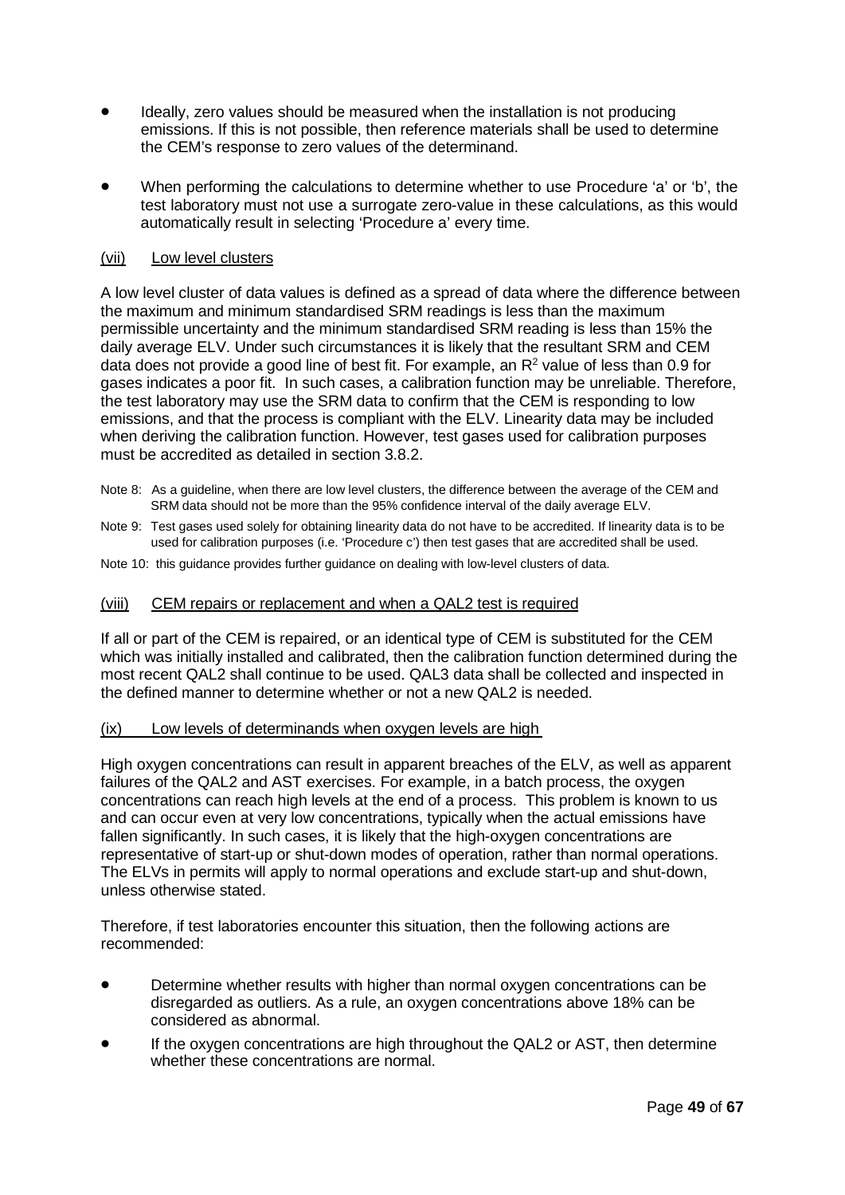- Ideally, zero values should be measured when the installation is not producing emissions. If this is not possible, then reference materials shall be used to determine the CEM's response to zero values of the determinand.
- When performing the calculations to determine whether to use Procedure 'a' or 'b', the test laboratory must not use a surrogate zero-value in these calculations, as this would automatically result in selecting 'Procedure a' every time.

(vii) Low level clusters

A low level cluster of data values is defined as a spread of data where the difference between the maximum and minimum standardised SRM readings is less than the maximum permissible uncertainty and the minimum standardised SRM reading is less than 15% the daily average ELV. Under such circumstances it is likely that the resultant SRM and CEM data does not provide a good line of best fit. For example, an $R^2$ value of less than 0.9 for gases indicates a poor fit. In such cases, a calibration function may be unreliable. Therefore, the test laboratory may use the SRM data to confirm that the CEM is responding to low emissions, and that the process is compliant with the ELV. Linearity data may be included when deriving the calibration function. However, test gases used for calibration purposes must be accredited as detailed in section 3.8.2.

Note 8: As a guideline, when there are low level clusters, the difference between the average of the CEM and SRM data should not be more than the 95% confidence interval of the daily average ELV.

Note 9: Test gases used solely for obtaining linearity data do not have to be accredited. If linearity data is to be used for calibration purposes (i.e. 'Procedure c') then test gases that are accredited shall be used.

Note 10: this guidance provides further guidance on dealing with low-level clusters of data.

(viii) CEM repairs or replacement and when a QAL2 test is required

If all or part of the CEM is repaired, or an identical type of CEM is substituted for the CEM which was initially installed and calibrated, then the calibration function determined during the most recent QAL2 shall continue to be used. QAL3 data shall be collected and inspected in the defined manner to determine whether or not a new QAL2 is needed.

(ix) Low levels of determinands when oxygen levels are high

High oxygen concentrations can result in apparent breaches of the ELV, as well as apparent failures of the QAL2 and AST exercises. For example, in a batch process, the oxygen concentrations can reach high levels at the end of a process. This problem is known to us and can occur even at very low concentrations, typically when the actual emissions have fallen significantly. In such cases, it is likely that the high-oxygen concentrations are representative of start-up or shut-down modes of operation, rather than normal operations. The ELVs in permits will apply to normal operations and exclude start-up and shut-down, unless otherwise stated.

Therefore, if test laboratories encounter this situation, then the following actions are recommended:

- Determine whether results with higher than normal oxygen concentrations can be disregarded as outliers. As a rule, an oxygen concentrations above 18% can be considered as abnormal.
- If the oxygen concentrations are high throughout the QAL2 or AST, then determine whether these concentrations are normal.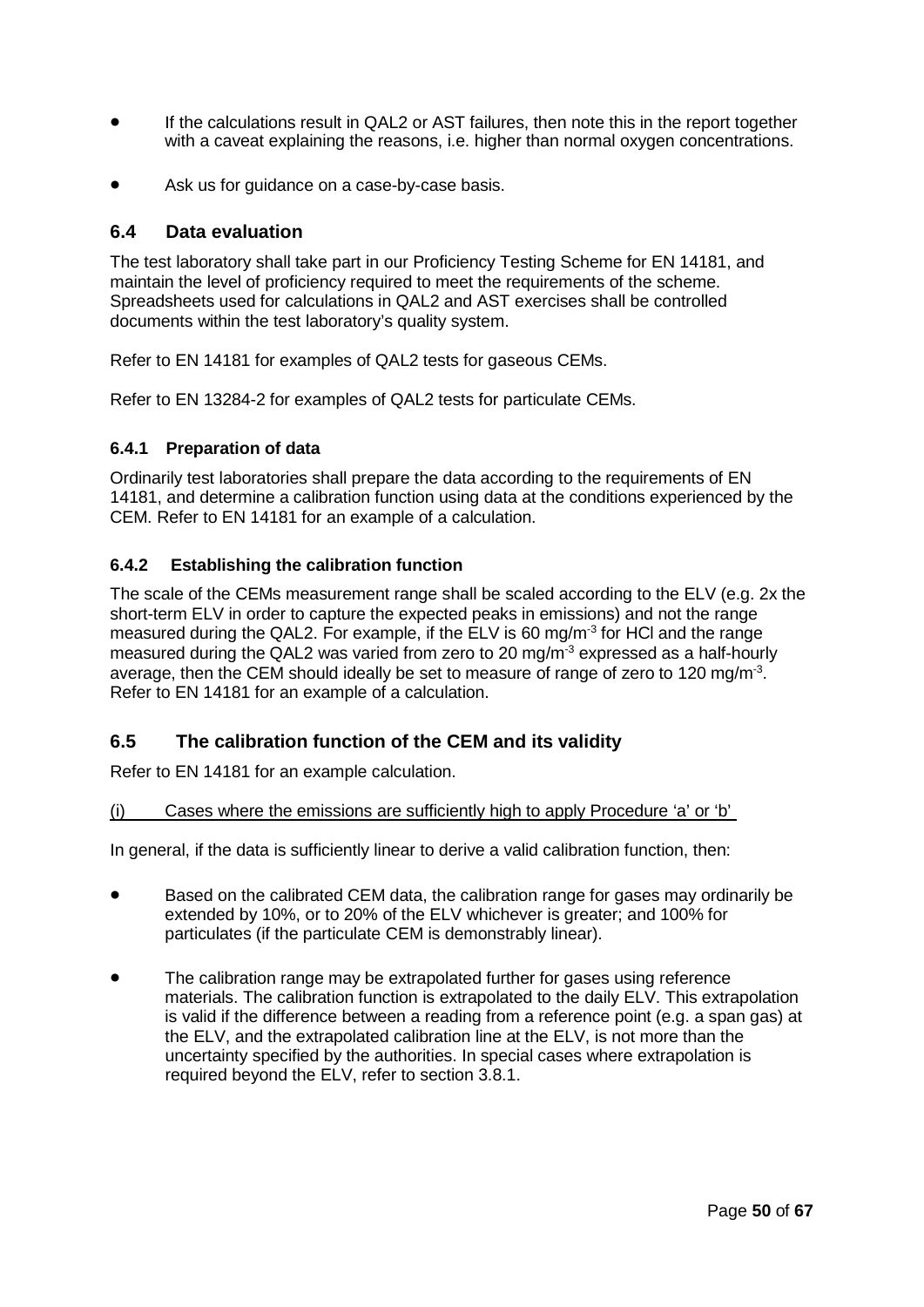- If the calculations result in QAL2 or AST failures, then note this in the report together with a caveat explaining the reasons, i.e. higher than normal oxygen concentrations.

- Ask us for guidance on a case-by-case basis.

## 6.4 Data evaluation

The test laboratory shall take part in our Proficiency Testing Scheme for EN 14181, and maintain the level of proficiency required to meet the requirements of the scheme. Spreadsheets used for calculations in QAL2 and AST exercises shall be controlled documents within the test laboratory's quality system.

Refer to EN 14181 for examples of QAL2 tests for gaseous CEMs.

Refer to EN 13284-2 for examples of QAL2 tests for particulate CEMs.

### 6.4.1 Preparation of data

Ordinarily test laboratories shall prepare the data according to the requirements of EN 14181, and determine a calibration function using data at the conditions experienced by the CEM. Refer to EN 14181 for an example of a calculation.

### 6.4.2 Establishing the calibration function

The scale of the CEMs measurement range shall be scaled according to the ELV (e.g. 2x the short-term ELV in order to capture the expected peaks in emissions) and not the range measured during the QAL2. For example, if the ELV is 60 mg/m$^{-3}$ for HCl and the range measured during the QAL2 was varied from zero to 20 mg/m$^{-3}$ expressed as a half-hourly average, then the CEM should ideally be set to measure of range of zero to 120 mg/m$^{-3}$. Refer to EN 14181 for an example of a calculation.

## 6.5 The calibration function of the CEM and its validity

Refer to EN 14181 for an example calculation.

<u>(i) Cases where the emissions are sufficiently high to apply Procedure 'a' or 'b'</u>

In general, if the data is sufficiently linear to derive a valid calibration function, then:

- Based on the calibrated CEM data, the calibration range for gases may ordinarily be extended by 10%, or to 20% of the ELV whichever is greater; and 100% for particulates (if the particulate CEM is demonstrably linear).

- The calibration range may be extrapolated further for gases using reference materials. The calibration function is extrapolated to the daily ELV. This extrapolation is valid if the difference between a reading from a reference point (e.g. a span gas) at the ELV, and the extrapolated calibration line at the ELV, is not more than the uncertainty specified by the authorities. In special cases where extrapolation is required beyond the ELV, refer to section 3.8.1.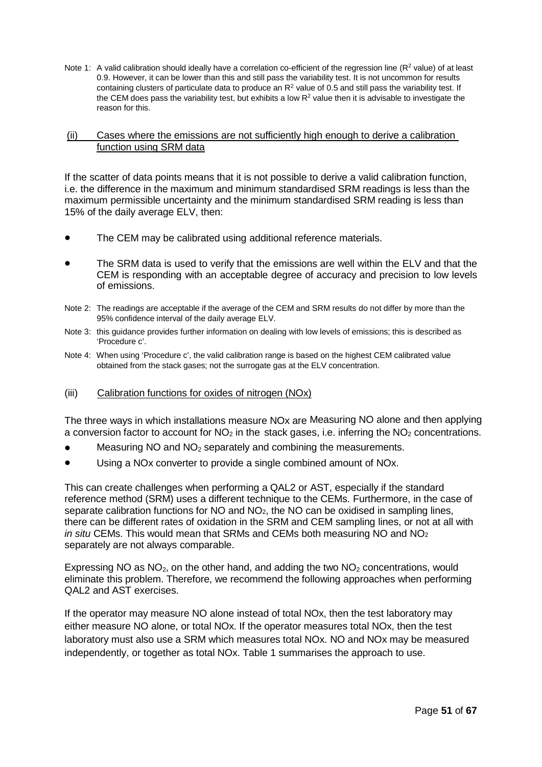Note 1: A valid calibration should ideally have a correlation co-efficient of the regression line ($R^2$ value) of at least 0.9. However, it can be lower than this and still pass the variability test. It is not uncommon for results containing clusters of particulate data to produce an $R^2$ value of 0.5 and still pass the variability test. If the CEM does pass the variability test, but exhibits a low $R^2$ value then it is advisable to investigate the reason for this.

### (ii) Cases where the emissions are not sufficiently high enough to derive a calibration function using SRM data

If the scatter of data points means that it is not possible to derive a valid calibration function, i.e. the difference in the maximum and minimum standardised SRM readings is less than the maximum permissible uncertainty and the minimum standardised SRM reading is less than 15% of the daily average ELV, then:

- The CEM may be calibrated using additional reference materials.
- The SRM data is used to verify that the emissions are well within the ELV and that the CEM is responding with an acceptable degree of accuracy and precision to low levels of emissions.

Note 2: The readings are acceptable if the average of the CEM and SRM results do not differ by more than the 95% confidence interval of the daily average ELV.

Note 3: this guidance provides further information on dealing with low levels of emissions; this is described as 'Procedure c'.

Note 4: When using 'Procedure c', the valid calibration range is based on the highest CEM calibrated value obtained from the stack gases; not the surrogate gas at the ELV concentration.

### (iii) Calibration functions for oxides of nitrogen (NOx)

The three ways in which installations measure NOx are Measuring NO alone and then applying a conversion factor to account for $NO_2$ in the stack gases, i.e. inferring the $NO_2$ concentrations.

- Measuring NO and $NO_2$ separately and combining the measurements.
- Using a NOx converter to provide a single combined amount of NOx.

This can create challenges when performing a QAL2 or AST, especially if the standard reference method (SRM) uses a different technique to the CEMs. Furthermore, in the case of separate calibration functions for NO and $NO_2$, the NO can be oxidised in sampling lines, there can be different rates of oxidation in the SRM and CEM sampling lines, or not at all with *in situ* CEMs. This would mean that SRMs and CEMs both measuring NO and $NO_2$ separately are not always comparable.

Expressing NO as $NO_2$, on the other hand, and adding the two $NO_2$ concentrations, would eliminate this problem. Therefore, we recommend the following approaches when performing QAL2 and AST exercises.

If the operator may measure NO alone instead of total NOx, then the test laboratory may either measure NO alone, or total NOx. If the operator measures total NOx, then the test laboratory must also use a SRM which measures total NOx. NO and NOx may be measured independently, or together as total NOx. Table 1 summarises the approach to use.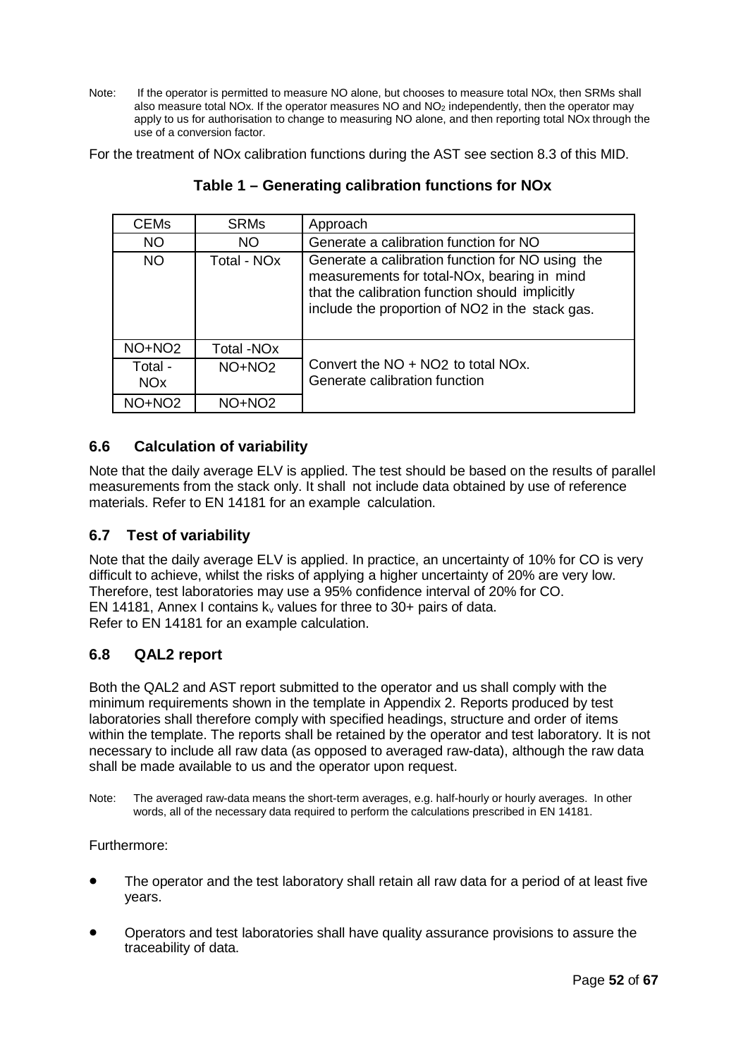Note: If the operator is permitted to measure NO alone, but chooses to measure total NOx, then SRMs shall also measure total NOx. If the operator measures NO and $NO_2$ independently, then the operator may apply to us for authorisation to change to measuring NO alone, and then reporting total NOx through the use of a conversion factor.

For the treatment of NOx calibration functions during the AST see section 8.3 of this MID.

**Table 1 – Generating calibration functions for NOx**

| CEMs | SRMs | Approach |
|---|---|---|
| NO | NO | Generate a calibration function for NO |
| NO | Total - NOx | Generate a calibration function for NO using the measurements for total-NOx, bearing in mind that the calibration function should implicitly include the proportion of NO2 in the stack gas. |
| NO+NO2 | Total -NOx | Convert the NO + NO2 to total NOx. Generate calibration function |
| Total - NOx | NO+NO2 | |
| NO+NO2 | NO+NO2 | |

## 6.6 Calculation of variability

Note that the daily average ELV is applied. The test should be based on the results of parallel measurements from the stack only. It shall not include data obtained by use of reference materials. Refer to EN 14181 for an example calculation.

## 6.7 Test of variability

Note that the daily average ELV is applied. In practice, an uncertainty of 10% for CO is very difficult to achieve, whilst the risks of applying a higher uncertainty of 20% are very low. Therefore, test laboratories may use a 95% confidence interval of 20% for CO.
EN 14181, Annex I contains $k_v$ values for three to 30+ pairs of data.
Refer to EN 14181 for an example calculation.

## 6.8 QAL2 report

Both the QAL2 and AST report submitted to the operator and us shall comply with the minimum requirements shown in the template in Appendix 2. Reports produced by test laboratories shall therefore comply with specified headings, structure and order of items within the template. The reports shall be retained by the operator and test laboratory. It is not necessary to include all raw data (as opposed to averaged raw-data), although the raw data shall be made available to us and the operator upon request.

Note: The averaged raw-data means the short-term averages, e.g. half-hourly or hourly averages. In other words, all of the necessary data required to perform the calculations prescribed in EN 14181.

Furthermore:

- The operator and the test laboratory shall retain all raw data for a period of at least five years.
- Operators and test laboratories shall have quality assurance provisions to assure the traceability of data.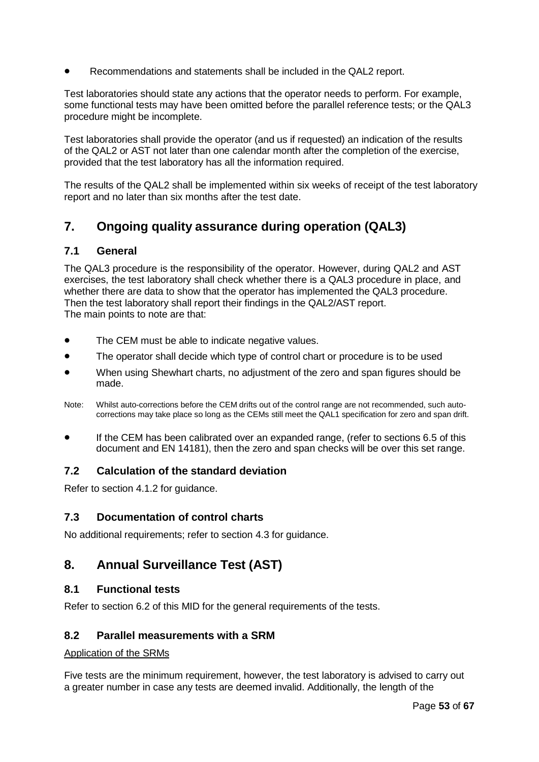- Recommendations and statements shall be included in the QAL2 report.

Test laboratories should state any actions that the operator needs to perform. For example, some functional tests may have been omitted before the parallel reference tests; or the QAL3 procedure might be incomplete.

Test laboratories shall provide the operator (and us if requested) an indication of the results of the QAL2 or AST not later than one calendar month after the completion of the exercise, provided that the test laboratory has all the information required.

The results of the QAL2 shall be implemented within six weeks of receipt of the test laboratory report and no later than six months after the test date.

## 7. Ongoing quality assurance during operation (QAL3)

### 7.1 General

The QAL3 procedure is the responsibility of the operator. However, during QAL2 and AST exercises, the test laboratory shall check whether there is a QAL3 procedure in place, and whether there are data to show that the operator has implemented the QAL3 procedure. Then the test laboratory shall report their findings in the QAL2/AST report.
The main points to note are that:

- The CEM must be able to indicate negative values.
- The operator shall decide which type of control chart or procedure is to be used
- When using Shewhart charts, no adjustment of the zero and span figures should be made.

Note: Whilst auto-corrections before the CEM drifts out of the control range are not recommended, such auto-corrections may take place so long as the CEMs still meet the QAL1 specification for zero and span drift.

- If the CEM has been calibrated over an expanded range, (refer to sections 6.5 of this document and EN 14181), then the zero and span checks will be over this set range.

### 7.2 Calculation of the standard deviation

Refer to section 4.1.2 for guidance.

### 7.3 Documentation of control charts

No additional requirements; refer to section 4.3 for guidance.

## 8. Annual Surveillance Test (AST)

### 8.1 Functional tests

Refer to section 6.2 of this MID for the general requirements of the tests.

### 8.2 Parallel measurements with a SRM

Application of the SRMs

Five tests are the minimum requirement, however, the test laboratory is advised to carry out a greater number in case any tests are deemed invalid. Additionally, the length of the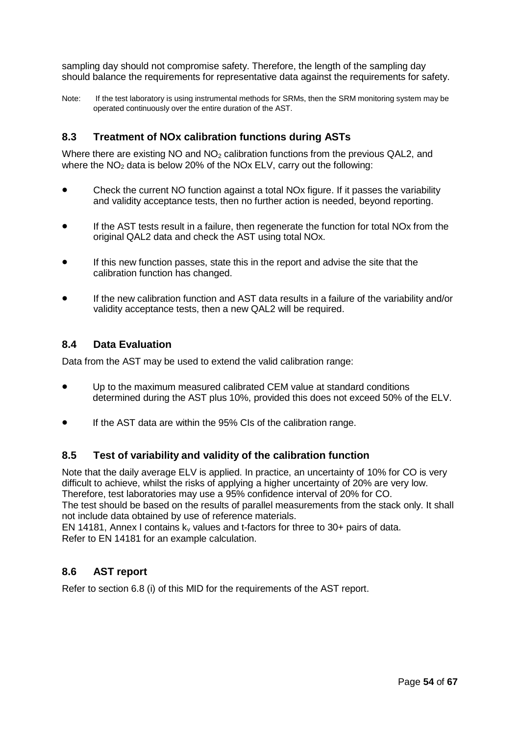sampling day should not compromise safety. Therefore, the length of the sampling day should balance the requirements for representative data against the requirements for safety.

Note: If the test laboratory is using instrumental methods for SRMs, then the SRM monitoring system may be operated continuously over the entire duration of the AST.

## 8.3 Treatment of NOx calibration functions during ASTs

Where there are existing NO and $NO_2$ calibration functions from the previous QAL2, and where the $NO_2$ data is below 20% of the NOx ELV, carry out the following:

- Check the current NO function against a total NOx figure. If it passes the variability and validity acceptance tests, then no further action is needed, beyond reporting.
- If the AST tests result in a failure, then regenerate the function for total NOx from the original QAL2 data and check the AST using total NOx.
- If this new function passes, state this in the report and advise the site that the calibration function has changed.
- If the new calibration function and AST data results in a failure of the variability and/or validity acceptance tests, then a new QAL2 will be required.

## 8.4 Data Evaluation

Data from the AST may be used to extend the valid calibration range:

- Up to the maximum measured calibrated CEM value at standard conditions determined during the AST plus 10%, provided this does not exceed 50% of the ELV.
- If the AST data are within the 95% CIs of the calibration range.

## 8.5 Test of variability and validity of the calibration function

Note that the daily average ELV is applied. In practice, an uncertainty of 10% for CO is very difficult to achieve, whilst the risks of applying a higher uncertainty of 20% are very low. Therefore, test laboratories may use a 95% confidence interval of 20% for CO.
The test should be based on the results of parallel measurements from the stack only. It shall not include data obtained by use of reference materials.
EN 14181, Annex I contains $k_v$ values and t-factors for three to 30+ pairs of data.
Refer to EN 14181 for an example calculation.

## 8.6 AST report

Refer to section 6.8 (i) of this MID for the requirements of the AST report.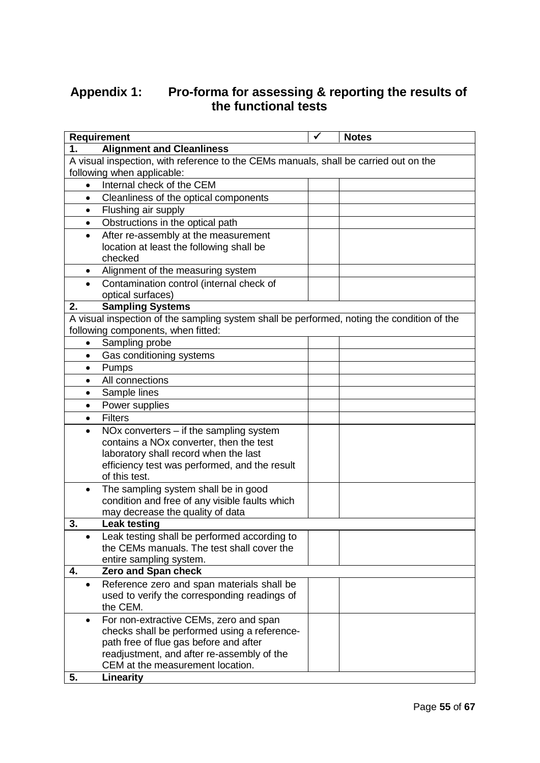## Appendix 1: Pro-forma for assessing & reporting the results of the functional tests

| Requirement | ✓ | Notes |
|---|---|---|
| **1. Alignment and Cleanliness** | | |
| A visual inspection, with reference to the CEMs manuals, shall be carried out on the following when applicable: | | |
| • Internal check of the CEM | | |
| • Cleanliness of the optical components | | |
| • Flushing air supply | | |
| • Obstructions in the optical path | | |
| • After re-assembly at the measurement location at least the following shall be checked | | |
| • Alignment of the measuring system | | |
| • Contamination control (internal check of optical surfaces) | | |
| **2. Sampling Systems** | | |
| A visual inspection of the sampling system shall be performed, noting the condition of the following components, when fitted: | | |
| • Sampling probe | | |
| • Gas conditioning systems | | |
| • Pumps | | |
| • All connections | | |
| • Sample lines | | |
| • Power supplies | | |
| • Filters | | |
| • NOx converters – if the sampling system contains a NOx converter, then the test laboratory shall record when the last efficiency test was performed, and the result of this test. | | |
| • The sampling system shall be in good condition and free of any visible faults which may decrease the quality of data | | |
| **3. Leak testing** | | |
| • Leak testing shall be performed according to the CEMs manuals. The test shall cover the entire sampling system. | | |
| **4. Zero and Span check** | | |
| • Reference zero and span materials shall be used to verify the corresponding readings of the CEM. | | |
| • For non-extractive CEMs, zero and span checks shall be performed using a reference-path free of flue gas before and after readjustment, and after re-assembly of the CEM at the measurement location. | | |
| **5. Linearity** | | |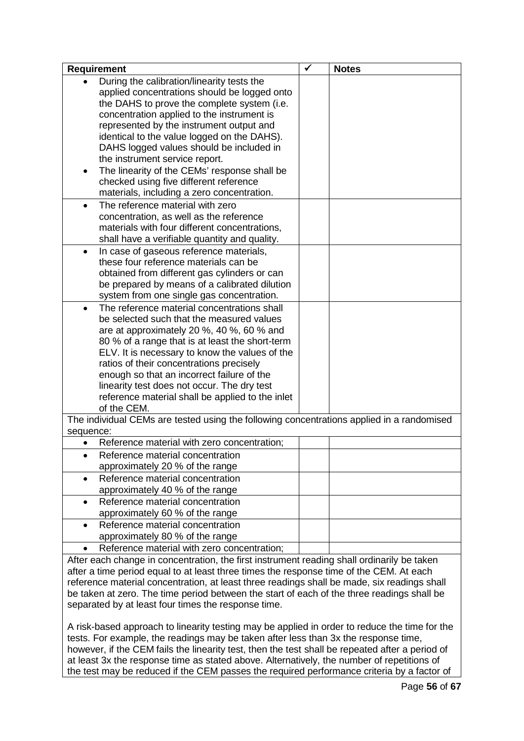| Requirement | ✓ | Notes |
|---|---|---|
| • During the calibration/linearity tests the applied concentrations should be logged onto the DAHS to prove the complete system (i.e. concentration applied to the instrument is represented by the instrument output and identical to the value logged on the DAHS). DAHS logged values should be included in the instrument service report.<br>• The linearity of the CEMs' response shall be checked using five different reference materials, including a zero concentration. | | |
| • The reference material with zero concentration, as well as the reference materials with four different concentrations, shall have a verifiable quantity and quality. | | |
| • In case of gaseous reference materials, these four reference materials can be obtained from different gas cylinders or can be prepared by means of a calibrated dilution system from one single gas concentration. | | |
| • The reference material concentrations shall be selected such that the measured values are at approximately 20 %, 40 %, 60 % and 80 % of a range that is at least the short-term ELV. It is necessary to know the values of the ratios of their concentrations precisely enough so that an incorrect failure of the linearity test does not occur. The dry test reference material shall be applied to the inlet of the CEM. | | |
| The individual CEMs are tested using the following concentrations applied in a randomised sequence: | | |
| • Reference material with zero concentration; | | |
| • Reference material concentration approximately 20 % of the range | | |
| • Reference material concentration approximately 40 % of the range | | |
| • Reference material concentration approximately 60 % of the range | | |
| • Reference material concentration approximately 80 % of the range | | |
| • Reference material with zero concentration; | | |
| After each change in concentration, the first instrument reading shall ordinarily be taken after a time period equal to at least three times the response time of the CEM. At each reference material concentration, at least three readings shall be made, six readings shall be taken at zero. The time period between the start of each of the three readings shall be separated by at least four times the response time.<br><br>A risk-based approach to linearity testing may be applied in order to reduce the time for the tests. For example, the readings may be taken after less than 3x the response time, however, if the CEM fails the linearity test, then the test shall be repeated after a period of at least 3x the response time as stated above. Alternatively, the number of repetitions of the test may be reduced if the CEM passes the required performance criteria by a factor of | | |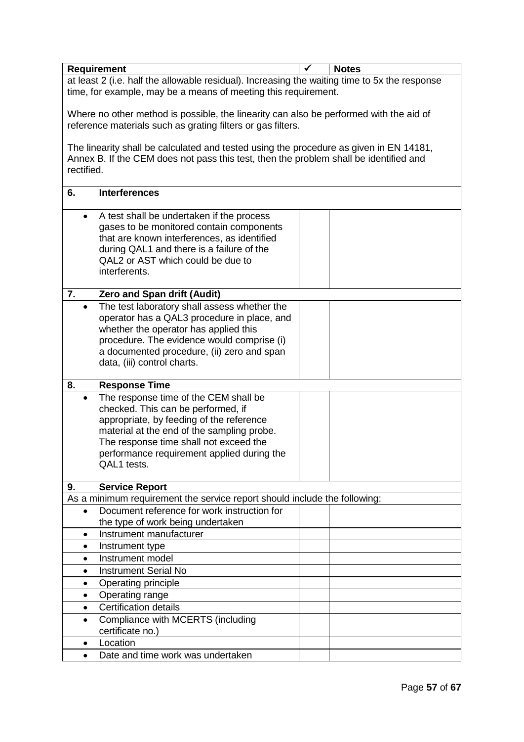| Requirement | ✓ | Notes |
|---|---|---|
| at least 2 (i.e. half the allowable residual). Increasing the waiting time to 5x the response time, for example, may be a means of meeting this requirement.<br><br>Where no other method is possible, the linearity can also be performed with the aid of reference materials such as grating filters or gas filters.<br><br>The linearity shall be calculated and tested using the procedure as given in EN 14181, Annex B. If the CEM does not pass this test, then the problem shall be identified and rectified. | | |
| **6. Interferences** | | |
| • A test shall be undertaken if the process gases to be monitored contain components that are known interferences, as identified during QAL1 and there is a failure of the QAL2 or AST which could be due to interferents. | | |
| **7. Zero and Span drift (Audit)** | | |
| • The test laboratory shall assess whether the operator has a QAL3 procedure in place, and whether the operator has applied this procedure. The evidence would comprise (i) a documented procedure, (ii) zero and span data, (iii) control charts. | | |
| **8. Response Time** | | |
| • The response time of the CEM shall be checked. This can be performed, if appropriate, by feeding of the reference material at the end of the sampling probe. The response time shall not exceed the performance requirement applied during the QAL1 tests. | | |
| **9. Service Report** | | |
| As a minimum requirement the service report should include the following: | | |
| • Document reference for work instruction for the type of work being undertaken | | |
| • Instrument manufacturer | | |
| • Instrument type | | |
| • Instrument model | | |
| • Instrument Serial No | | |
| • Operating principle | | |
| • Operating range | | |
| • Certification details | | |
| • Compliance with MCERTS (including certificate no.) | | |
| • Location | | |
| • Date and time work was undertaken | | |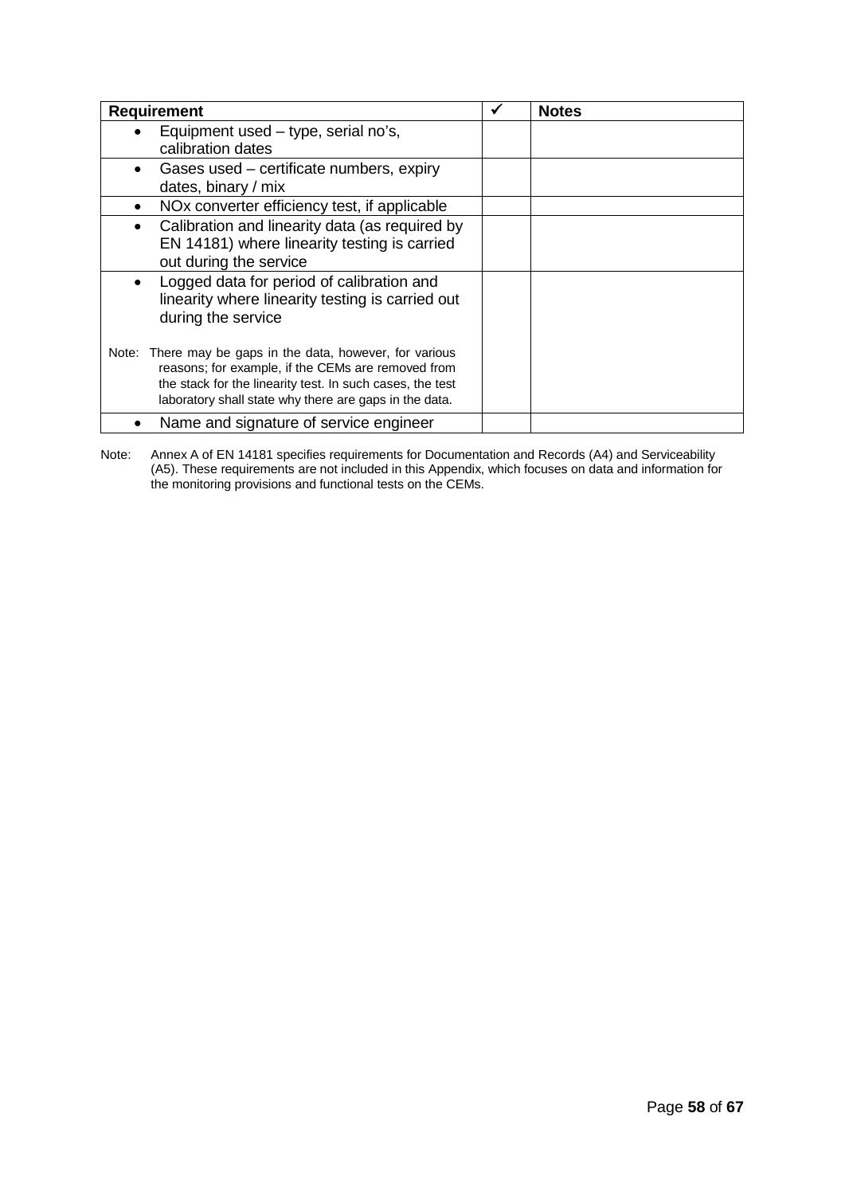| Requirement | ✓ | Notes |
|---|---|---|
| • Equipment used – type, serial no's, calibration dates | | |
| • Gases used – certificate numbers, expiry dates, binary / mix | | |
| • NOx converter efficiency test, if applicable | | |
| • Calibration and linearity data (as required by EN 14181) where linearity testing is carried out during the service | | |
| • Logged data for period of calibration and linearity where linearity testing is carried out during the service<br><br>Note: There may be gaps in the data, however, for various reasons; for example, if the CEMs are removed from the stack for the linearity test. In such cases, the test laboratory shall state why there are gaps in the data. | | |
| • Name and signature of service engineer | | |

Note: Annex A of EN 14181 specifies requirements for Documentation and Records (A4) and Serviceability (A5). These requirements are not included in this Appendix, which focuses on data and information for the monitoring provisions and functional tests on the CEMs.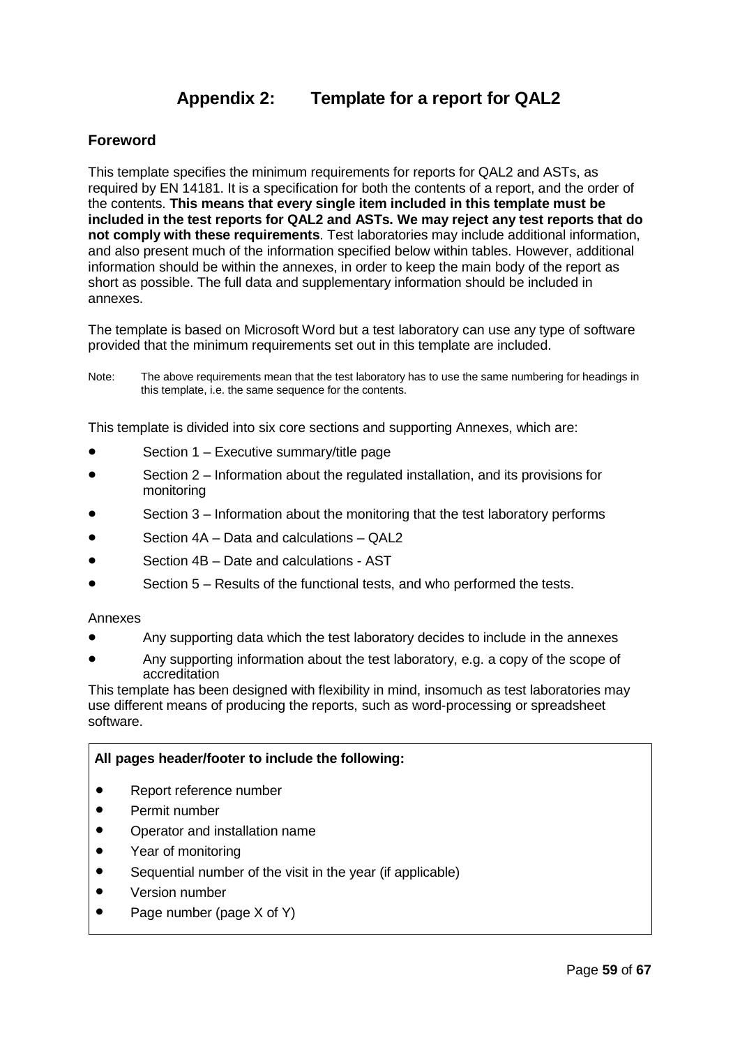# Appendix 2: Template for a report for QAL2

## Foreword

This template specifies the minimum requirements for reports for QAL2 and ASTs, as required by EN 14181. It is a specification for both the contents of a report, and the order of the contents. **This means that every single item included in this template must be included in the test reports for QAL2 and ASTs. We may reject any test reports that do not comply with these requirements**. Test laboratories may include additional information, and also present much of the information specified below within tables. However, additional information should be within the annexes, in order to keep the main body of the report as short as possible. The full data and supplementary information should be included in annexes.

The template is based on Microsoft Word but a test laboratory can use any type of software provided that the minimum requirements set out in this template are included.

Note: The above requirements mean that the test laboratory has to use the same numbering for headings in this template, i.e. the same sequence for the contents.

This template is divided into six core sections and supporting Annexes, which are:

- Section 1 – Executive summary/title page
- Section 2 – Information about the regulated installation, and its provisions for monitoring
- Section 3 – Information about the monitoring that the test laboratory performs
- Section 4A – Data and calculations – QAL2
- Section 4B – Date and calculations - AST
- Section 5 – Results of the functional tests, and who performed the tests.

Annexes

- Any supporting data which the test laboratory decides to include in the annexes
- Any supporting information about the test laboratory, e.g. a copy of the scope of accreditation

This template has been designed with flexibility in mind, insomuch as test laboratories may use different means of producing the reports, such as word-processing or spreadsheet software.

**All pages header/footer to include the following:**

- Report reference number
- Permit number
- Operator and installation name
- Year of monitoring
- Sequential number of the visit in the year (if applicable)
- Version number
- Page number (page X of Y)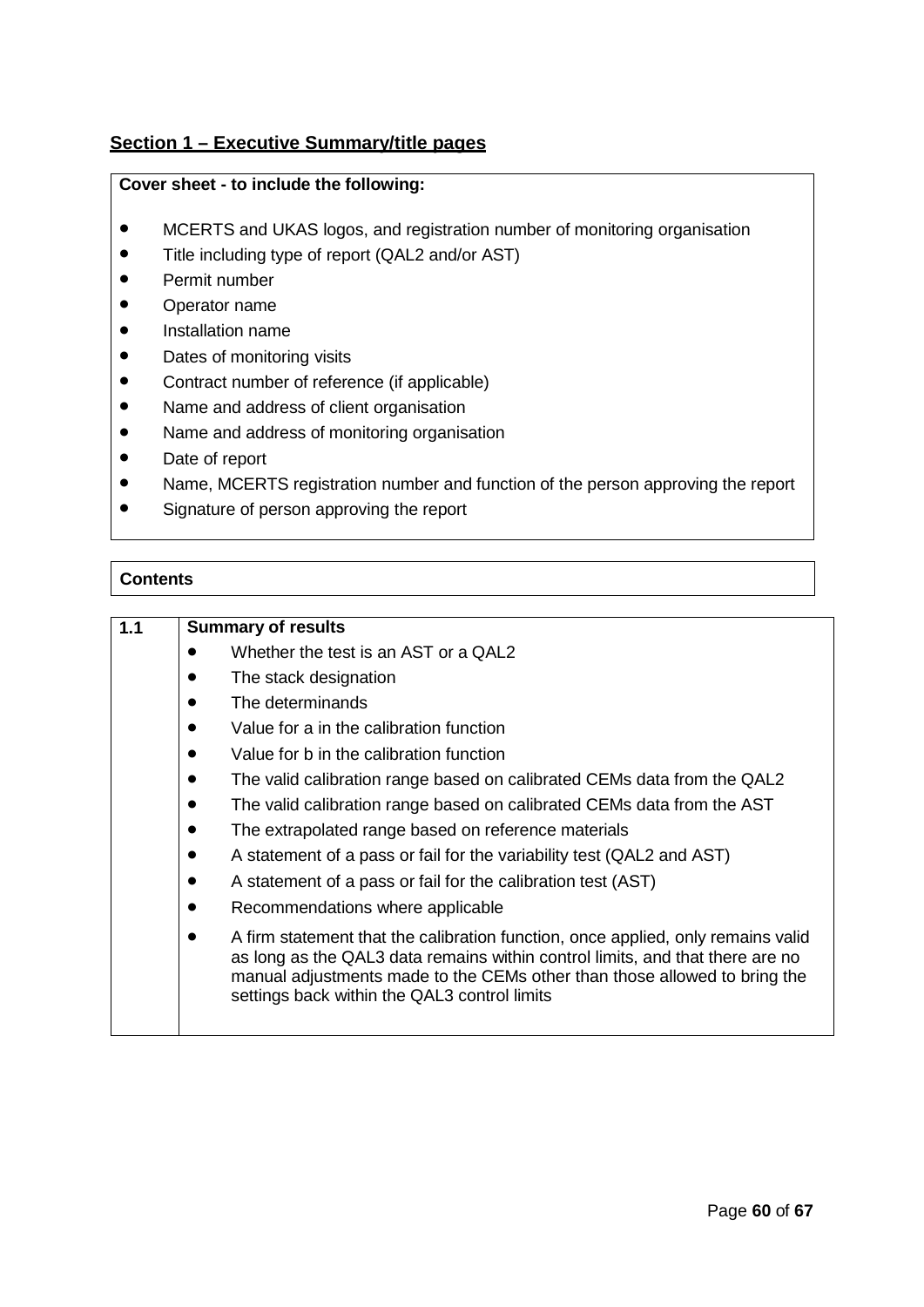## Section 1 – Executive Summary/title pages

| **Cover sheet - to include the following:** |
|---|
| • MCERTS and UKAS logos, and registration number of monitoring organisation<br>• Title including type of report (QAL2 and/or AST)<br>• Permit number<br>• Operator name<br>• Installation name<br>• Dates of monitoring visits<br>• Contract number of reference (if applicable)<br>• Name and address of client organisation<br>• Name and address of monitoring organisation<br>• Date of report<br>• Name, MCERTS registration number and function of the person approving the report<br>• Signature of person approving the report |

| **Contents** |
|---|

| 1.1 | **Summary of results** |
|---|---|
| | • Whether the test is an AST or a QAL2<br>• The stack designation<br>• The determinands<br>• Value for a in the calibration function<br>• Value for b in the calibration function<br>• The valid calibration range based on calibrated CEMs data from the QAL2<br>• The valid calibration range based on calibrated CEMs data from the AST<br>• The extrapolated range based on reference materials<br>• A statement of a pass or fail for the variability test (QAL2 and AST)<br>• A statement of a pass or fail for the calibration test (AST)<br>• Recommendations where applicable<br>• A firm statement that the calibration function, once applied, only remains valid as long as the QAL3 data remains within control limits, and that there are no manual adjustments made to the CEMs other than those allowed to bring the settings back within the QAL3 control limits |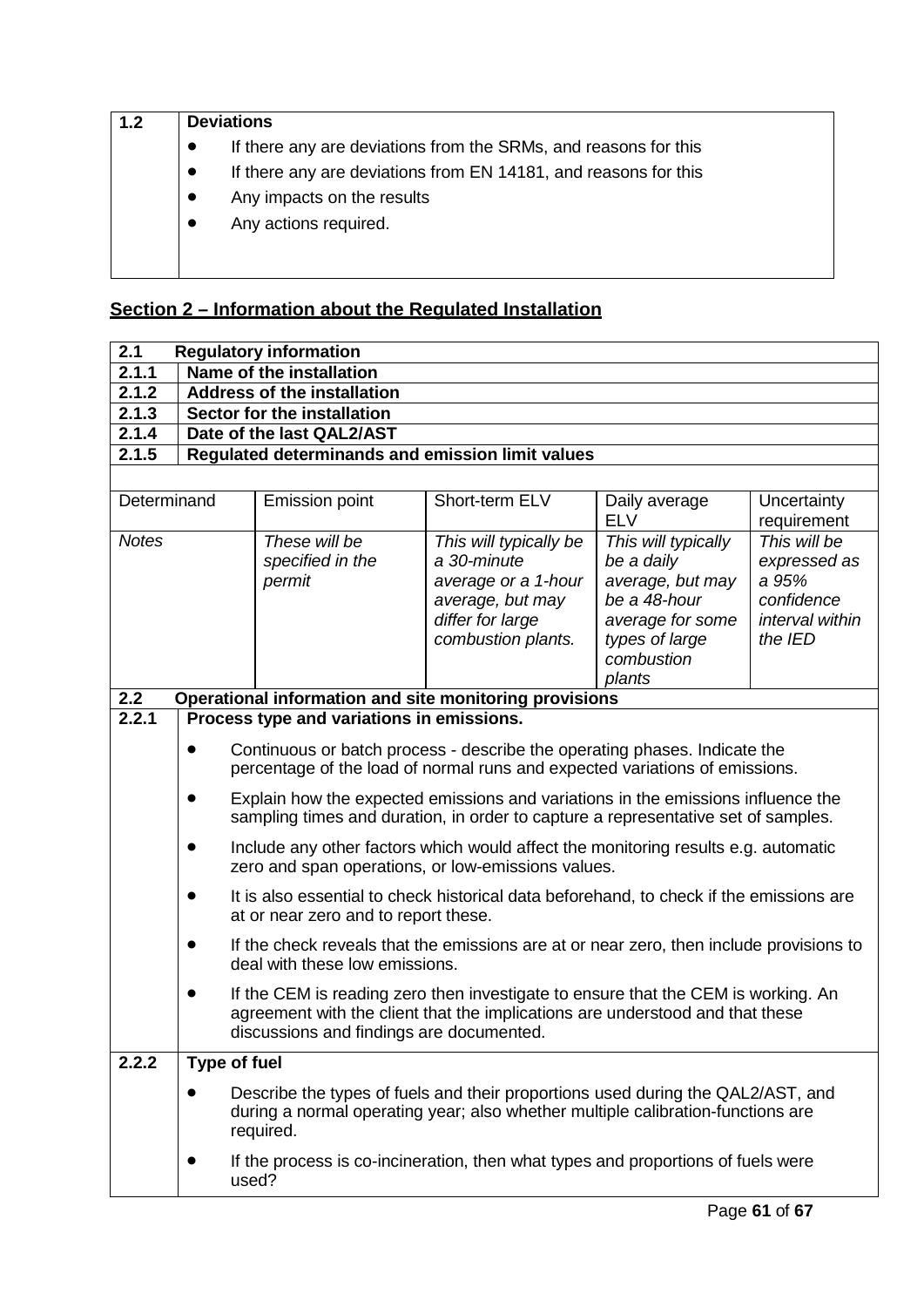| 1.2 | **Deviations** |
|---|---|
| | • If there any are deviations from the SRMs, and reasons for this<br>• If there any are deviations from EN 14181, and reasons for this<br>• Any impacts on the results<br>• Any actions required. |

## Section 2 – Information about the Regulated Installation

| **2.1** | **Regulatory information** | | | | |
|---|---|---|---|---|---|
| **2.1.1** | **Name of the installation** | | | | |
| **2.1.2** | **Address of the installation** | | | | |
| **2.1.3** | **Sector for the installation** | | | | |
| **2.1.4** | **Date of the last QAL2/AST** | | | | |
| **2.1.5** | **Regulated determinands and emission limit values** | | | | |
| Determinand | Emission point | Short-term ELV | Daily average ELV | Uncertainty requirement | |
| *Notes* | *These will be specified in the permit* | *This will typically be a 30-minute average or a 1-hour average, but may differ for large combustion plants.* | *This will typically be a daily average, but may be a 48-hour average for some types of large combustion plants* | *This will be expressed as a 95% confidence interval within the IED* | |

| **2.2** | **Operational information and site monitoring provisions** |
|---|---|
| **2.2.1** | **Process type and variations in emissions.** |
| | • Continuous or batch process - describe the operating phases. Indicate the percentage of the load of normal runs and expected variations of emissions.<br>• Explain how the expected emissions and variations in the emissions influence the sampling times and duration, in order to capture a representative set of samples.<br>• Include any other factors which would affect the monitoring results e.g. automatic zero and span operations, or low-emissions values.<br>• It is also essential to check historical data beforehand, to check if the emissions are at or near zero and to report these.<br>• If the check reveals that the emissions are at or near zero, then include provisions to deal with these low emissions.<br>• If the CEM is reading zero then investigate to ensure that the CEM is working. An agreement with the client that the implications are understood and that these discussions and findings are documented. |
| **2.2.2** | **Type of fuel** |
| | • Describe the types of fuels and their proportions used during the QAL2/AST, and during a normal operating year; also whether multiple calibration-functions are required.<br>• If the process is co-incineration, then what types and proportions of fuels were used? |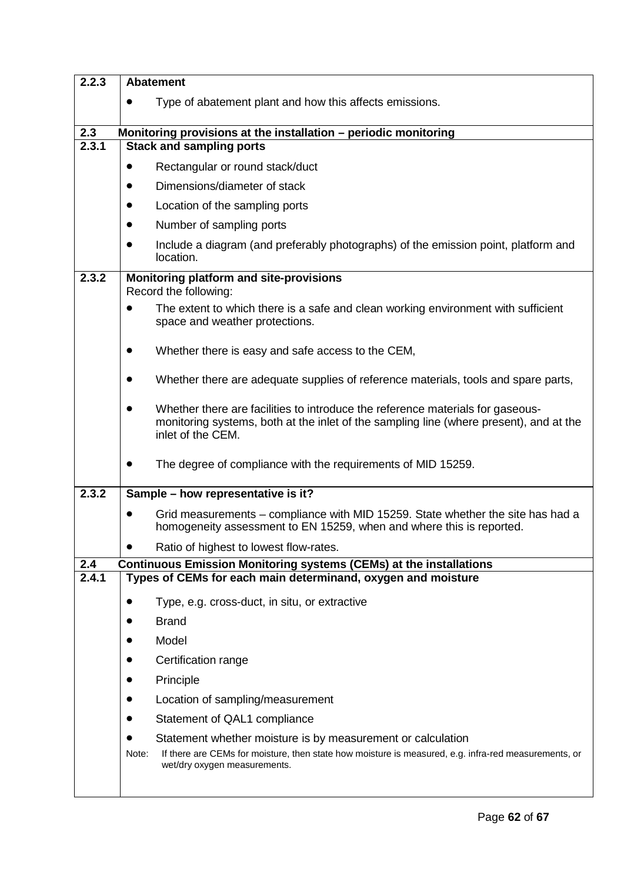| | |
|---|---|
| **2.2.3** | **Abatement** |
| | • Type of abatement plant and how this affects emissions. |
| **2.3** | **Monitoring provisions at the installation – periodic monitoring** |
| **2.3.1** | **Stack and sampling ports** |
| | • Rectangular or round stack/duct |
| | • Dimensions/diameter of stack |
| | • Location of the sampling ports |
| | • Number of sampling ports |
| | • Include a diagram (and preferably photographs) of the emission point, platform and location. |
| **2.3.2** | **Monitoring platform and site-provisions**<br>Record the following: |
| | • The extent to which there is a safe and clean working environment with sufficient space and weather protections. |
| | • Whether there is easy and safe access to the CEM, |
| | • Whether there are adequate supplies of reference materials, tools and spare parts, |
| | • Whether there are facilities to introduce the reference materials for gaseous-monitoring systems, both at the inlet of the sampling line (where present), and at the inlet of the CEM. |
| | • The degree of compliance with the requirements of MID 15259. |
| **2.3.2** | **Sample – how representative is it?** |
| | • Grid measurements – compliance with MID 15259. State whether the site has had a homogeneity assessment to EN 15259, when and where this is reported. |
| | • Ratio of highest to lowest flow-rates. |
| **2.4** | **Continuous Emission Monitoring systems (CEMs) at the installations** |
| **2.4.1** | **Types of CEMs for each main determinand, oxygen and moisture** |
| | • Type, e.g. cross-duct, in situ, or extractive |
| | • Brand |
| | • Model |
| | • Certification range |
| | • Principle |
| | • Location of sampling/measurement |
| | • Statement of QAL1 compliance |
| | • Statement whether moisture is by measurement or calculation |
| | Note: If there are CEMs for moisture, then state how moisture is measured, e.g. infra-red measurements, or wet/dry oxygen measurements. |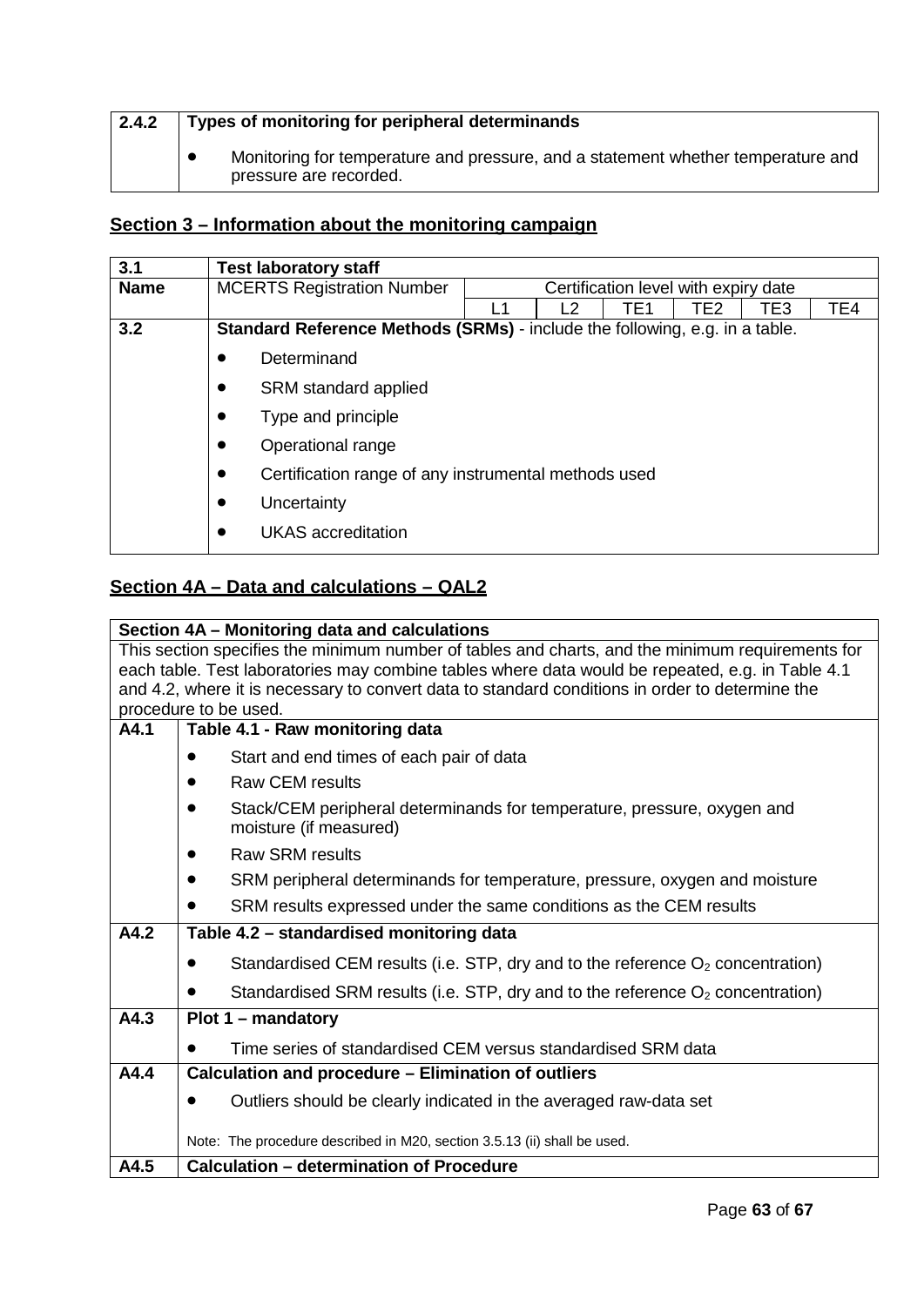| 2.4.2 | **Types of monitoring for peripheral determinands** |
|---|---|
| | • Monitoring for temperature and pressure, and a statement whether temperature and pressure are recorded. |

## Section 3 – Information about the monitoring campaign

| 3.1 | **Test laboratory staff** | | | | | | |
|---|---|---|---|---|---|---|---|
| **Name** | MCERTS Registration Number | Certification level with expiry date | | | | | |
| | | L1 | L2 | TE1 | TE2 | TE3 | TE4 |
| **3.2** | **Standard Reference Methods (SRMs)** - include the following, e.g. in a table.<br>• Determinand<br>• SRM standard applied<br>• Type and principle<br>• Operational range<br>• Certification range of any instrumental methods used<br>• Uncertainty<br>• UKAS accreditation | | | | | | |

## Section 4A – Data and calculations – QAL2

| **Section 4A – Monitoring data and calculations** | |
|---|---|
| This section specifies the minimum number of tables and charts, and the minimum requirements for each table. Test laboratories may combine tables where data would be repeated, e.g. in Table 4.1 and 4.2, where it is necessary to convert data to standard conditions in order to determine the procedure to be used. | |
| **A4.1** | **Table 4.1 - Raw monitoring data**<br>• Start and end times of each pair of data<br>• Raw CEM results<br>• Stack/CEM peripheral determinands for temperature, pressure, oxygen and moisture (if measured)<br>• Raw SRM results<br>• SRM peripheral determinands for temperature, pressure, oxygen and moisture<br>• SRM results expressed under the same conditions as the CEM results |
| **A4.2** | **Table 4.2 – standardised monitoring data**<br>• Standardised CEM results (i.e. STP, dry and to the reference $O_2$ concentration)<br>• Standardised SRM results (i.e. STP, dry and to the reference $O_2$ concentration) |
| **A4.3** | **Plot 1 – mandatory**<br>• Time series of standardised CEM versus standardised SRM data |
| **A4.4** | **Calculation and procedure – Elimination of outliers**<br>• Outliers should be clearly indicated in the averaged raw-data set<br><br>Note: The procedure described in M20, section 3.5.13 (ii) shall be used. |
| **A4.5** | **Calculation – determination of Procedure** |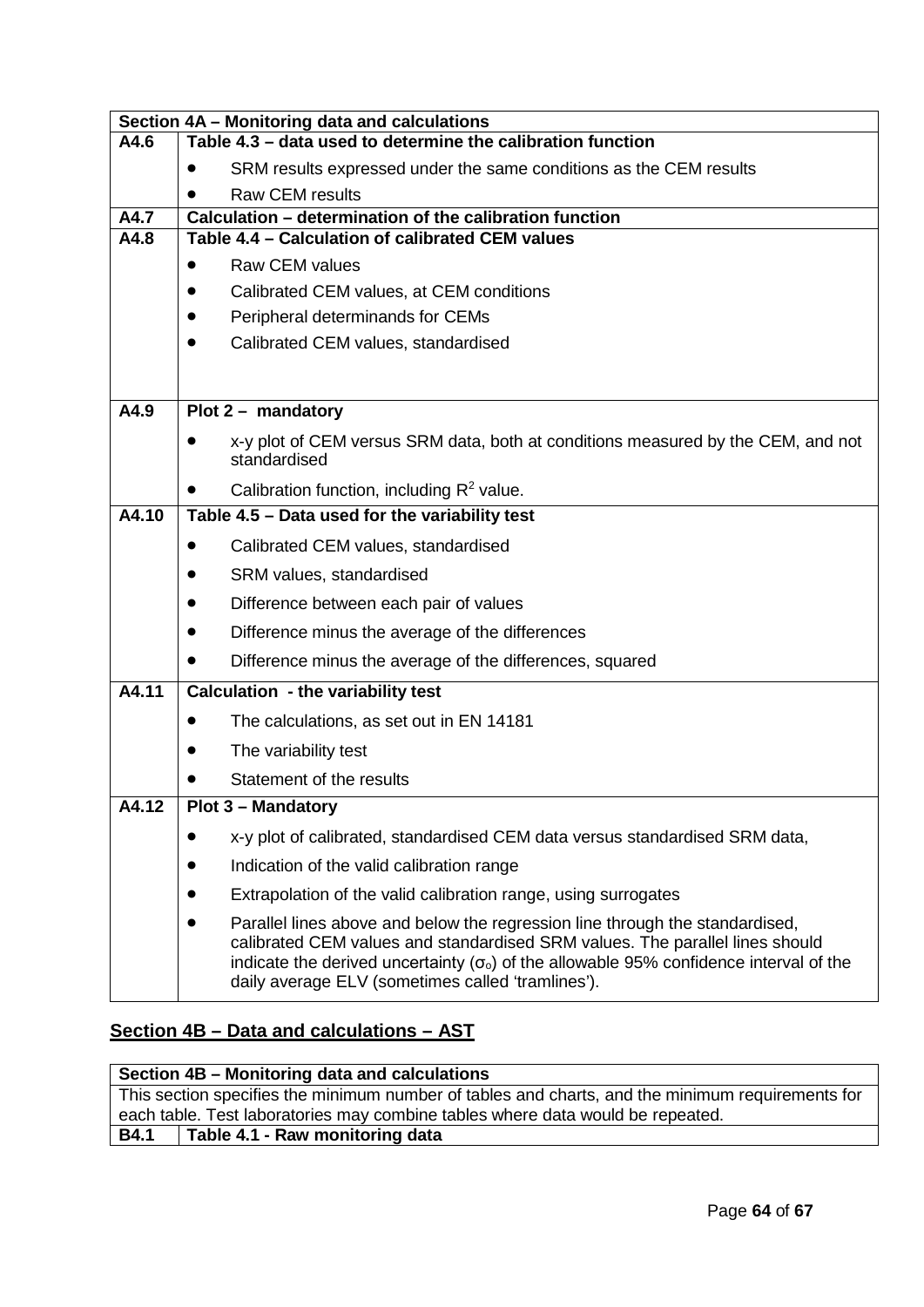| Section 4A – Monitoring data and calculations | |
|---|---|
| **A4.6** | **Table 4.3 – data used to determine the calibration function**<br>• SRM results expressed under the same conditions as the CEM results<br>• Raw CEM results |
| **A4.7** | **Calculation – determination of the calibration function** |
| **A4.8** | **Table 4.4 – Calculation of calibrated CEM values**<br>• Raw CEM values<br>• Calibrated CEM values, at CEM conditions<br>• Peripheral determinands for CEMs<br>• Calibrated CEM values, standardised |
| **A4.9** | **Plot 2 – mandatory**<br>• x-y plot of CEM versus SRM data, both at conditions measured by the CEM, and not standardised<br>• Calibration function, including $R^2$ value. |
| **A4.10** | **Table 4.5 – Data used for the variability test**<br>• Calibrated CEM values, standardised<br>• SRM values, standardised<br>• Difference between each pair of values<br>• Difference minus the average of the differences<br>• Difference minus the average of the differences, squared |
| **A4.11** | **Calculation - the variability test**<br>• The calculations, as set out in EN 14181<br>• The variability test<br>• Statement of the results |
| **A4.12** | **Plot 3 – Mandatory**<br>• x-y plot of calibrated, standardised CEM data versus standardised SRM data,<br>• Indication of the valid calibration range<br>• Extrapolation of the valid calibration range, using surrogates<br>• Parallel lines above and below the regression line through the standardised, calibrated CEM values and standardised SRM values. The parallel lines should indicate the derived uncertainty ($\sigma_o$) of the allowable 95% confidence interval of the daily average ELV (sometimes called 'tramlines'). |

## Section 4B – Data and calculations – AST

| Section 4B – Monitoring data and calculations | |
|---|---|
| This section specifies the minimum number of tables and charts, and the minimum requirements for each table. Test laboratories may combine tables where data would be repeated. | |
| **B4.1** | **Table 4.1 - Raw monitoring data** |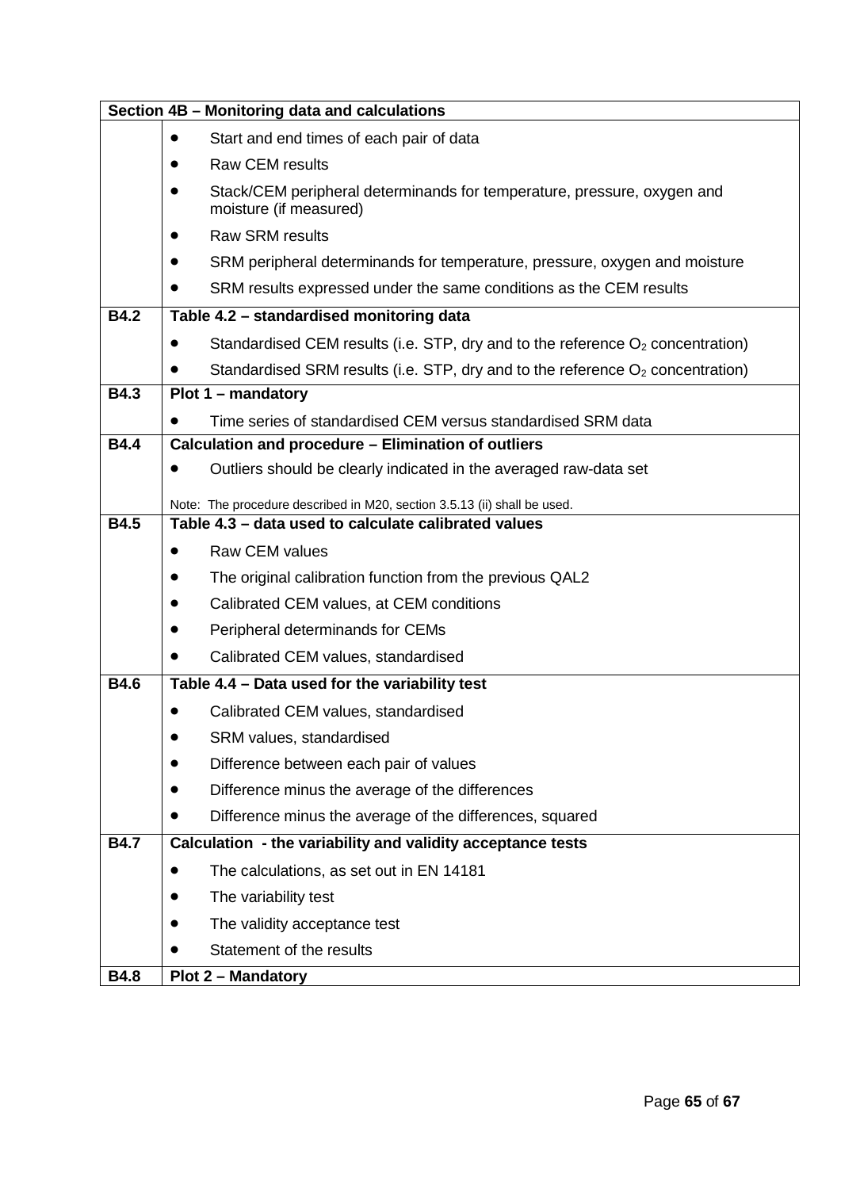| Section 4B – Monitoring data and calculations | |
|---|---|
| | • Start and end times of each pair of data<br>• Raw CEM results<br>• Stack/CEM peripheral determinands for temperature, pressure, oxygen and moisture (if measured)<br>• Raw SRM results<br>• SRM peripheral determinands for temperature, pressure, oxygen and moisture<br>• SRM results expressed under the same conditions as the CEM results |
| **B4.2** | **Table 4.2 – standardised monitoring data**<br>• Standardised CEM results (i.e. STP, dry and to the reference $O_2$ concentration)<br>• Standardised SRM results (i.e. STP, dry and to the reference $O_2$ concentration) |
| **B4.3** | **Plot 1 – mandatory**<br>• Time series of standardised CEM versus standardised SRM data |
| **B4.4** | **Calculation and procedure – Elimination of outliers**<br>• Outliers should be clearly indicated in the averaged raw-data set<br><br>Note: The procedure described in M20, section 3.5.13 (ii) shall be used. |
| **B4.5** | **Table 4.3 – data used to calculate calibrated values**<br>• Raw CEM values<br>• The original calibration function from the previous QAL2<br>• Calibrated CEM values, at CEM conditions<br>• Peripheral determinands for CEMs<br>• Calibrated CEM values, standardised |
| **B4.6** | **Table 4.4 – Data used for the variability test**<br>• Calibrated CEM values, standardised<br>• SRM values, standardised<br>• Difference between each pair of values<br>• Difference minus the average of the differences<br>• Difference minus the average of the differences, squared |
| **B4.7** | **Calculation - the variability and validity acceptance tests**<br>• The calculations, as set out in EN 14181<br>• The variability test<br>• The validity acceptance test<br>• Statement of the results |
| **B4.8** | **Plot 2 – Mandatory** |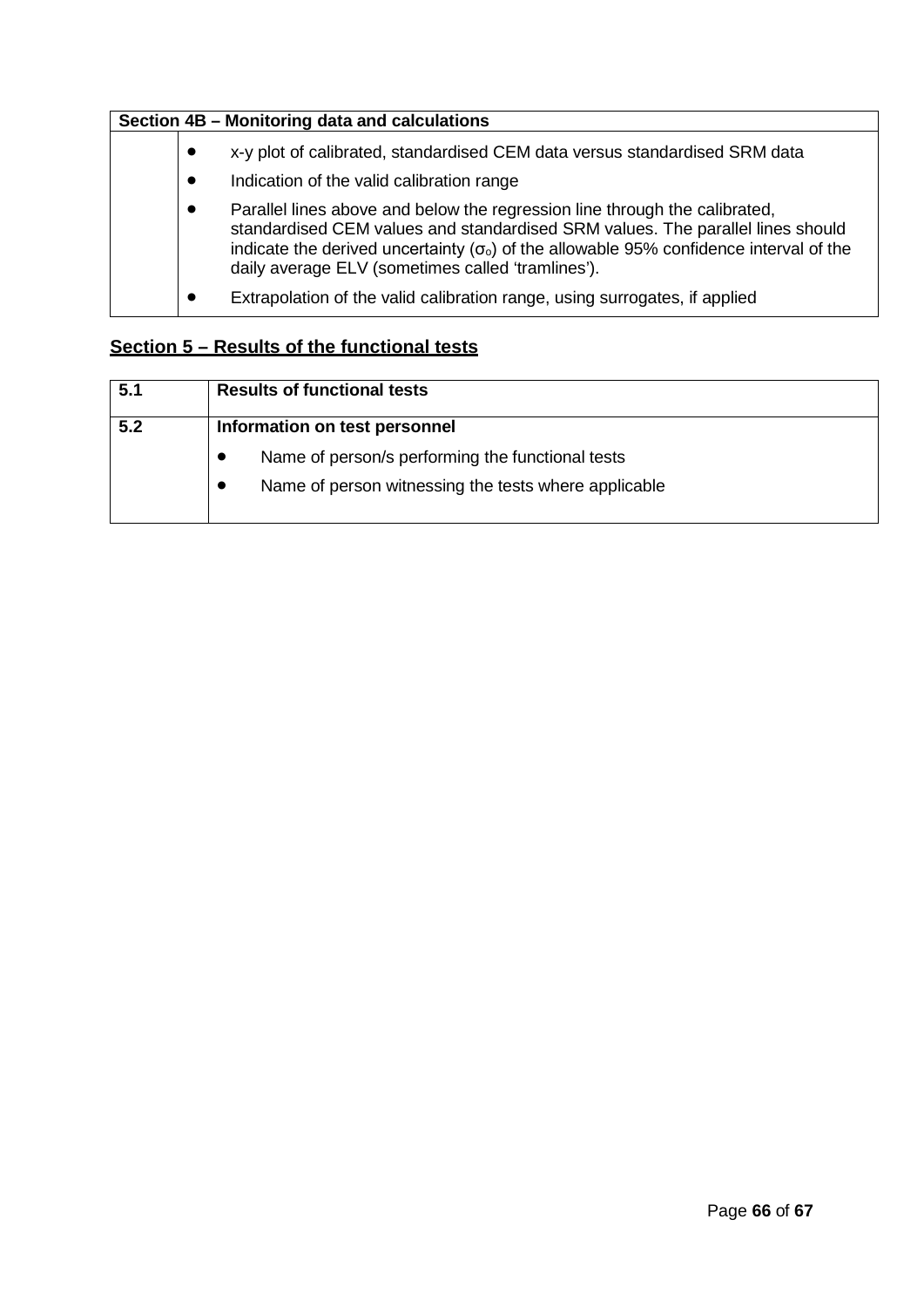| Section 4B – Monitoring data and calculations | |
|---|---|
| | • x-y plot of calibrated, standardised CEM data versus standardised SRM data<br>• Indication of the valid calibration range<br>• Parallel lines above and below the regression line through the calibrated, standardised CEM values and standardised SRM values. The parallel lines should indicate the derived uncertainty ($\sigma_o$) of the allowable 95% confidence interval of the daily average ELV (sometimes called 'tramlines').<br>• Extrapolation of the valid calibration range, using surrogates, if applied |

## Section 5 – Results of the functional tests

| 5.1 | **Results of functional tests** |
|---|---|
| **5.2** | **Information on test personnel**<br>• Name of person/s performing the functional tests<br>• Name of person witnessing the tests where applicable |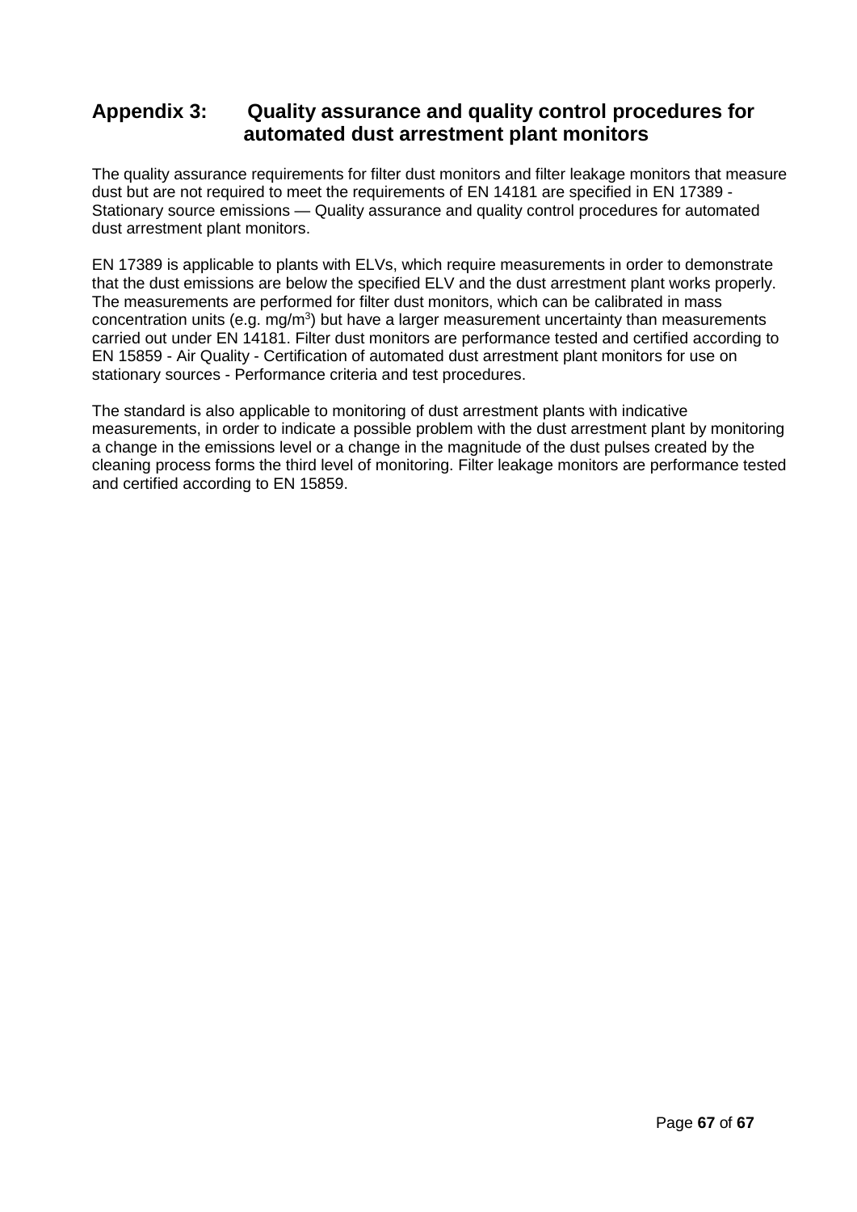## Appendix 3: Quality assurance and quality control procedures for automated dust arrestment plant monitors

The quality assurance requirements for filter dust monitors and filter leakage monitors that measure dust but are not required to meet the requirements of EN 14181 are specified in EN 17389 - Stationary source emissions — Quality assurance and quality control procedures for automated dust arrestment plant monitors.

EN 17389 is applicable to plants with ELVs, which require measurements in order to demonstrate that the dust emissions are below the specified ELV and the dust arrestment plant works properly. The measurements are performed for filter dust monitors, which can be calibrated in mass concentration units (e.g. mg/m$^3$) but have a larger measurement uncertainty than measurements carried out under EN 14181. Filter dust monitors are performance tested and certified according to EN 15859 - Air Quality - Certification of automated dust arrestment plant monitors for use on stationary sources - Performance criteria and test procedures.

The standard is also applicable to monitoring of dust arrestment plants with indicative measurements, in order to indicate a possible problem with the dust arrestment plant by monitoring a change in the emissions level or a change in the magnitude of the dust pulses created by the cleaning process forms the third level of monitoring. Filter leakage monitors are performance tested and certified according to EN 15859.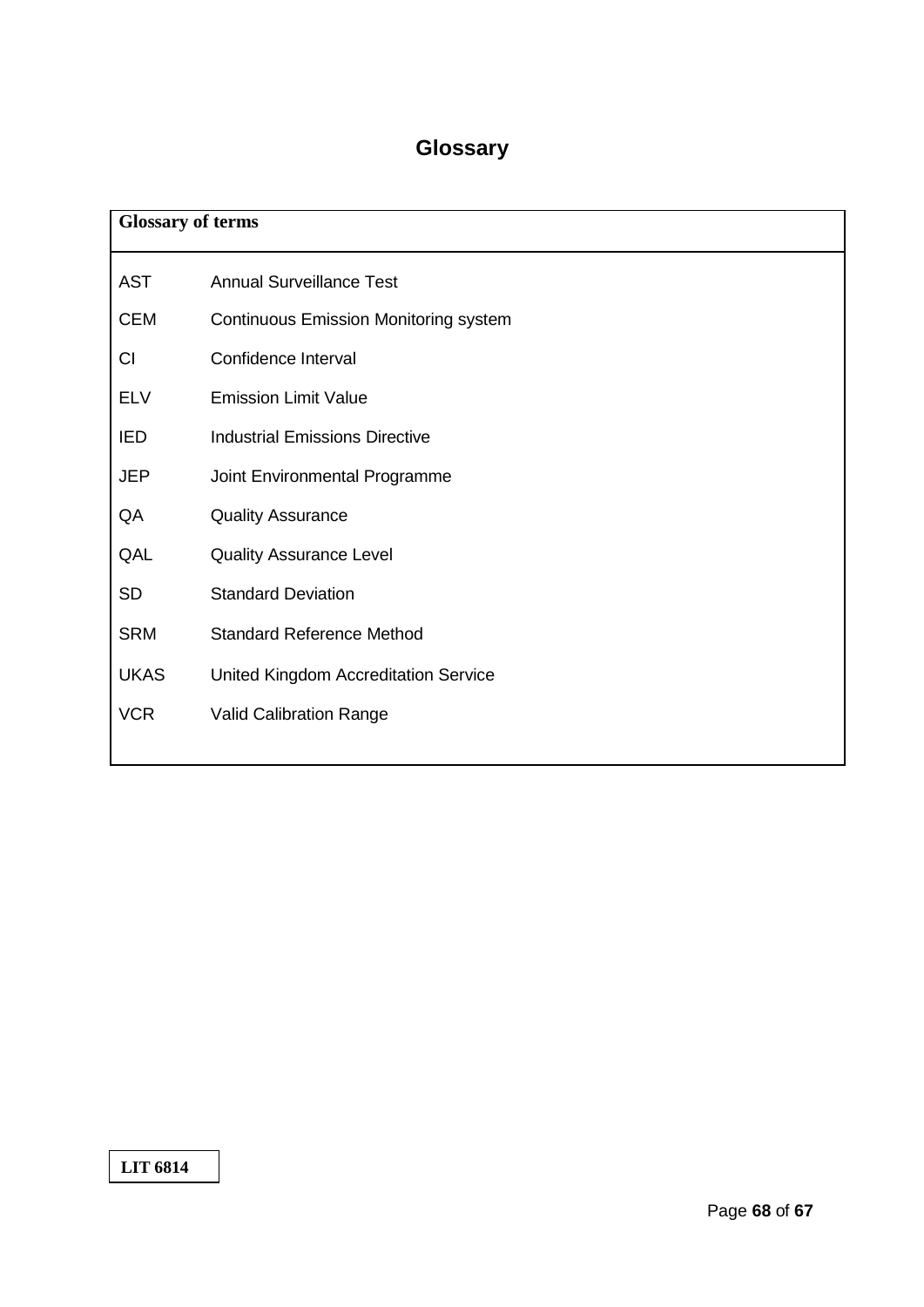# Glossary

| Glossary of terms | |
|---|---|
| AST | Annual Surveillance Test |
| CEM | Continuous Emission Monitoring system |
| CI | Confidence Interval |
| ELV | Emission Limit Value |
| IED | Industrial Emissions Directive |
| JEP | Joint Environmental Programme |
| QA | Quality Assurance |
| QAL | Quality Assurance Level |
| SD | Standard Deviation |
| SRM | Standard Reference Method |
| UKAS | United Kingdom Accreditation Service |
| VCR | Valid Calibration Range |

LIT 6814